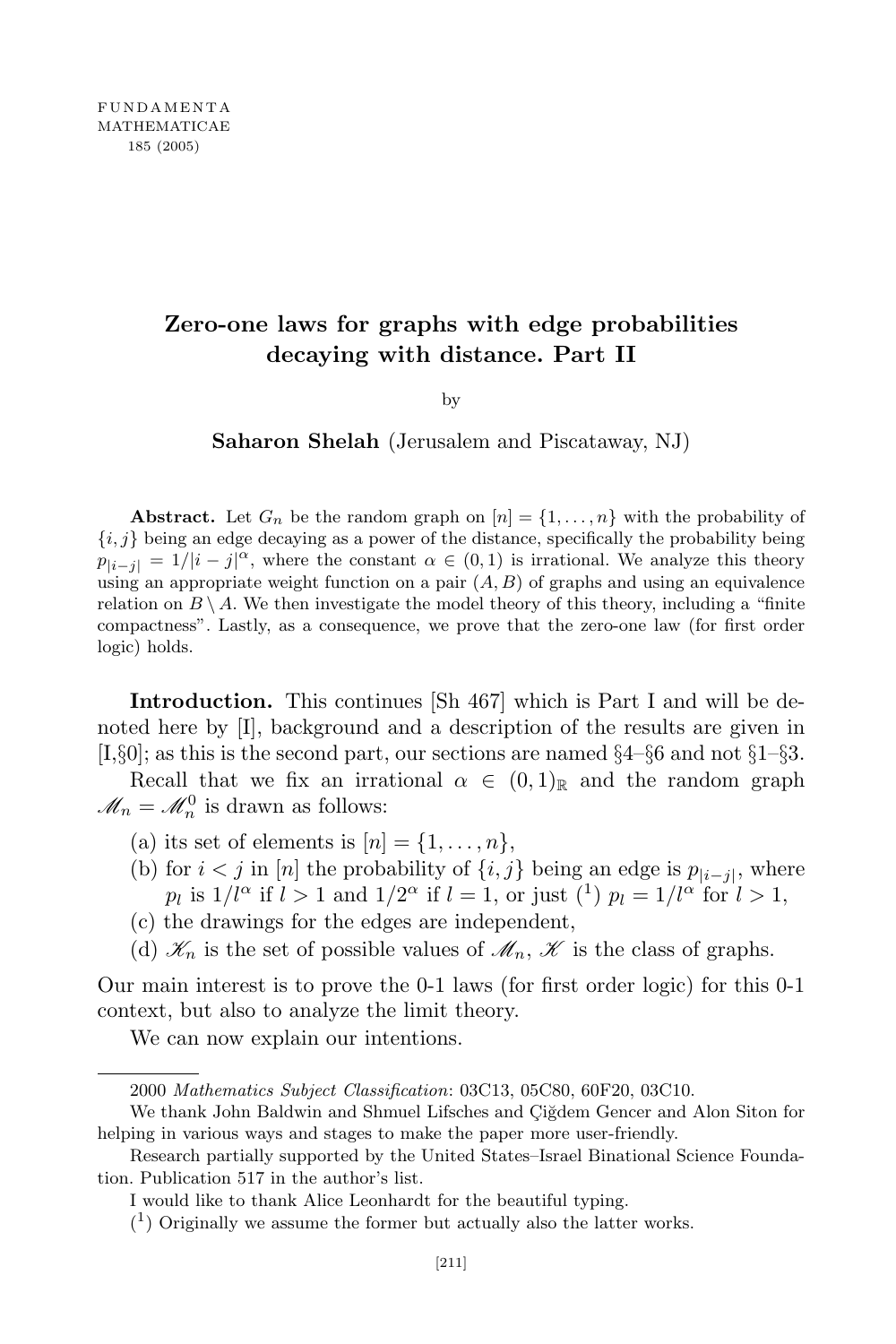# Zero-one laws for graphs with edge probabilities decaying with distance. Part II

by

**Saharon Shelah** (Jerusalem and Piscataway, NJ)

**Abstract.** Let $G_n$ be the random graph on $[n] = \{1, \dots, n\}$ with the probability of $\{i, j\}$ being an edge decaying as a power of the distance, specifically the probability being $p_{|i-j|} = 1/|i-j|^\alpha$, where the constant $\alpha \in (0, 1)$ is irrational. We analyze this theory using an appropriate weight function on a pair $(A, B)$ of graphs and using an equivalence relation on $B \setminus A$. We then investigate the model theory of this theory, including a "finite compactness". Lastly, as a consequence, we prove that the zero-one law (for first order logic) holds.

**Introduction.** This continues [Sh 467] which is Part I and will be denoted here by [I], background and a description of the results are given in [I,§0]; as this is the second part, our sections are named §4–§6 and not §1–§3.

Recall that we fix an irrational $\alpha \in (0, 1)_{\mathbb{R}}$ and the random graph $\mathscr{M}_n = \mathscr{M}_n^0$ is drawn as follows:

(a) its set of elements is $[n] = \{1, \dots, n\}$,

(b) for $i < j$ in $[n]$ the probability of $\{i, j\}$ being an edge is $p_{|i-j|}$, where $p_l$ is $1/l^\alpha$ if $l > 1$ and $1/2^\alpha$ if $l = 1$, or just [1] $p_l = 1/l^\alpha$ for $l > 1$,

(c) the drawings for the edges are independent,

(d) $\mathscr{K}_n$ is the set of possible values of $\mathscr{M}_n$, $\mathscr{K}$ is the class of graphs.

Our main interest is to prove the 0-1 laws (for first order logic) for this 0-1 context, but also to analyze the limit theory.

We can now explain our intentions.

---

2000 *Mathematics Subject Classification*: 03C13, 05C80, 60F20, 03C10.

We thank John Baldwin and Shmuel Lifsches and Çiğdem Gencer and Alon Siton for helping in various ways and stages to make the paper more user-friendly.

Research partially supported by the United States–Israel Binational Science Foundation. Publication 517 in the author's list.

I would like to thank Alice Leonhardt for the beautiful typing.

[1] Originally we assume the former but actually also the latter works.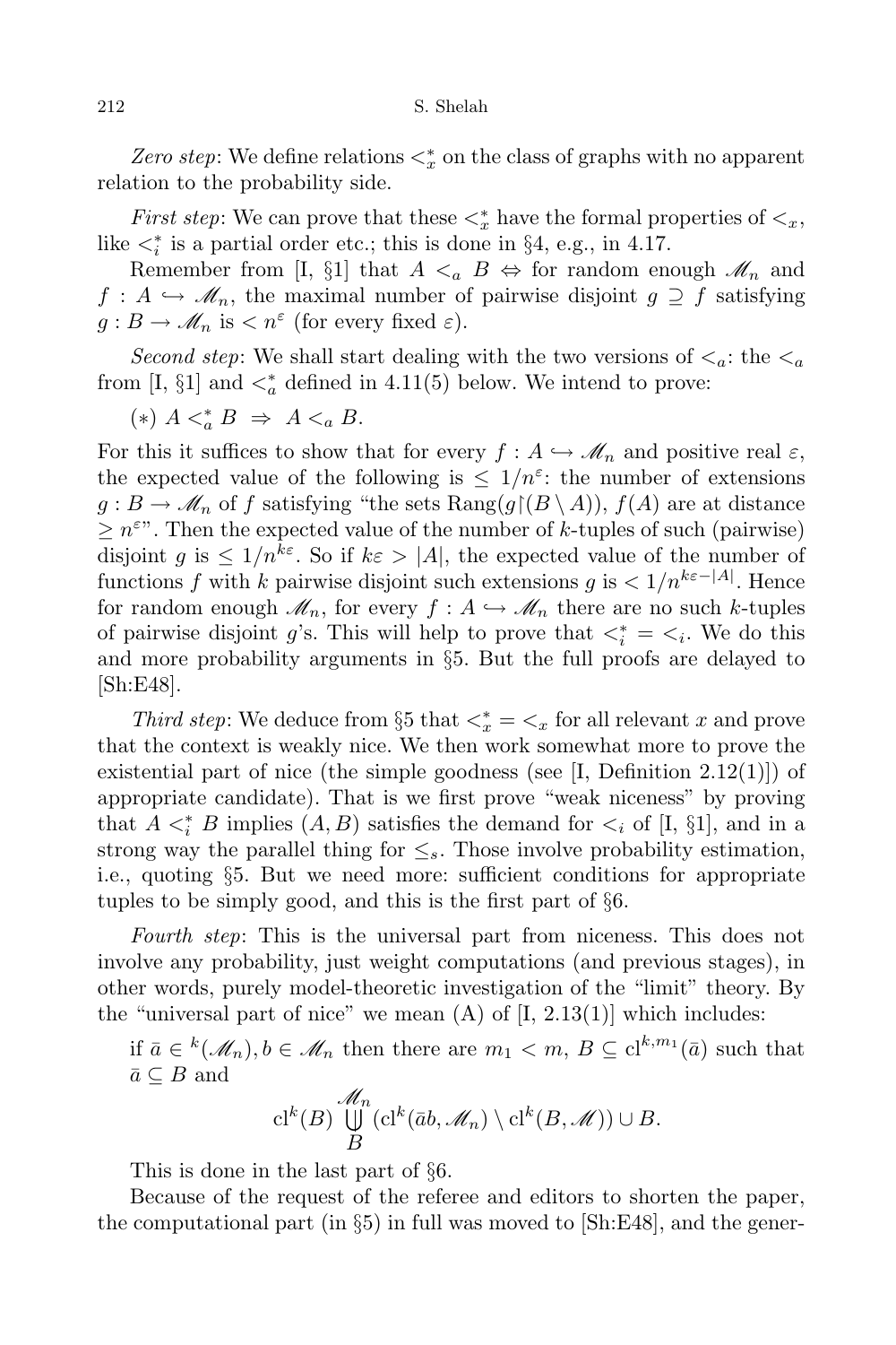*Zero step*: We define relations $<^*_x$ on the class of graphs with no apparent relation to the probability side.

*First step*: We can prove that these $<^*_x$ have the formal properties of $<_x$, like $<^*_i$ is a partial order etc.; this is done in §4, e.g., in 4.17.

Remember from [I, §1] that $A <_a B \Leftrightarrow$ for random enough $\mathscr{M}_n$ and $f : A \hookrightarrow \mathscr{M}_n$, the maximal number of pairwise disjoint $g \supseteq f$ satisfying $g : B \to \mathscr{M}_n$ is $< n^{\varepsilon}$ (for every fixed $\varepsilon$).

*Second step*: We shall start dealing with the two versions of $<_a$: the $<_a$ from [I, §1] and $<^*_a$ defined in 4.11(5) below. We intend to prove:

$(*)$ $A <^*_a B \;\Rightarrow\; A <_a B$.

For this it suffices to show that for every $f : A \hookrightarrow \mathscr{M}_n$ and positive real $\varepsilon$, the expected value of the following is $\leq 1/n^{\varepsilon}$: the number of extensions $g : B \to \mathscr{M}_n$ of $f$ satisfying "the sets $\mathrm{Rang}(g{\restriction}(B \setminus A))$, $f(A)$ are at distance $\geq n^{\varepsilon}$". Then the expected value of the number of $k$-tuples of such (pairwise) disjoint $g$ is $\leq 1/n^{k\varepsilon}$. So if $k\varepsilon > |A|$, the expected value of the number of functions $f$ with $k$ pairwise disjoint such extensions $g$ is $< 1/n^{k\varepsilon - |A|}$. Hence for random enough $\mathscr{M}_n$, for every $f : A \hookrightarrow \mathscr{M}_n$ there are no such $k$-tuples of pairwise disjoint $g$'s. This will help to prove that $<^*_i = <_i$. We do this and more probability arguments in §5. But the full proofs are delayed to [Sh:E48].

*Third step*: We deduce from §5 that $<^*_x = <_x$ for all relevant $x$ and prove that the context is weakly nice. We then work somewhat more to prove the existential part of nice (the simple goodness (see [I, Definition 2.12(1)]) of appropriate candidate). That is we first prove "weak niceness" by proving that $A <^*_i B$ implies $(A, B)$ satisfies the demand for $<_i$ of [I, §1], and in a strong way the parallel thing for $\leq_s$. Those involve probability estimation, i.e., quoting §5. But we need more: sufficient conditions for appropriate tuples to be simply good, and this is the first part of §6.

*Fourth step*: This is the universal part from niceness. This does not involve any probability, just weight computations (and previous stages), in other words, purely model-theoretic investigation of the "limit" theory. By the "universal part of nice" we mean (A) of [I, 2.13(1)] which includes:

if $\bar{a} \in {}^k(\mathscr{M}_n), b \in \mathscr{M}_n$ then there are $m_1 < m$, $B \subseteq \mathrm{cl}^{k,m_1}(\bar{a})$ such that $\bar{a} \subseteq B$ and

$$\mathrm{cl}^k(B) \biguplus_{B}^{\mathscr{M}_n} (\mathrm{cl}^k(\bar{a}b, \mathscr{M}_n) \setminus \mathrm{cl}^k(B, \mathscr{M})) \cup B.$$

This is done in the last part of §6.

Because of the request of the referee and editors to shorten the paper, the computational part (in §5) in full was moved to [Sh:E48], and the gener-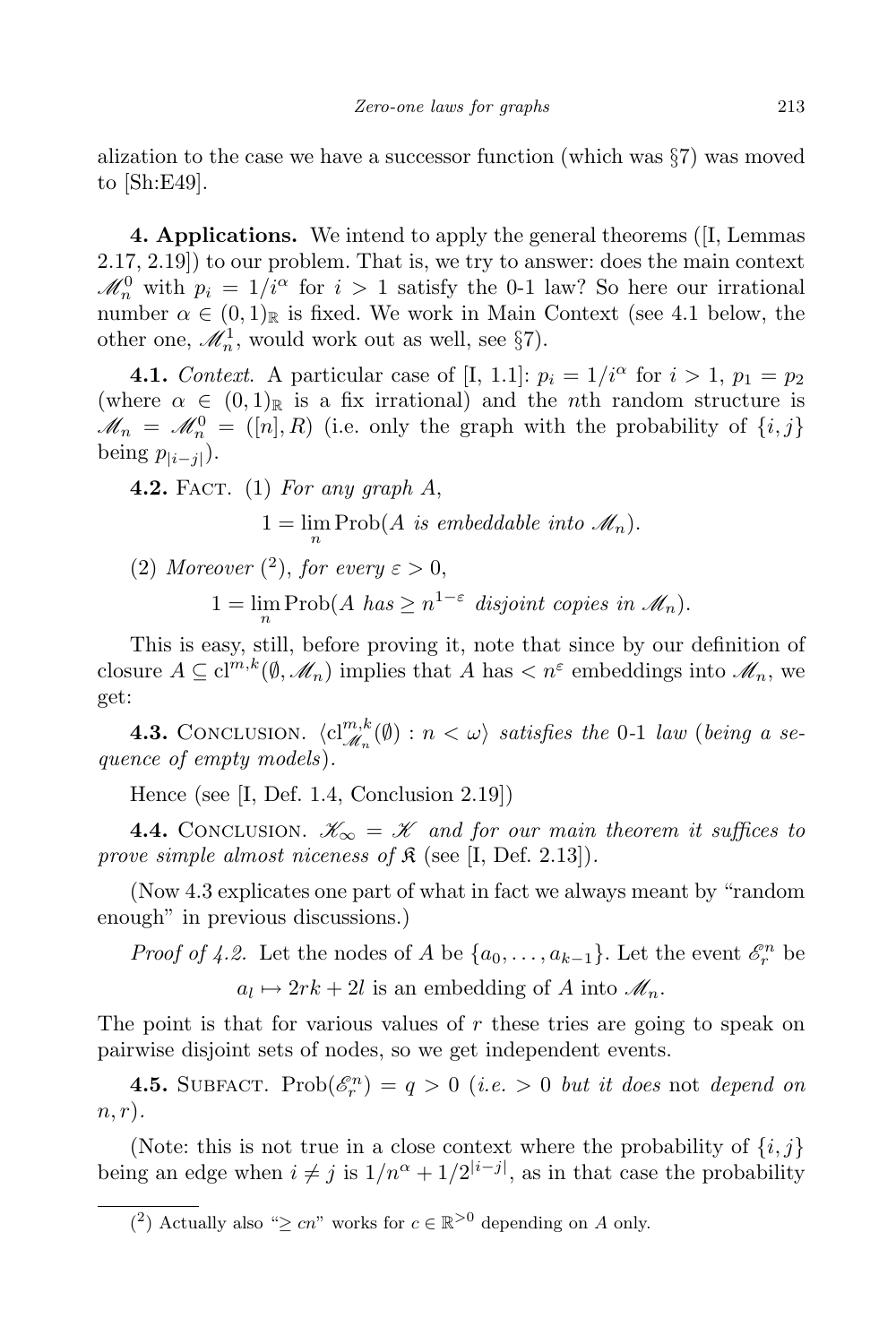alization to the case we have a successor function (which was §7) was moved to [Sh:E49].

**4. Applications.** We intend to apply the general theorems ([I, Lemmas 2.17, 2.19]) to our problem. That is, we try to answer: does the main context $\mathscr{M}_n^0$ with $p_i = 1/i^\alpha$ for $i > 1$ satisfy the 0-1 law? So here our irrational number $\alpha \in (0,1)_\mathbb{R}$ is fixed. We work in Main Context (see 4.1 below, the other one, $\mathscr{M}_n^1$, would work out as well, see §7).

**4.1.** *Context.* A particular case of [I, 1.1]: $p_i = 1/i^\alpha$ for $i > 1$, $p_1 = p_2$ (where $\alpha \in (0,1)_\mathbb{R}$ is a fix irrational) and the $n$th random structure is $\mathscr{M}_n = \mathscr{M}_n^0 = ([n], R)$ (i.e. only the graph with the probability of $\{i,j\}$ being $p_{|i-j|}$).

**4.2.** Fact. (1) *For any graph $A$,*

$$1 = \lim_n \operatorname{Prob}(A \text{ is embeddable into } \mathscr{M}_n).$$

(2) *Moreover* [2], *for every $\varepsilon > 0$,*

$$1 = \lim_n \operatorname{Prob}(A \text{ has} \geq n^{1-\varepsilon} \text{ disjoint copies in } \mathscr{M}_n).$$

This is easy, still, before proving it, note that since by our definition of closure $A \subseteq \mathrm{cl}^{m,k}(\emptyset, \mathscr{M}_n)$ implies that $A$ has $< n^\varepsilon$ embeddings into $\mathscr{M}_n$, we get:

**4.3.** Conclusion. *$\langle \mathrm{cl}^{m,k}_{\mathscr{M}_n}(\emptyset) : n < \omega \rangle$ satisfies the* 0-1 *law* (*being a sequence of empty models*).

Hence (see [I, Def. 1.4, Conclusion 2.19])

**4.4.** Conclusion. *$\mathscr{K}_\infty = \mathscr{K}$ and for our main theorem it suffices to prove simple almost niceness of $\mathfrak{K}$* (see [I, Def. 2.13]).

(Now 4.3 explicates one part of what in fact we always meant by "random enough" in previous discussions.)

*Proof of 4.2.* Let the nodes of $A$ be $\{a_0, \ldots, a_{k-1}\}$. Let the event $\mathscr{E}_r^n$ be

$$a_l \mapsto 2rk + 2l \text{ is an embedding of } A \text{ into } \mathscr{M}_n.$$

The point is that for various values of $r$ these tries are going to speak on pairwise disjoint sets of nodes, so we get independent events.

**4.5.** Subfact. $\operatorname{Prob}(\mathscr{E}_r^n) = q > 0$ (*i.e.* $> 0$ *but it does* not *depend on* $n, r$).

(Note: this is not true in a close context where the probability of $\{i,j\}$ being an edge when $i \neq j$ is $1/n^\alpha + 1/2^{|i-j|}$, as in that case the probability

---

[2] Actually also "$\geq cn$" works for $c \in \mathbb{R}^{>0}$ depending on $A$ only.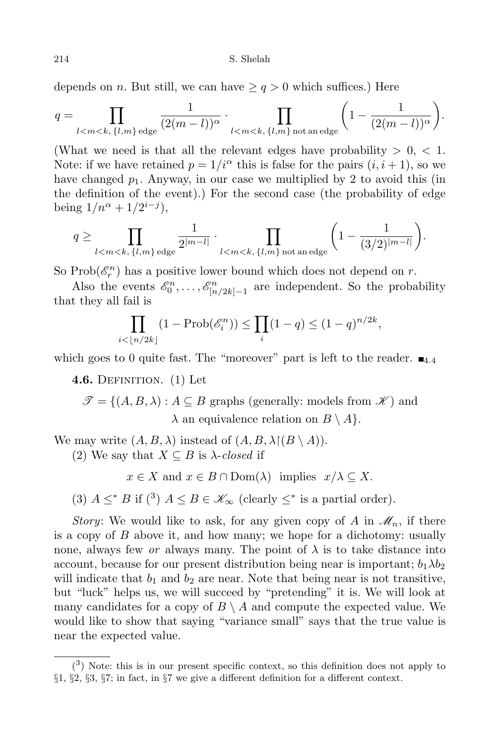depends on $n$. But still, we can have $\geq q > 0$ which suffices.) Here

$$q = \prod_{l<m<k,\ \{l,m\}\text{ edge}} \frac{1}{(2(m-l))^\alpha} \cdot \prod_{l<m<k,\ \{l,m\}\text{ not an edge}} \left(1 - \frac{1}{(2(m-l))^\alpha}\right).$$

(What we need is that all the relevant edges have probability $> 0$, $< 1$. Note: if we have retained $p = 1/i^\alpha$ this is false for the pairs $(i, i+1)$, so we have changed $p_1$. Anyway, in our case we multiplied by 2 to avoid this (in the definition of the event).) For the second case (the probability of edge being $1/n^\alpha + 1/2^{i-j}$),

$$q \geq \prod_{l<m<k,\ \{l,m\}\text{ edge}} \frac{1}{2^{|m-l|}} \cdot \prod_{l<m<k,\ \{l,m\}\text{ not an edge}} \left(1 - \frac{1}{(3/2)^{|m-l|}}\right).$$

So $\mathrm{Prob}(\mathscr{E}^n_r)$ has a positive lower bound which does not depend on $r$.

Also the events $\mathscr{E}^n_0, \ldots, \mathscr{E}^n_{[n/2k]-1}$ are independent. So the probability that they all fail is

$$\prod_{i<\lfloor n/2k\rfloor} (1 - \mathrm{Prob}(\mathscr{E}^n_i)) \leq \prod_i (1-q) \leq (1-q)^{n/2k},$$

which goes to 0 quite fast. The "moreover" part is left to the reader. $\blacksquare_{4.4}$

**4.6.** Definition. (1) Let

$$\mathscr{T} = \{(A, B, \lambda) : A \subseteq B \text{ graphs (generally: models from } \mathscr{K}) \text{ and } \lambda \text{ an equivalence relation on } B \setminus A\}.$$

We may write $(A, B, \lambda)$ instead of $(A, B, \lambda{\restriction}(B \setminus A))$.

(2) We say that $X \subseteq B$ is *$\lambda$-closed* if

$$x \in X \text{ and } x \in B \cap \mathrm{Dom}(\lambda) \text{ implies } x/\lambda \subseteq X.$$

(3) $A \leq^* B$ if [3] $A \leq B \in \mathscr{K}_\infty$ (clearly $\leq^*$ is a partial order).

*Story*: We would like to ask, for any given copy of $A$ in $\mathscr{M}_n$, if there is a copy of $B$ above it, and how many; we hope for a dichotomy: usually none, always few *or* always many. The point of $\lambda$ is to take distance into account, because for our present distribution being near is important; $b_1 \lambda b_2$ will indicate that $b_1$ and $b_2$ are near. Note that being near is not transitive, but "luck" helps us, we will succeed by "pretending" it is. We will look at many candidates for a copy of $B \setminus A$ and compute the expected value. We would like to show that saying "variance small" says that the true value is near the expected value.

---

[3] Note: this is in our present specific context, so this definition does not apply to §1, §2, §3, §7; in fact, in §7 we give a different definition for a different context.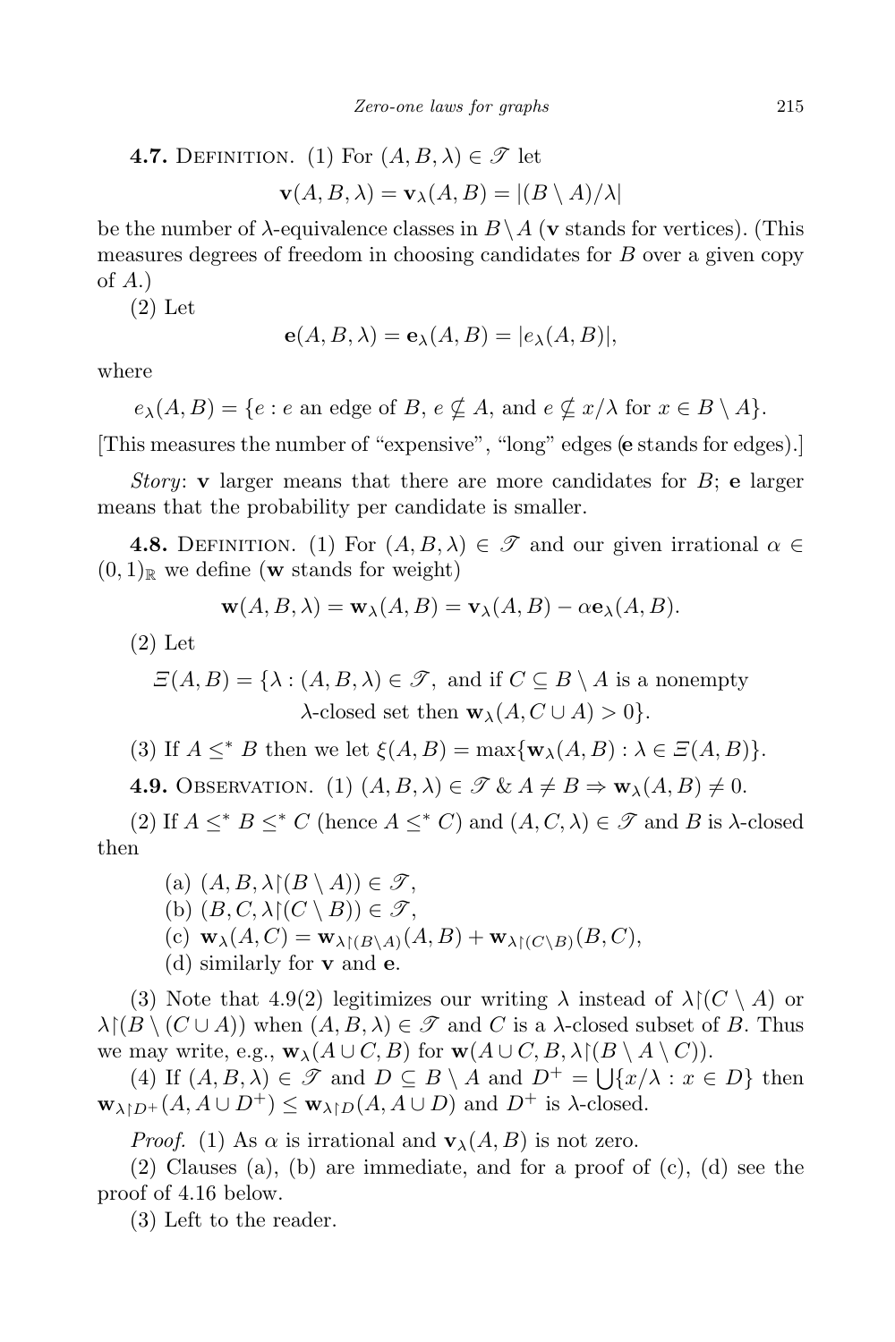**4.7.** Definition. (1) For $(A, B, \lambda) \in \mathscr{T}$ let

$$\mathbf{v}(A, B, \lambda) = \mathbf{v}_\lambda(A, B) = |(B \setminus A)/\lambda|$$

be the number of $\lambda$-equivalence classes in $B \setminus A$ ($\mathbf{v}$ stands for vertices). (This measures degrees of freedom in choosing candidates for $B$ over a given copy of $A$.)

(2) Let

$$\mathbf{e}(A, B, \lambda) = \mathbf{e}_\lambda(A, B) = |e_\lambda(A, B)|,$$

where

$$e_\lambda(A, B) = \{e : e \text{ an edge of } B,\ e \not\subseteq A, \text{ and } e \not\subseteq x/\lambda \text{ for } x \in B \setminus A\}.$$

[This measures the number of "expensive", "long" edges ($\mathbf{e}$ stands for edges).]

*Story*: $\mathbf{v}$ larger means that there are more candidates for $B$; $\mathbf{e}$ larger means that the probability per candidate is smaller.

**4.8.** Definition. (1) For $(A, B, \lambda) \in \mathscr{T}$ and our given irrational $\alpha \in (0, 1)_{\mathbb{R}}$ we define ($\mathbf{w}$ stands for weight)

$$\mathbf{w}(A, B, \lambda) = \mathbf{w}_\lambda(A, B) = \mathbf{v}_\lambda(A, B) - \alpha \mathbf{e}_\lambda(A, B).$$

(2) Let

$$\varXi(A, B) = \{\lambda : (A, B, \lambda) \in \mathscr{T}, \text{ and if } C \subseteq B \setminus A \text{ is a nonempty } \lambda\text{-closed set then } \mathbf{w}_\lambda(A, C \cup A) > 0\}.$$

(3) If $A \le^* B$ then we let $\xi(A, B) = \max\{\mathbf{w}_\lambda(A, B) : \lambda \in \varXi(A, B)\}$.

**4.9.** Observation. (1) $(A, B, \lambda) \in \mathscr{T}$ & $A \ne B \Rightarrow \mathbf{w}_\lambda(A, B) \ne 0$.

(2) If $A \le^* B \le^* C$ (hence $A \le^* C$) and $(A, C, \lambda) \in \mathscr{T}$ and $B$ is $\lambda$-closed then

(a) $(A, B, \lambda{\restriction}(B \setminus A)) \in \mathscr{T}$,

(b) $(B, C, \lambda{\restriction}(C \setminus B)) \in \mathscr{T}$,

(c) $\mathbf{w}_\lambda(A, C) = \mathbf{w}_{\lambda\restriction(B\setminus A)}(A, B) + \mathbf{w}_{\lambda\restriction(C\setminus B)}(B, C)$,

(d) similarly for $\mathbf{v}$ and $\mathbf{e}$.

(3) Note that 4.9(2) legitimizes our writing $\lambda$ instead of $\lambda{\restriction}(C \setminus A)$ or $\lambda{\restriction}(B \setminus (C \cup A))$ when $(A, B, \lambda) \in \mathscr{T}$ and $C$ is a $\lambda$-closed subset of $B$. Thus we may write, e.g., $\mathbf{w}_\lambda(A \cup C, B)$ for $\mathbf{w}(A \cup C, B, \lambda{\restriction}(B \setminus A \setminus C))$.

(4) If $(A, B, \lambda) \in \mathscr{T}$ and $D \subseteq B \setminus A$ and $D^+ = \bigcup\{x/\lambda : x \in D\}$ then $\mathbf{w}_{\lambda\restriction D^+}(A, A \cup D^+) \le \mathbf{w}_{\lambda\restriction D}(A, A \cup D)$ and $D^+$ is $\lambda$-closed.

*Proof.* (1) As $\alpha$ is irrational and $\mathbf{v}_\lambda(A, B)$ is not zero.

(2) Clauses (a), (b) are immediate, and for a proof of (c), (d) see the proof of 4.16 below.

(3) Left to the reader.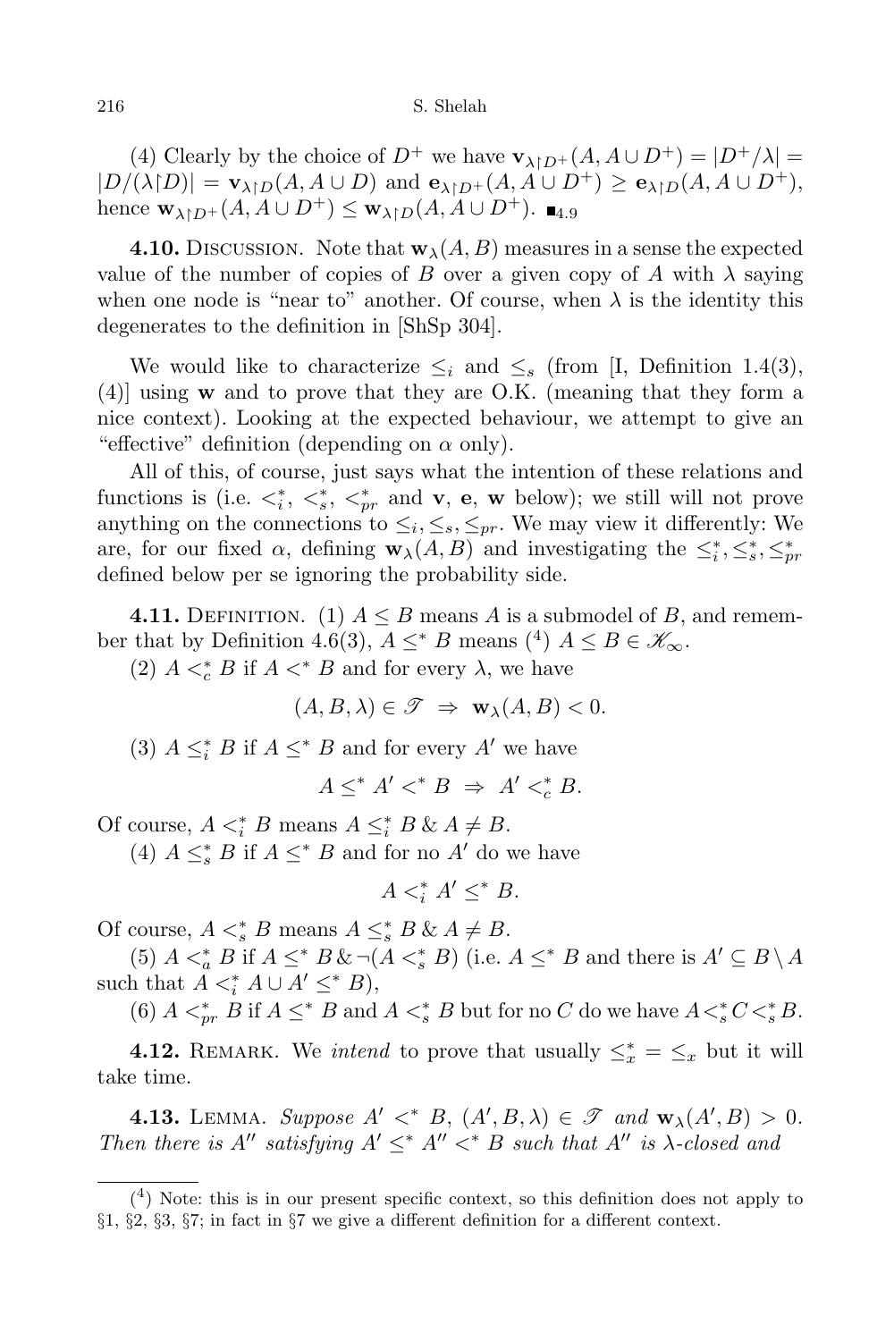(4) Clearly by the choice of $D^+$ we have $\mathbf{v}_{\lambda\restriction D^+}(A, A\cup D^+) = |D^+/\lambda| = |D/(\lambda\restriction D)| = \mathbf{v}_{\lambda\restriction D}(A, A\cup D)$ and $\mathbf{e}_{\lambda\restriction D^+}(A, A\cup D^+) \geq \mathbf{e}_{\lambda\restriction D}(A, A\cup D^+)$, hence $\mathbf{w}_{\lambda\restriction D^+}(A, A\cup D^+) \leq \mathbf{w}_{\lambda\restriction D}(A, A\cup D^+)$. $\blacksquare_{4.9}$

**4.10.** Discussion. Note that $\mathbf{w}_\lambda(A, B)$ measures in a sense the expected value of the number of copies of $B$ over a given copy of $A$ with $\lambda$ saying when one node is "near to" another. Of course, when $\lambda$ is the identity this degenerates to the definition in [ShSp 304].

We would like to characterize $\leq_i$ and $\leq_s$ (from [I, Definition 1.4(3), (4)] using $\mathbf{w}$ and to prove that they are O.K. (meaning that they form a nice context). Looking at the expected behaviour, we attempt to give an "effective" definition (depending on $\alpha$ only).

All of this, of course, just says what the intention of these relations and functions is (i.e. $<^*_i$, $<^*_s$, $<^*_{pr}$ and $\mathbf{v}$, $\mathbf{e}$, $\mathbf{w}$ below); we still will not prove anything on the connections to $\leq_i, \leq_s, \leq_{pr}$. We may view it differently: We are, for our fixed $\alpha$, defining $\mathbf{w}_\lambda(A, B)$ and investigating the $\leq^*_i, \leq^*_s, \leq^*_{pr}$ defined below per se ignoring the probability side.

**4.11.** Definition. (1) $A \leq B$ means $A$ is a submodel of $B$, and remember that by Definition 4.6(3), $A \leq^* B$ means [4] $A \leq B \in \mathscr{K}_\infty$.

(2) $A <^*_c B$ if $A <^* B$ and for every $\lambda$, we have

$$(A, B, \lambda) \in \mathscr{T} \;\Rightarrow\; \mathbf{w}_\lambda(A, B) < 0.$$

(3) $A \leq^*_i B$ if $A \leq^* B$ and for every $A'$ we have

$$A \leq^* A' <^* B \;\Rightarrow\; A' <^*_c B.$$

Of course, $A <^*_i B$ means $A \leq^*_i B \,\&\, A \neq B$.

(4) $A \leq^*_s B$ if $A \leq^* B$ and for no $A'$ do we have

$$A <^*_i A' \leq^* B.$$

Of course, $A <^*_s B$ means $A \leq^*_s B \,\&\, A \neq B$.

(5) $A <^*_a B$ if $A \leq^* B \,\&\, \neg(A <^*_s B)$ (i.e. $A \leq^* B$ and there is $A' \subseteq B \setminus A$ such that $A <^*_i A \cup A' \leq^* B$),

(6) $A <^*_{pr} B$ if $A \leq^* B$ and $A <^*_s B$ but for no $C$ do we have $A <^*_s C <^*_s B$.

**4.12.** Remark. We *intend* to prove that usually $\leq^*_x = \leq_x$ but it will take time.

**4.13.** Lemma. *Suppose $A' <^* B$, $(A', B, \lambda) \in \mathscr{T}$ and $\mathbf{w}_\lambda(A', B) > 0$. Then there is $A''$ satisfying $A' \leq^* A'' <^* B$ such that $A''$ is $\lambda$-closed and*

---

[4] Note: this is in our present specific context, so this definition does not apply to §1, §2, §3, §7; in fact in §7 we give a different definition for a different context.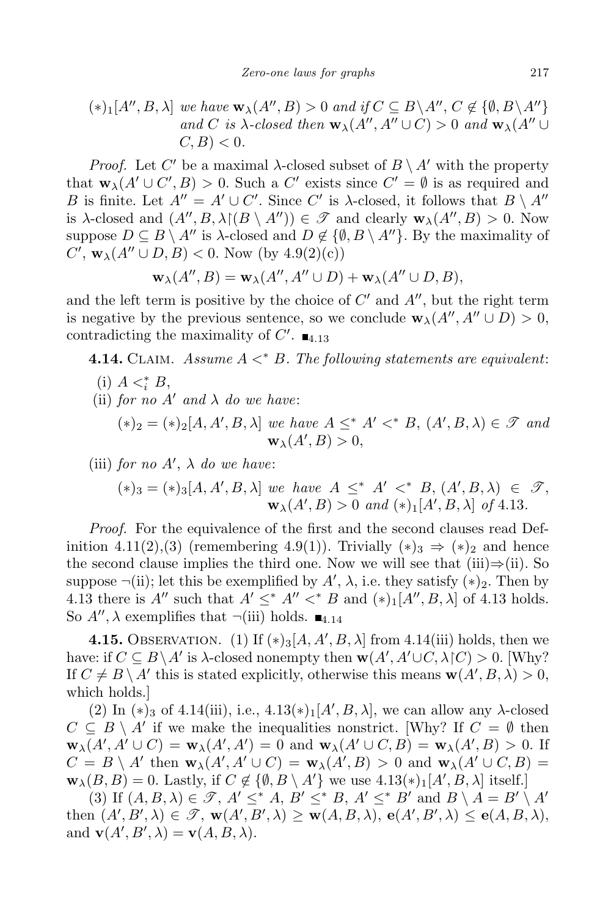$(*)_1[A'', B, \lambda]$ *we have* $\mathbf{w}_\lambda(A'', B) > 0$ *and if* $C \subseteq B \setminus A''$, $C \notin \{\emptyset, B \setminus A''\}$ *and* $C$ *is* $\lambda$*-closed then* $\mathbf{w}_\lambda(A'', A'' \cup C) > 0$ *and* $\mathbf{w}_\lambda(A'' \cup C, B) < 0$.

*Proof.* Let $C'$ be a maximal $\lambda$-closed subset of $B \setminus A'$ with the property that $\mathbf{w}_\lambda(A' \cup C', B) > 0$. Such a $C'$ exists since $C' = \emptyset$ is as required and $B$ is finite. Let $A'' = A' \cup C'$. Since $C'$ is $\lambda$-closed, it follows that $B \setminus A''$ is $\lambda$-closed and $(A'', B, \lambda\restriction(B \setminus A'')) \in \mathscr{T}$ and clearly $\mathbf{w}_\lambda(A'', B) > 0$. Now suppose $D \subseteq B \setminus A''$ is $\lambda$-closed and $D \notin \{\emptyset, B \setminus A''\}$. By the maximality of $C'$, $\mathbf{w}_\lambda(A'' \cup D, B) < 0$. Now (by 4.9(2)(c))

$$\mathbf{w}_\lambda(A'', B) = \mathbf{w}_\lambda(A'', A'' \cup D) + \mathbf{w}_\lambda(A'' \cup D, B),$$

and the left term is positive by the choice of $C'$ and $A''$, but the right term is negative by the previous sentence, so we conclude $\mathbf{w}_\lambda(A'', A'' \cup D) > 0$, contradicting the maximality of $C'$. $\blacksquare_{4.13}$

**4.14.** Claim. *Assume* $A <^* B$. *The following statements are equivalent*:

(i) $A <^*_i B$,

(ii) *for no* $A'$ *and* $\lambda$ *do we have*:

$(*)_2 = (*)_2[A, A', B, \lambda]$ *we have* $A \leq^* A' <^* B$, $(A', B, \lambda) \in \mathscr{T}$ *and* $\mathbf{w}_\lambda(A', B) > 0$,

(iii) *for no* $A'$, $\lambda$ *do we have*:

$(*)_3 = (*)_3[A, A', B, \lambda]$ *we have* $A \leq^* A' <^* B$, $(A', B, \lambda) \in \mathscr{T}$, $\mathbf{w}_\lambda(A', B) > 0$ *and* $(*)_1[A', B, \lambda]$ *of* 4.13.

*Proof.* For the equivalence of the first and the second clauses read Definition 4.11(2),(3) (remembering 4.9(1)). Trivially $(*)_3 \Rightarrow (*)_2$ and hence the second clause implies the third one. Now we will see that (iii)$\Rightarrow$(ii). So suppose $\neg$(ii); let this be exemplified by $A'$, $\lambda$, i.e. they satisfy $(*)_2$. Then by 4.13 there is $A''$ such that $A' \leq^* A'' <^* B$ and $(*)_1[A'', B, \lambda]$ of 4.13 holds. So $A''$, $\lambda$ exemplifies that $\neg$(iii) holds. $\blacksquare_{4.14}$

**4.15.** Observation. (1) If $(*)_3[A, A', B, \lambda]$ from 4.14(iii) holds, then we have: if $C \subseteq B \setminus A'$ is $\lambda$-closed nonempty then $\mathbf{w}(A', A' \cup C, \lambda\restriction C) > 0$. [Why? If $C \neq B \setminus A'$ this is stated explicitly, otherwise this means $\mathbf{w}(A', B, \lambda) > 0$, which holds.]

(2) In $(*)_3$ of 4.14(iii), i.e., $4.13(*)_1[A', B, \lambda]$, we can allow any $\lambda$-closed $C \subseteq B \setminus A'$ if we make the inequalities nonstrict. [Why? If $C = \emptyset$ then $\mathbf{w}_\lambda(A', A' \cup C) = \mathbf{w}_\lambda(A', A') = 0$ and $\mathbf{w}_\lambda(A' \cup C, B) = \mathbf{w}_\lambda(A', B) > 0$. If $C = B \setminus A'$ then $\mathbf{w}_\lambda(A', A' \cup C) = \mathbf{w}_\lambda(A', B) > 0$ and $\mathbf{w}_\lambda(A' \cup C, B) = \mathbf{w}_\lambda(B, B) = 0$. Lastly, if $C \notin \{\emptyset, B \setminus A'\}$ we use $4.13(*)_1[A', B, \lambda]$ itself.]

(3) If $(A, B, \lambda) \in \mathscr{T}$, $A' \leq^* A$, $B' \leq^* B$, $A' \leq^* B'$ and $B \setminus A = B' \setminus A'$ then $(A', B', \lambda) \in \mathscr{T}$, $\mathbf{w}(A', B', \lambda) \geq \mathbf{w}(A, B, \lambda)$, $\mathbf{e}(A', B', \lambda) \leq \mathbf{e}(A, B, \lambda)$, and $\mathbf{v}(A', B', \lambda) = \mathbf{v}(A, B, \lambda)$.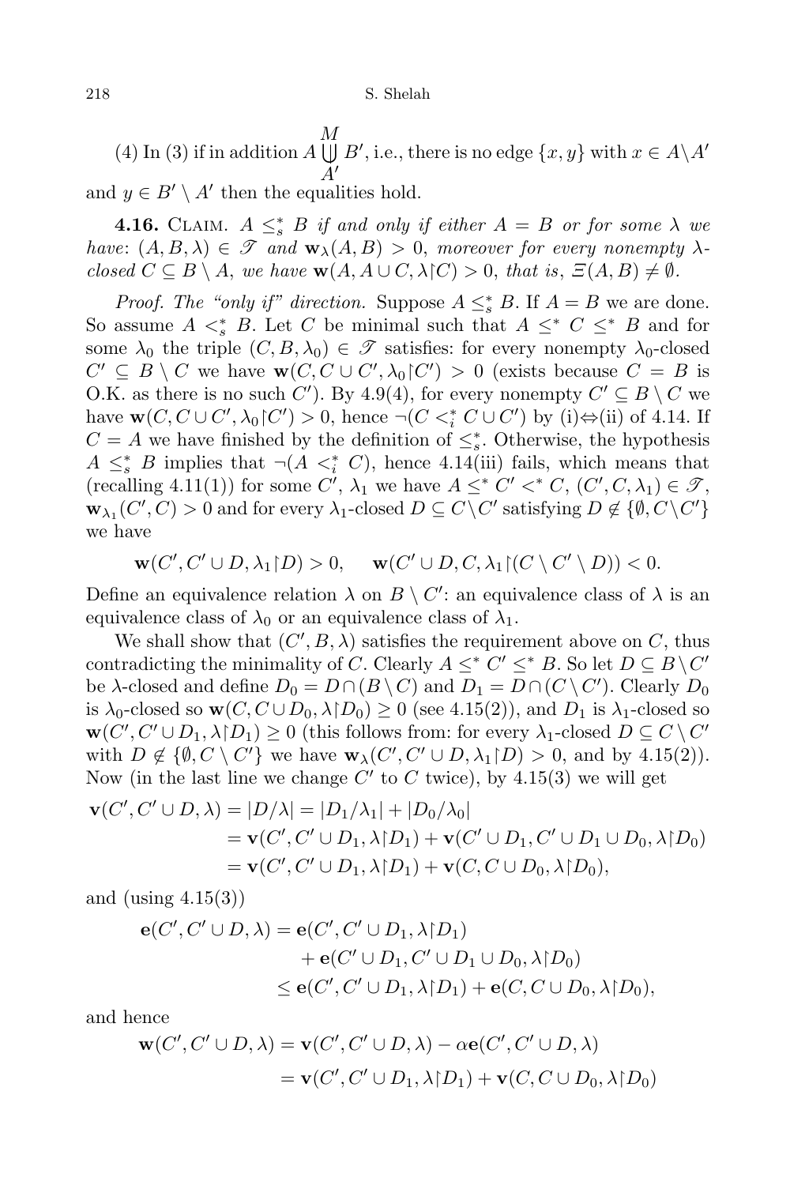(4) In (3) if in addition $A \underset{A'}{\overset{M}{\bigcup}} B'$, i.e., there is no edge $\{x, y\}$ with $x \in A \setminus A'$ and $y \in B' \setminus A'$ then the equalities hold.

**4.16.** Claim. *$A \le_s^* B$ if and only if either $A = B$ or for some $\lambda$ we have: $(A, B, \lambda) \in \mathscr{T}$ and $\mathbf{w}_\lambda(A, B) > 0$, moreover for every nonempty $\lambda$-closed $C \subseteq B \setminus A$, we have $\mathbf{w}(A, A \cup C, \lambda{\restriction}C) > 0$, that is, $\Xi(A, B) \neq \emptyset$.*

*Proof. The "only if" direction.* Suppose $A \le_s^* B$. If $A = B$ we are done. So assume $A <_s^* B$. Let $C$ be minimal such that $A \le^* C \le^* B$ and for some $\lambda_0$ the triple $(C, B, \lambda_0) \in \mathscr{T}$ satisfies: for every nonempty $\lambda_0$-closed $C' \subseteq B \setminus C$ we have $\mathbf{w}(C, C \cup C', \lambda_0{\restriction}C') > 0$ (exists because $C = B$ is O.K. as there is no such $C'$). By 4.9(4), for every nonempty $C' \subseteq B \setminus C$ we have $\mathbf{w}(C, C \cup C', \lambda_0{\restriction}C') > 0$, hence $\neg(C <_i^* C \cup C')$ by (i)$\Leftrightarrow$(ii) of 4.14. If $C = A$ we have finished by the definition of $\le_s^*$. Otherwise, the hypothesis $A \le_s^* B$ implies that $\neg(A <_i^* C)$, hence 4.14(iii) fails, which means that (recalling 4.11(1)) for some $C'$, $\lambda_1$ we have $A \le^* C' <^* C$, $(C', C, \lambda_1) \in \mathscr{T}$, $\mathbf{w}_{\lambda_1}(C', C) > 0$ and for every $\lambda_1$-closed $D \subseteq C \setminus C'$ satisfying $D \notin \{\emptyset, C \setminus C'\}$ we have

$$\mathbf{w}(C', C' \cup D, \lambda_1{\restriction}D) > 0, \qquad \mathbf{w}(C' \cup D, C, \lambda_1{\restriction}(C \setminus C' \setminus D)) < 0.$$

Define an equivalence relation $\lambda$ on $B \setminus C'$: an equivalence class of $\lambda$ is an equivalence class of $\lambda_0$ or an equivalence class of $\lambda_1$.

We shall show that $(C', B, \lambda)$ satisfies the requirement above on $C$, thus contradicting the minimality of $C$. Clearly $A \le^* C' \le^* B$. So let $D \subseteq B \setminus C'$ be $\lambda$-closed and define $D_0 = D \cap (B \setminus C)$ and $D_1 = D \cap (C \setminus C')$. Clearly $D_0$ is $\lambda_0$-closed so $\mathbf{w}(C, C \cup D_0, \lambda{\restriction}D_0) \ge 0$ (see 4.15(2)), and $D_1$ is $\lambda_1$-closed so $\mathbf{w}(C', C' \cup D_1, \lambda{\restriction}D_1) \ge 0$ (this follows from: for every $\lambda_1$-closed $D \subseteq C \setminus C'$ with $D \notin \{\emptyset, C \setminus C'\}$ we have $\mathbf{w}_\lambda(C', C' \cup D, \lambda_1{\restriction}D) > 0$, and by 4.15(2)). Now (in the last line we change $C'$ to $C$ twice), by 4.15(3) we will get

$$\begin{aligned}
\mathbf{v}(C', C' \cup D, \lambda) &= |D/\lambda| = |D_1/\lambda_1| + |D_0/\lambda_0| \\
&= \mathbf{v}(C', C' \cup D_1, \lambda{\restriction}D_1) + \mathbf{v}(C' \cup D_1, C' \cup D_1 \cup D_0, \lambda{\restriction}D_0) \\
&= \mathbf{v}(C', C' \cup D_1, \lambda{\restriction}D_1) + \mathbf{v}(C, C \cup D_0, \lambda{\restriction}D_0),
\end{aligned}$$

and (using 4.15(3))

$$\begin{aligned}
\mathbf{e}(C', C' \cup D, \lambda) &= \mathbf{e}(C', C' \cup D_1, \lambda{\restriction}D_1) \\
&\quad + \mathbf{e}(C' \cup D_1, C' \cup D_1 \cup D_0, \lambda{\restriction}D_0) \\
&\le \mathbf{e}(C', C' \cup D_1, \lambda{\restriction}D_1) + \mathbf{e}(C, C \cup D_0, \lambda{\restriction}D_0),
\end{aligned}$$

and hence

$$\begin{aligned}
\mathbf{w}(C', C' \cup D, \lambda) &= \mathbf{v}(C', C' \cup D, \lambda) - \alpha \mathbf{e}(C', C' \cup D, \lambda) \\
&= \mathbf{v}(C', C' \cup D_1, \lambda{\restriction}D_1) + \mathbf{v}(C, C \cup D_0, \lambda{\restriction}D_0)
\end{aligned}$$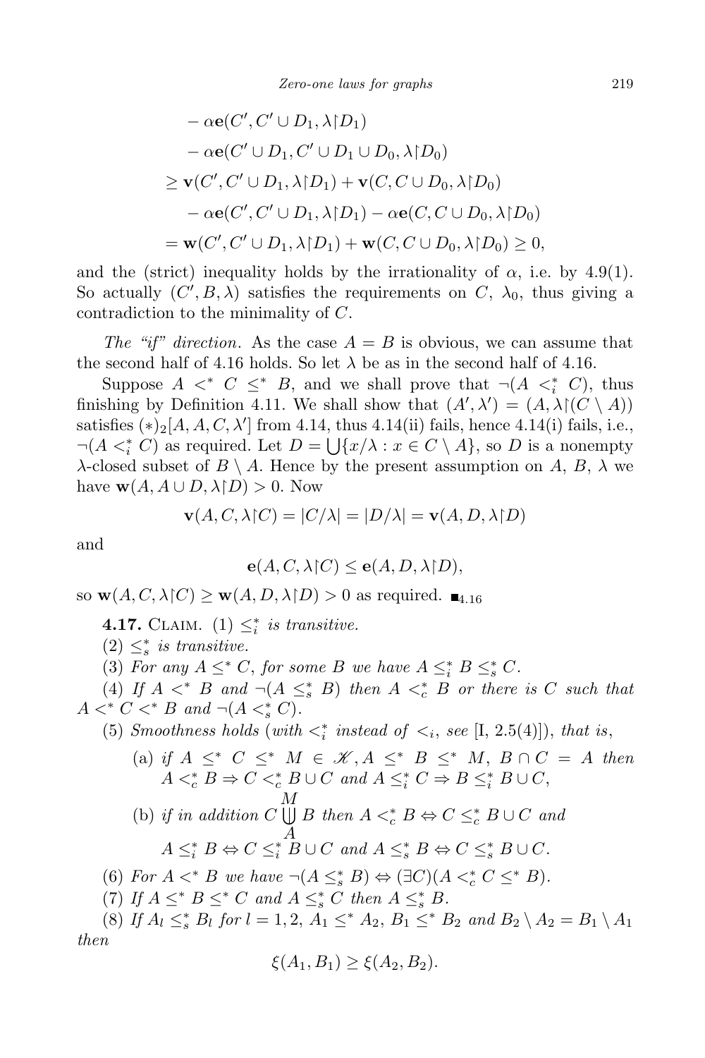$$
\begin{aligned}
&- \alpha \mathbf{e}(C', C' \cup D_1, \lambda{\restriction}D_1) \\
&- \alpha \mathbf{e}(C' \cup D_1, C' \cup D_1 \cup D_0, \lambda{\restriction}D_0) \\
\geq\ & \mathbf{v}(C', C' \cup D_1, \lambda{\restriction}D_1) + \mathbf{v}(C, C \cup D_0, \lambda{\restriction}D_0) \\
&- \alpha \mathbf{e}(C', C' \cup D_1, \lambda{\restriction}D_1) - \alpha \mathbf{e}(C, C \cup D_0, \lambda{\restriction}D_0) \\
=\ & \mathbf{w}(C', C' \cup D_1, \lambda{\restriction}D_1) + \mathbf{w}(C, C \cup D_0, \lambda{\restriction}D_0) \geq 0,
\end{aligned}
$$

and the (strict) inequality holds by the irrationality of $\alpha$, i.e. by 4.9(1). So actually $(C', B, \lambda)$ satisfies the requirements on $C$, $\lambda_0$, thus giving a contradiction to the minimality of $C$.

*The "if" direction.* As the case $A = B$ is obvious, we can assume that the second half of 4.16 holds. So let $\lambda$ be as in the second half of 4.16.

Suppose $A <^* C \leq^* B$, and we shall prove that $\neg(A <^*_i C)$, thus finishing by Definition 4.11. We shall show that $(A', \lambda') = (A, \lambda{\restriction}(C \setminus A))$ satisfies $(*)_2[A, A, C, \lambda']$ from 4.14, thus 4.14(ii) fails, hence 4.14(i) fails, i.e., $\neg(A <^*_i C)$ as required. Let $D = \bigcup\{x/\lambda : x \in C \setminus A\}$, so $D$ is a nonempty $\lambda$-closed subset of $B \setminus A$. Hence by the present assumption on $A$, $B$, $\lambda$ we have $\mathbf{w}(A, A \cup D, \lambda{\restriction}D) > 0$. Now

$$
\mathbf{v}(A, C, \lambda{\restriction}C) = |C/\lambda| = |D/\lambda| = \mathbf{v}(A, D, \lambda{\restriction}D)
$$

and

$$
\mathbf{e}(A, C, \lambda{\restriction}C) \leq \mathbf{e}(A, D, \lambda{\restriction}D),
$$

so $\mathbf{w}(A, C, \lambda{\restriction}C) \geq \mathbf{w}(A, D, \lambda{\restriction}D) > 0$ as required. $\blacksquare_{4.16}$

**4.17.** Claim. (1) *$\leq^*_i$ is transitive.*

(2) *$\leq^*_s$ is transitive.*

(3) *For any $A \leq^* C$, for some $B$ we have $A \leq^*_i B \leq^*_s C$.*

(4) *If $A <^* B$ and $\neg(A \leq^*_s B)$ then $A <^*_c B$ or there is $C$ such that $A <^* C <^* B$ and $\neg(A <^*_s C)$.*

(5) *Smoothness holds (with $<^*_i$ instead of $<_i$, see [I, 2.5(4)]), that is,*

(a) *if $A \leq^* C \leq^* M \in \mathscr{K}, A \leq^* B \leq^* M$, $B \cap C = A$ then $A <^*_c B \Rightarrow C <^*_c B \cup C$ and $A \leq^*_i C \Rightarrow B \leq^*_i B \cup C$,*

(b) *if in addition $C \overset{M}{\underset{A}{\bigcup}} B$ then $A <^*_c B \Leftrightarrow C \leq^*_c B \cup C$ and $A \leq^*_i B \Leftrightarrow C \leq^*_i B \cup C$ and $A \leq^*_s B \Leftrightarrow C \leq^*_s B \cup C$.*

(6) *For $A <^* B$ we have $\neg(A \leq^*_s B) \Leftrightarrow (\exists C)(A <^*_c C \leq^* B)$.*

(7) *If $A \leq^* B \leq^* C$ and $A \leq^*_s C$ then $A \leq^*_s B$.*

(8) *If $A_l \leq^*_s B_l$ for $l = 1, 2$, $A_1 \leq^* A_2$, $B_1 \leq^* B_2$ and $B_2 \setminus A_2 = B_1 \setminus A_1$ then*

$$
\xi(A_1, B_1) \geq \xi(A_2, B_2).
$$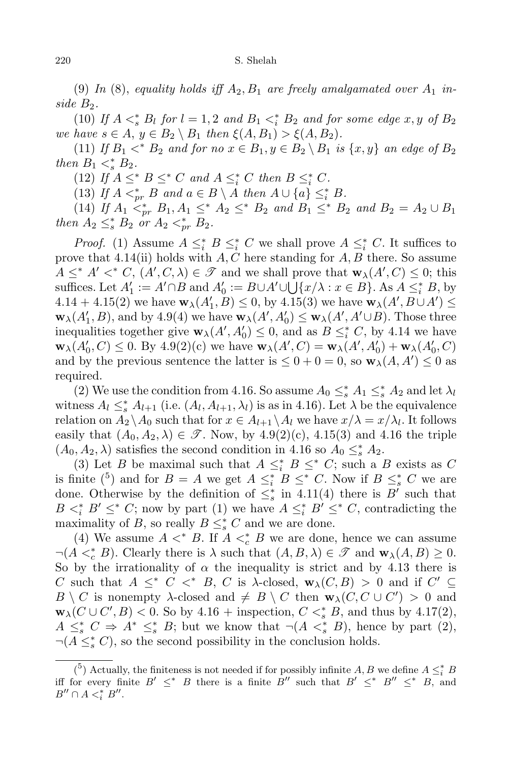(9) *In* (8), *equality holds iff* $A_2, B_1$ *are freely amalgamated over* $A_1$ *inside* $B_2$.

(10) *If* $A <^*_s B_l$ *for* $l = 1, 2$ *and* $B_1 <^*_i B_2$ *and for some edge* $x, y$ *of* $B_2$ *we have* $s \in A$, $y \in B_2 \setminus B_1$ *then* $\xi(A, B_1) > \xi(A, B_2)$.

(11) *If* $B_1 <^* B_2$ *and for no* $x \in B_1, y \in B_2 \setminus B_1$ *is* $\{x, y\}$ *an edge of* $B_2$ *then* $B_1 <^*_s B_2$.

(12) *If* $A \le^* B \le^* C$ *and* $A \le^*_i C$ *then* $B \le^*_i C$.

(13) *If* $A <^*_{pr} B$ *and* $a \in B \setminus A$ *then* $A \cup \{a\} \le^*_i B$.

(14) *If* $A_1 <^*_{pr} B_1, A_1 \le^* A_2 \le^* B_2$ *and* $B_1 \le^* B_2$ *and* $B_2 = A_2 \cup B_1$ *then* $A_2 \le^*_s B_2$ *or* $A_2 <^*_{pr} B_2$.

*Proof.* (1) Assume $A \le^*_i B \le^*_i C$ we shall prove $A \le^*_i C$. It suffices to prove that 4.14(ii) holds with $A, C$ here standing for $A, B$ there. So assume $A \le^* A' <^* C$, $(A', C, \lambda) \in \mathscr{T}$ and we shall prove that $\mathbf{w}_\lambda(A', C) \le 0$; this suffices. Let $A'_1 := A' \cap B$ and $A'_0 := B \cup A' \cup \bigcup\{x/\lambda : x \in B\}$. As $A \le^*_i B$, by 4.14 + 4.15(2) we have $\mathbf{w}_\lambda(A'_1, B) \le 0$, by 4.15(3) we have $\mathbf{w}_\lambda(A', B \cup A') \le \mathbf{w}_\lambda(A'_1, B)$, and by 4.9(4) we have $\mathbf{w}_\lambda(A', A'_0) \le \mathbf{w}_\lambda(A', A' \cup B)$. Those three inequalities together give $\mathbf{w}_\lambda(A', A'_0) \le 0$, and as $B \le^*_i C$, by 4.14 we have $\mathbf{w}_\lambda(A'_0, C) \le 0$. By 4.9(2)(c) we have $\mathbf{w}_\lambda(A', C) = \mathbf{w}_\lambda(A', A'_0) + \mathbf{w}_\lambda(A'_0, C)$ and by the previous sentence the latter is $\le 0 + 0 = 0$, so $\mathbf{w}_\lambda(A, A') \le 0$ as required.

(2) We use the condition from 4.16. So assume $A_0 \le^*_s A_1 \le^*_s A_2$ and let $\lambda_l$ witness $A_l \le^*_s A_{l+1}$ (i.e. $(A_l, A_{l+1}, \lambda_l)$ is as in 4.16). Let $\lambda$ be the equivalence relation on $A_2 \setminus A_0$ such that for $x \in A_{l+1} \setminus A_l$ we have $x/\lambda = x/\lambda_l$. It follows easily that $(A_0, A_2, \lambda) \in \mathscr{T}$. Now, by 4.9(2)(c), 4.15(3) and 4.16 the triple $(A_0, A_2, \lambda)$ satisfies the second condition in 4.16 so $A_0 \le^*_s A_2$.

(3) Let $B$ be maximal such that $A \le^*_i B \le^* C$; such a $B$ exists as $C$ is finite ([5]) and for $B = A$ we get $A \le^*_i B \le^* C$. Now if $B \le^*_s C$ we are done. Otherwise by the definition of $\le^*_s$ in 4.11(4) there is $B'$ such that $B <^*_i B' \le^* C$; now by part (1) we have $A \le^*_i B' \le^* C$, contradicting the maximality of $B$, so really $B \le^*_s C$ and we are done.

(4) We assume $A <^* B$. If $A <^*_c B$ we are done, hence we can assume $\neg(A <^*_c B)$. Clearly there is $\lambda$ such that $(A, B, \lambda) \in \mathscr{T}$ and $\mathbf{w}_\lambda(A, B) \ge 0$. So by the irrationality of $\alpha$ the inequality is strict and by 4.13 there is $C$ such that $A \le^* C <^* B$, $C$ is $\lambda$-closed, $\mathbf{w}_\lambda(C, B) > 0$ and if $C' \subseteq B \setminus C$ is nonempty $\lambda$-closed and $\ne B \setminus C$ then $\mathbf{w}_\lambda(C, C \cup C') > 0$ and $\mathbf{w}_\lambda(C \cup C', B) < 0$. So by 4.16 + inspection, $C <^*_s B$, and thus by 4.17(2), $A \le^*_s C \Rightarrow A^* \le^*_s B$; but we know that $\neg(A <^*_s B)$, hence by part (2), $\neg(A \le^*_s C)$, so the second possibility in the conclusion holds.

---

([5]) Actually, the finiteness is not needed if for possibly infinite $A, B$ we define $A \le^*_i B$ iff for every finite $B' \le^* B$ there is a finite $B''$ such that $B' \le^* B'' \le^* B$, and $B'' \cap A <^*_i B''$.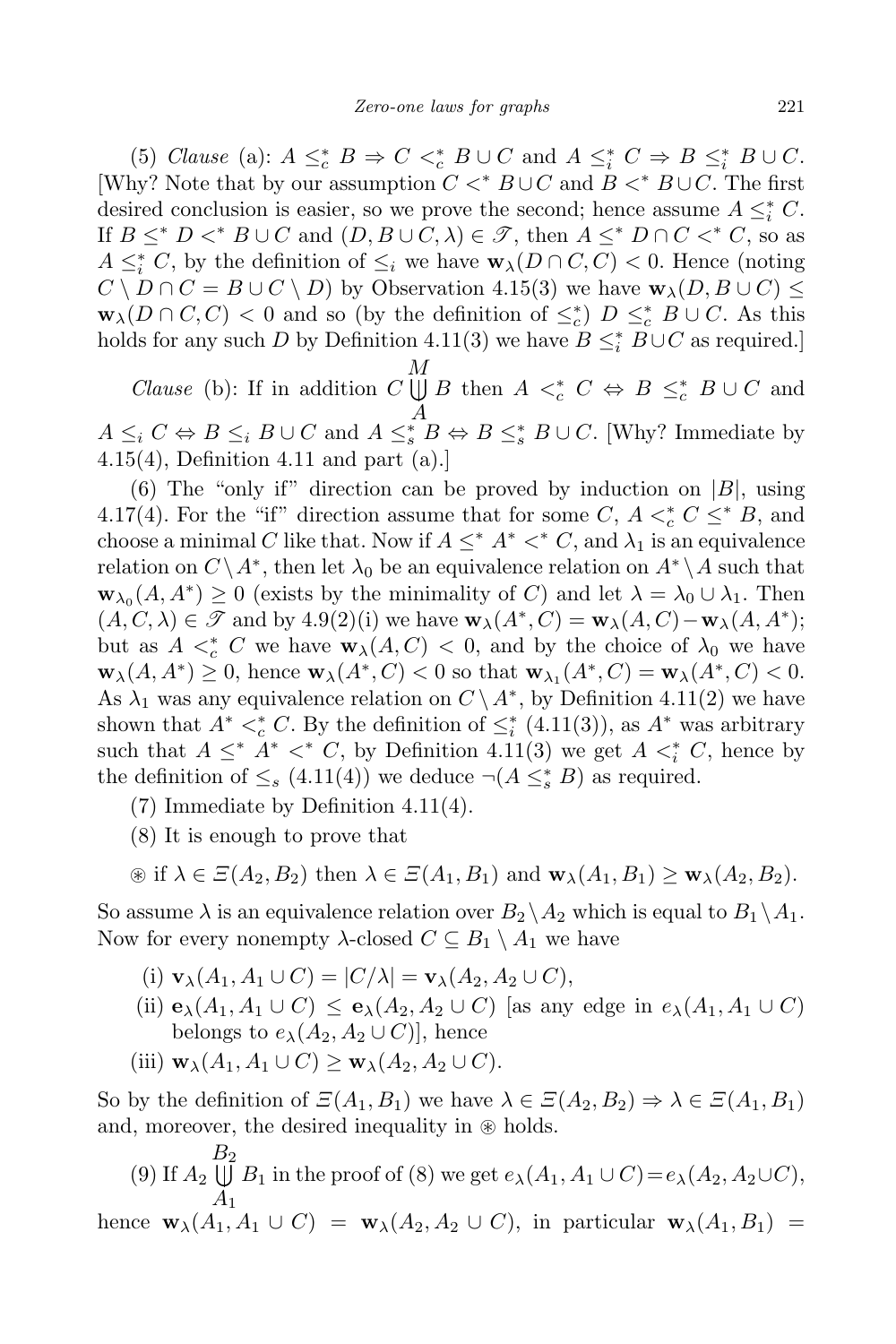(5) *Clause* (a): $A \leq^*_c B \Rightarrow C <^*_c B \cup C$ and $A \leq^*_i C \Rightarrow B \leq^*_i B \cup C$. [Why? Note that by our assumption $C <^* B \cup C$ and $B <^* B \cup C$. The first desired conclusion is easier, so we prove the second; hence assume $A \leq^*_i C$. If $B \leq^* D <^* B \cup C$ and $(D, B \cup C, \lambda) \in \mathscr{T}$, then $A \leq^* D \cap C <^* C$, so as $A \leq^*_i C$, by the definition of $\leq_i$ we have $\mathbf{w}_\lambda(D \cap C, C) < 0$. Hence (noting $C \setminus D \cap C = B \cup C \setminus D$) by Observation 4.15(3) we have $\mathbf{w}_\lambda(D, B \cup C) \leq \mathbf{w}_\lambda(D \cap C, C) < 0$ and so (by the definition of $\leq^*_c$) $D \leq^*_c B \cup C$. As this holds for any such $D$ by Definition 4.11(3) we have $B \leq^*_i B \cup C$ as required.]

*Clause* (b): If in addition $C \overset{M}{\underset{A}{\biguplus}} B$ then $A <^*_c C \Leftrightarrow B \leq^*_c B \cup C$ and $A \leq_i C \Leftrightarrow B \leq_i B \cup C$ and $A \leq^*_s B \Leftrightarrow B \leq^*_s B \cup C$. [Why? Immediate by 4.15(4), Definition 4.11 and part (a).]

(6) The "only if" direction can be proved by induction on $|B|$, using 4.17(4). For the "if" direction assume that for some $C$, $A <^*_c C \leq^* B$, and choose a minimal $C$ like that. Now if $A \leq^* A^* <^* C$, and $\lambda_1$ is an equivalence relation on $C \setminus A^*$, then let $\lambda_0$ be an equivalence relation on $A^* \setminus A$ such that $\mathbf{w}_{\lambda_0}(A, A^*) \geq 0$ (exists by the minimality of $C$) and let $\lambda = \lambda_0 \cup \lambda_1$. Then $(A, C, \lambda) \in \mathscr{T}$ and by 4.9(2)(i) we have $\mathbf{w}_\lambda(A^*, C) = \mathbf{w}_\lambda(A, C) - \mathbf{w}_\lambda(A, A^*)$; but as $A <^*_c C$ we have $\mathbf{w}_\lambda(A, C) < 0$, and by the choice of $\lambda_0$ we have $\mathbf{w}_\lambda(A, A^*) \geq 0$, hence $\mathbf{w}_\lambda(A^*, C) < 0$ so that $\mathbf{w}_{\lambda_1}(A^*, C) = \mathbf{w}_\lambda(A^*, C) < 0$. As $\lambda_1$ was any equivalence relation on $C \setminus A^*$, by Definition 4.11(2) we have shown that $A^* <^*_c C$. By the definition of $\leq^*_i$ (4.11(3)), as $A^*$ was arbitrary such that $A \leq^* A^* <^* C$, by Definition 4.11(3) we get $A <^*_i C$, hence by the definition of $\leq_s$ (4.11(4)) we deduce $\neg(A \leq^*_s B)$ as required.

(7) Immediate by Definition 4.11(4).

(8) It is enough to prove that

$\circledast$ if $\lambda \in \Xi(A_2, B_2)$ then $\lambda \in \Xi(A_1, B_1)$ and $\mathbf{w}_\lambda(A_1, B_1) \geq \mathbf{w}_\lambda(A_2, B_2)$.

So assume $\lambda$ is an equivalence relation over $B_2 \setminus A_2$ which is equal to $B_1 \setminus A_1$. Now for every nonempty $\lambda$-closed $C \subseteq B_1 \setminus A_1$ we have

(i) $\mathbf{v}_\lambda(A_1, A_1 \cup C) = |C/\lambda| = \mathbf{v}_\lambda(A_2, A_2 \cup C)$,

(ii) $\mathbf{e}_\lambda(A_1, A_1 \cup C) \leq \mathbf{e}_\lambda(A_2, A_2 \cup C)$ [as any edge in $e_\lambda(A_1, A_1 \cup C)$ belongs to $e_\lambda(A_2, A_2 \cup C)$], hence

(iii) $\mathbf{w}_\lambda(A_1, A_1 \cup C) \geq \mathbf{w}_\lambda(A_2, A_2 \cup C)$.

So by the definition of $\Xi(A_1, B_1)$ we have $\lambda \in \Xi(A_2, B_2) \Rightarrow \lambda \in \Xi(A_1, B_1)$ and, moreover, the desired inequality in $\circledast$ holds.

(9) If $A_2 \overset{B_2}{\underset{A_1}{\biguplus}} B_1$ in the proof of (8) we get $e_\lambda(A_1, A_1 \cup C) = e_\lambda(A_2, A_2 \cup C)$, hence $\mathbf{w}_\lambda(A_1, A_1 \cup C) = \mathbf{w}_\lambda(A_2, A_2 \cup C)$, in particular $\mathbf{w}_\lambda(A_1, B_1) =$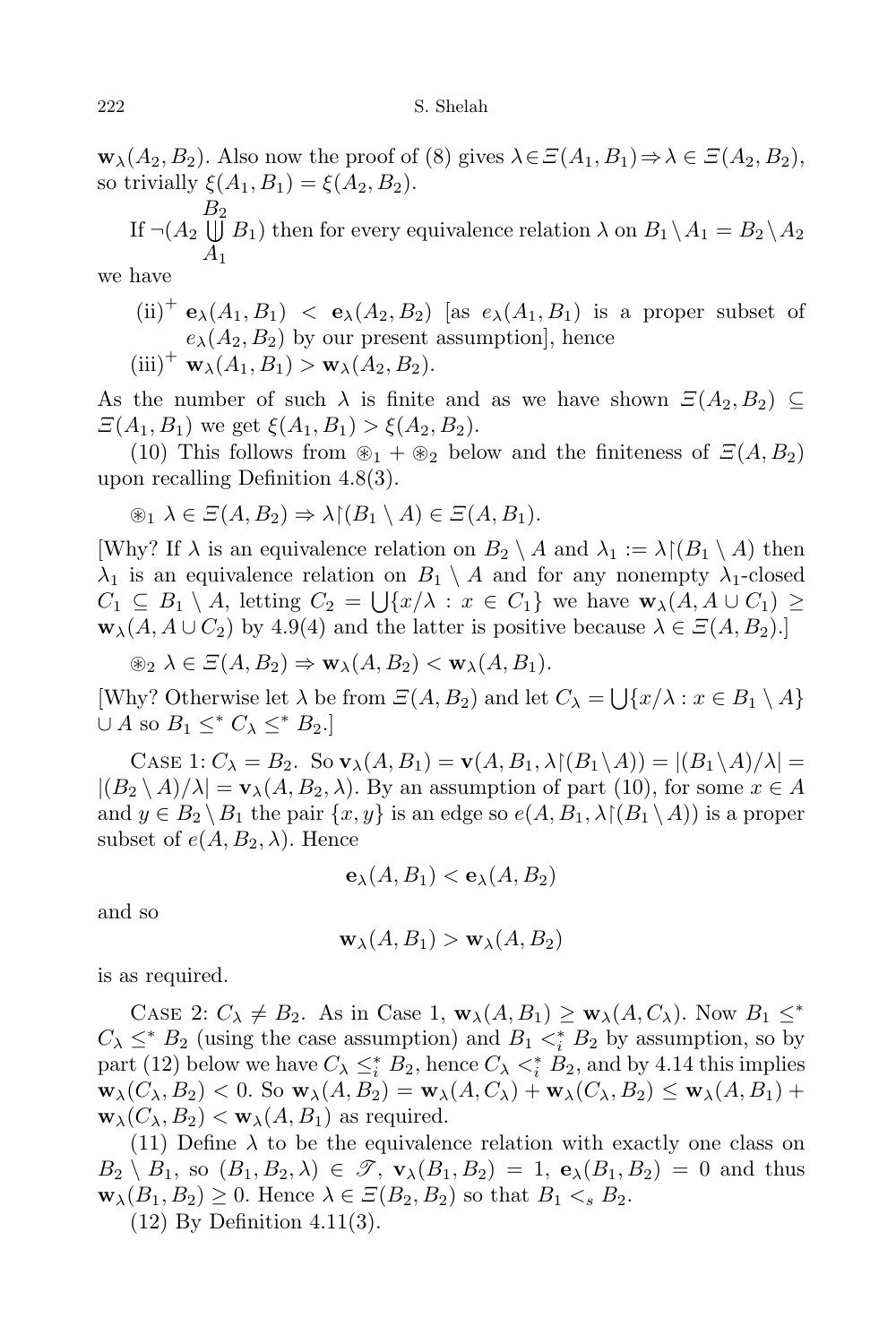$\mathbf{w}_\lambda(A_2, B_2)$. Also now the proof of (8) gives $\lambda \in \Xi(A_1, B_1) \Rightarrow \lambda \in \Xi(A_2, B_2)$, so trivially $\xi(A_1, B_1) = \xi(A_2, B_2)$.

If $\neg(A_2 \underset{A_1}{\overset{B_2}{\bigcup}} B_1)$ then for every equivalence relation $\lambda$ on $B_1 \setminus A_1 = B_2 \setminus A_2$ we have

(ii)$^+$ $\mathbf{e}_\lambda(A_1, B_1) < \mathbf{e}_\lambda(A_2, B_2)$ [as $e_\lambda(A_1, B_1)$ is a proper subset of $e_\lambda(A_2, B_2)$ by our present assumption], hence

(iii)$^+$ $\mathbf{w}_\lambda(A_1, B_1) > \mathbf{w}_\lambda(A_2, B_2)$.

As the number of such $\lambda$ is finite and as we have shown $\Xi(A_2, B_2) \subseteq \Xi(A_1, B_1)$ we get $\xi(A_1, B_1) > \xi(A_2, B_2)$.

(10) This follows from $\circledast_1 + \circledast_2$ below and the finiteness of $\Xi(A, B_2)$ upon recalling Definition 4.8(3).

$\circledast_1$ $\lambda \in \Xi(A, B_2) \Rightarrow \lambda \restriction (B_1 \setminus A) \in \Xi(A, B_1)$.

[Why? If $\lambda$ is an equivalence relation on $B_2 \setminus A$ and $\lambda_1 := \lambda \restriction (B_1 \setminus A)$ then $\lambda_1$ is an equivalence relation on $B_1 \setminus A$ and for any nonempty $\lambda_1$-closed $C_1 \subseteq B_1 \setminus A$, letting $C_2 = \bigcup \{x/\lambda : x \in C_1\}$ we have $\mathbf{w}_\lambda(A, A \cup C_1) \geq \mathbf{w}_\lambda(A, A \cup C_2)$ by 4.9(4) and the latter is positive because $\lambda \in \Xi(A, B_2)$.]

$\circledast_2$ $\lambda \in \Xi(A, B_2) \Rightarrow \mathbf{w}_\lambda(A, B_2) < \mathbf{w}_\lambda(A, B_1)$.

[Why? Otherwise let $\lambda$ be from $\Xi(A, B_2)$ and let $C_\lambda = \bigcup \{x/\lambda : x \in B_1 \setminus A\} \cup A$ so $B_1 \leq^* C_\lambda \leq^* B_2$.]

Case 1: $C_\lambda = B_2$. So $\mathbf{v}_\lambda(A, B_1) = \mathbf{v}(A, B_1, \lambda \restriction (B_1 \setminus A)) = |(B_1 \setminus A)/\lambda| = |(B_2 \setminus A)/\lambda| = \mathbf{v}_\lambda(A, B_2, \lambda)$. By an assumption of part (10), for some $x \in A$ and $y \in B_2 \setminus B_1$ the pair $\{x, y\}$ is an edge so $e(A, B_1, \lambda \restriction (B_1 \setminus A))$ is a proper subset of $e(A, B_2, \lambda)$. Hence

$$\mathbf{e}_\lambda(A, B_1) < \mathbf{e}_\lambda(A, B_2)$$

and so

$$\mathbf{w}_\lambda(A, B_1) > \mathbf{w}_\lambda(A, B_2)$$

is as required.

Case 2: $C_\lambda \neq B_2$. As in Case 1, $\mathbf{w}_\lambda(A, B_1) \geq \mathbf{w}_\lambda(A, C_\lambda)$. Now $B_1 \leq^* C_\lambda \leq^* B_2$ (using the case assumption) and $B_1 <^*_i B_2$ by assumption, so by part (12) below we have $C_\lambda \leq^*_i B_2$, hence $C_\lambda <^*_i B_2$, and by 4.14 this implies $\mathbf{w}_\lambda(C_\lambda, B_2) < 0$. So $\mathbf{w}_\lambda(A, B_2) = \mathbf{w}_\lambda(A, C_\lambda) + \mathbf{w}_\lambda(C_\lambda, B_2) \leq \mathbf{w}_\lambda(A, B_1) + \mathbf{w}_\lambda(C_\lambda, B_2) < \mathbf{w}_\lambda(A, B_1)$ as required.

(11) Define $\lambda$ to be the equivalence relation with exactly one class on $B_2 \setminus B_1$, so $(B_1, B_2, \lambda) \in \mathscr{T}$, $\mathbf{v}_\lambda(B_1, B_2) = 1$, $\mathbf{e}_\lambda(B_1, B_2) = 0$ and thus $\mathbf{w}_\lambda(B_1, B_2) \geq 0$. Hence $\lambda \in \Xi(B_2, B_2)$ so that $B_1 <_s B_2$.

(12) By Definition 4.11(3).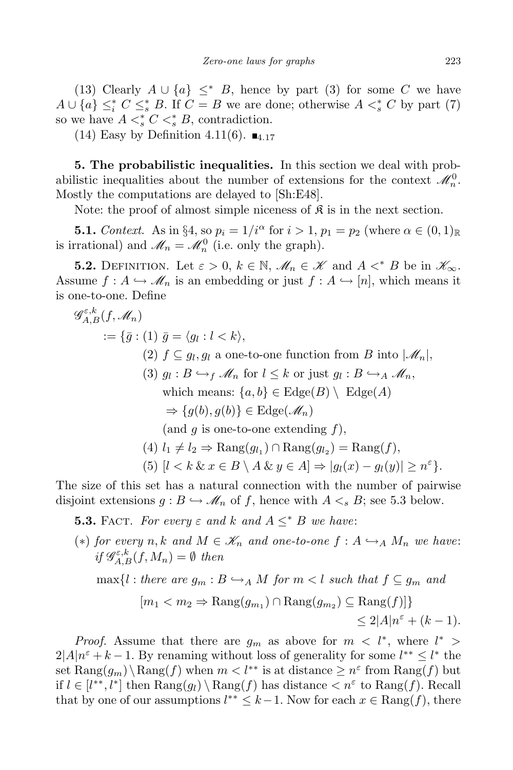(13) Clearly $A \cup \{a\} \leq^* B$, hence by part (3) for some $C$ we have $A \cup \{a\} \leq^*_i C \leq^*_s B$. If $C = B$ we are done; otherwise $A <^*_s C$ by part (7) so we have $A <^*_s C <^*_s B$, contradiction.

(14) Easy by Definition 4.11(6). $\blacksquare_{4.17}$

**5. The probabilistic inequalities.** In this section we deal with probabilistic inequalities about the number of extensions for the context $\mathscr{M}^0_n$. Mostly the computations are delayed to [Sh:E48].

Note: the proof of almost simple niceness of $\mathfrak{K}$ is in the next section.

**5.1.** *Context.* As in §4, so $p_i = 1/i^\alpha$ for $i > 1$, $p_1 = p_2$ (where $\alpha \in (0,1)_{\mathbb{R}}$ is irrational) and $\mathscr{M}_n = \mathscr{M}^0_n$ (i.e. only the graph).

**5.2.** Definition. Let $\varepsilon > 0$, $k \in \mathbb{N}$, $\mathscr{M}_n \in \mathscr{K}$ and $A <^* B$ be in $\mathscr{K}_\infty$. Assume $f : A \hookrightarrow \mathscr{M}_n$ is an embedding or just $f : A \hookrightarrow [n]$, which means it is one-to-one. Define

$$
\begin{aligned}
&\mathscr{G}^{\varepsilon,k}_{A,B}(f, \mathscr{M}_n) \\
&\quad := \{\bar g : (1)\ \bar g = \langle g_l : l < k\rangle, \\
&\qquad\quad (2)\ f \subseteq g_l, g_l \text{ a one-to-one function from } B \text{ into } |\mathscr{M}_n|, \\
&\qquad\quad (3)\ g_l : B \hookrightarrow_f \mathscr{M}_n \text{ for } l \leq k \text{ or just } g_l : B \hookrightarrow_A \mathscr{M}_n, \\
&\qquad\qquad \text{which means: } \{a,b\} \in \mathrm{Edge}(B) \setminus \mathrm{Edge}(A) \\
&\qquad\qquad \Rightarrow \{g(b), g(b)\} \in \mathrm{Edge}(\mathscr{M}_n) \\
&\qquad\qquad (\text{and } g \text{ is one-to-one extending } f), \\
&\qquad\quad (4)\ l_1 \neq l_2 \Rightarrow \mathrm{Rang}(g_{l_1}) \cap \mathrm{Rang}(g_{l_2}) = \mathrm{Rang}(f), \\
&\qquad\quad (5)\ [l < k \,\&\, x \in B \setminus A \,\&\, y \in A] \Rightarrow |g_l(x) - g_l(y)| \geq n^\varepsilon\}.
\end{aligned}
$$

The size of this set has a natural connection with the number of pairwise disjoint extensions $g : B \hookrightarrow \mathscr{M}_n$ of $f$, hence with $A <_s B$; see 5.3 below.

**5.3.** Fact. *For every $\varepsilon$ and $k$ and $A \leq^* B$ we have*:

$(*)$ *for every $n, k$ and $M \in \mathscr{K}_n$ and one-to-one $f : A \hookrightarrow_A M_n$ we have*: *if $\mathscr{G}^{\varepsilon,k}_{A,B}(f, M_n) = \emptyset$ then*

$$
\begin{aligned}
\max\{l : &\text{ there are } g_m : B \hookrightarrow_A M \text{ for } m < l \text{ such that } f \subseteq g_m \text{ and} \\
&[m_1 < m_2 \Rightarrow \mathrm{Rang}(g_{m_1}) \cap \mathrm{Rang}(g_{m_2}) \subseteq \mathrm{Rang}(f)]\} \\
&\qquad\qquad\qquad\qquad \leq 2|A|n^\varepsilon + (k-1).
\end{aligned}
$$

*Proof.* Assume that there are $g_m$ as above for $m < l^*$, where $l^* > 2|A|n^\varepsilon + k - 1$. By renaming without loss of generality for some $l^{**} \leq l^*$ the set $\mathrm{Rang}(g_m) \setminus \mathrm{Rang}(f)$ when $m < l^{**}$ is at distance $\geq n^\varepsilon$ from $\mathrm{Rang}(f)$ but if $l \in [l^{**}, l^*]$ then $\mathrm{Rang}(g_l) \setminus \mathrm{Rang}(f)$ has distance $< n^\varepsilon$ to $\mathrm{Rang}(f)$. Recall that by one of our assumptions $l^{**} \leq k-1$. Now for each $x \in \mathrm{Rang}(f)$, there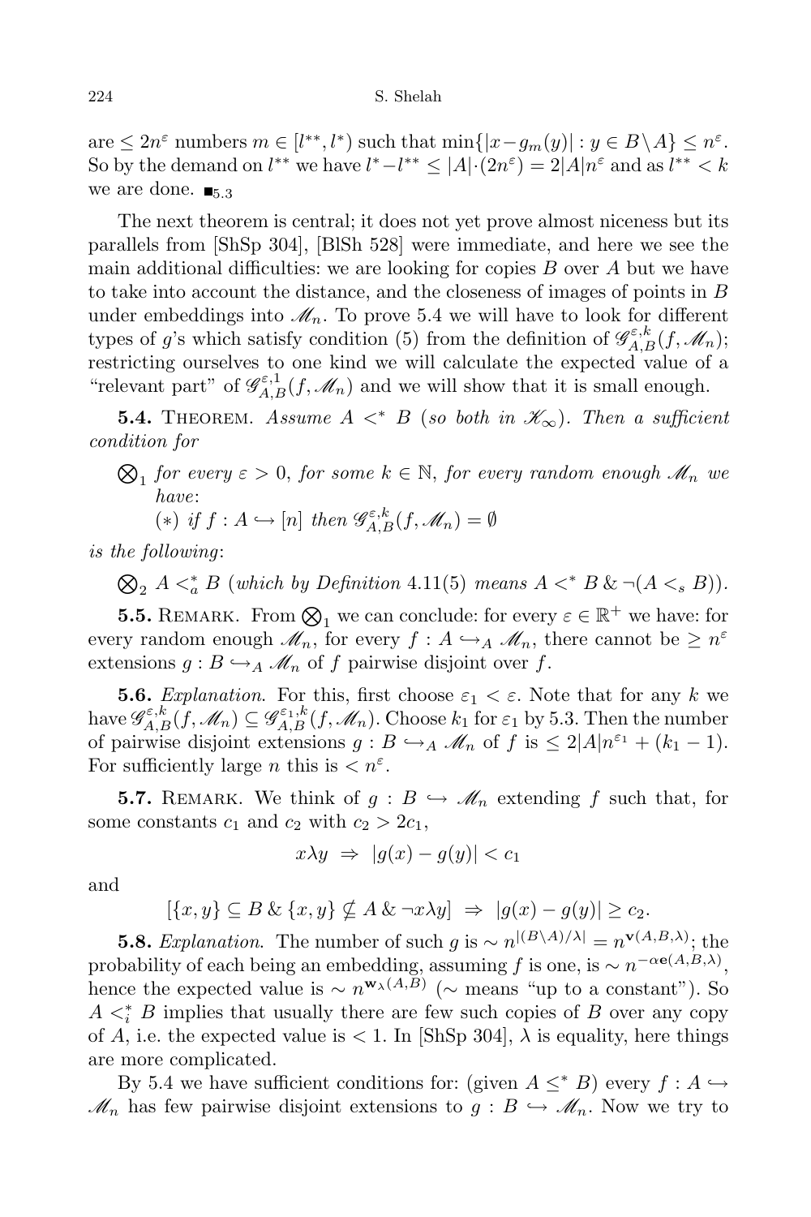are $\leq 2n^{\varepsilon}$ numbers $m \in [l^{**}, l^*)$ such that $\min\{|x - g_m(y)| : y \in B \setminus A\} \leq n^{\varepsilon}$. So by the demand on $l^{**}$ we have $l^* - l^{**} \leq |A| \cdot (2n^{\varepsilon}) = 2|A|n^{\varepsilon}$ and as $l^{**} < k$ we are done. $\blacksquare_{5.3}$

The next theorem is central; it does not yet prove almost niceness but its parallels from [ShSp 304], [BlSh 528] were immediate, and here we see the main additional difficulties: we are looking for copies $B$ over $A$ but we have to take into account the distance, and the closeness of images of points in $B$ under embeddings into $\mathscr{M}_n$. To prove 5.4 we will have to look for different types of $g$'s which satisfy condition (5) from the definition of $\mathscr{G}^{\varepsilon,k}_{A,B}(f, \mathscr{M}_n)$; restricting ourselves to one kind we will calculate the expected value of a "relevant part" of $\mathscr{G}^{\varepsilon,1}_{A,B}(f, \mathscr{M}_n)$ and we will show that it is small enough.

**5.4.** Theorem. *Assume $A <^* B$ (so both in $\mathscr{K}_\infty$). Then a sufficient condition for*

$\bigotimes_1$ *for every $\varepsilon > 0$, for some $k \in \mathbb{N}$, for every random enough $\mathscr{M}_n$ we have*:
 $(*)$ *if $f : A \hookrightarrow [n]$ then $\mathscr{G}^{\varepsilon,k}_{A,B}(f, \mathscr{M}_n) = \emptyset$*

*is the following*:

$\bigotimes_2$ $A <^*_a B$ *(which by Definition 4.11(5) means $A <^* B \,\&\, \neg(A <_s B)$).*

**5.5.** Remark. From $\bigotimes_1$ we can conclude: for every $\varepsilon \in \mathbb{R}^+$ we have: for every random enough $\mathscr{M}_n$, for every $f : A \hookrightarrow_A \mathscr{M}_n$, there cannot be $\geq n^{\varepsilon}$ extensions $g : B \hookrightarrow_A \mathscr{M}_n$ of $f$ pairwise disjoint over $f$.

**5.6.** *Explanation.* For this, first choose $\varepsilon_1 < \varepsilon$. Note that for any $k$ we have $\mathscr{G}^{\varepsilon,k}_{A,B}(f, \mathscr{M}_n) \subseteq \mathscr{G}^{\varepsilon_1,k}_{A,B}(f, \mathscr{M}_n)$. Choose $k_1$ for $\varepsilon_1$ by 5.3. Then the number of pairwise disjoint extensions $g : B \hookrightarrow_A \mathscr{M}_n$ of $f$ is $\leq 2|A|n^{\varepsilon_1} + (k_1 - 1)$. For sufficiently large $n$ this is $< n^{\varepsilon}$.

**5.7.** Remark. We think of $g : B \hookrightarrow \mathscr{M}_n$ extending $f$ such that, for some constants $c_1$ and $c_2$ with $c_2 > 2c_1$,

$$x \lambda y \;\Rightarrow\; |g(x) - g(y)| < c_1$$

and

$$[\{x, y\} \subseteq B \,\&\, \{x, y\} \nsubseteq A \,\&\, \neg x \lambda y] \;\Rightarrow\; |g(x) - g(y)| \geq c_2.$$

**5.8.** *Explanation.* The number of such $g$ is $\sim n^{|(B \setminus A)/\lambda|} = n^{\mathbf{v}(A,B,\lambda)}$; the probability of each being an embedding, assuming $f$ is one, is $\sim n^{-\alpha \mathbf{e}(A,B,\lambda)}$, hence the expected value is $\sim n^{\mathbf{w}_\lambda(A,B)}$ ($\sim$ means "up to a constant"). So $A <^*_i B$ implies that usually there are few such copies of $B$ over any copy of $A$, i.e. the expected value is $< 1$. In [ShSp 304], $\lambda$ is equality, here things are more complicated.

By 5.4 we have sufficient conditions for: (given $A \leq^* B$) every $f : A \hookrightarrow \mathscr{M}_n$ has few pairwise disjoint extensions to $g : B \hookrightarrow \mathscr{M}_n$. Now we try to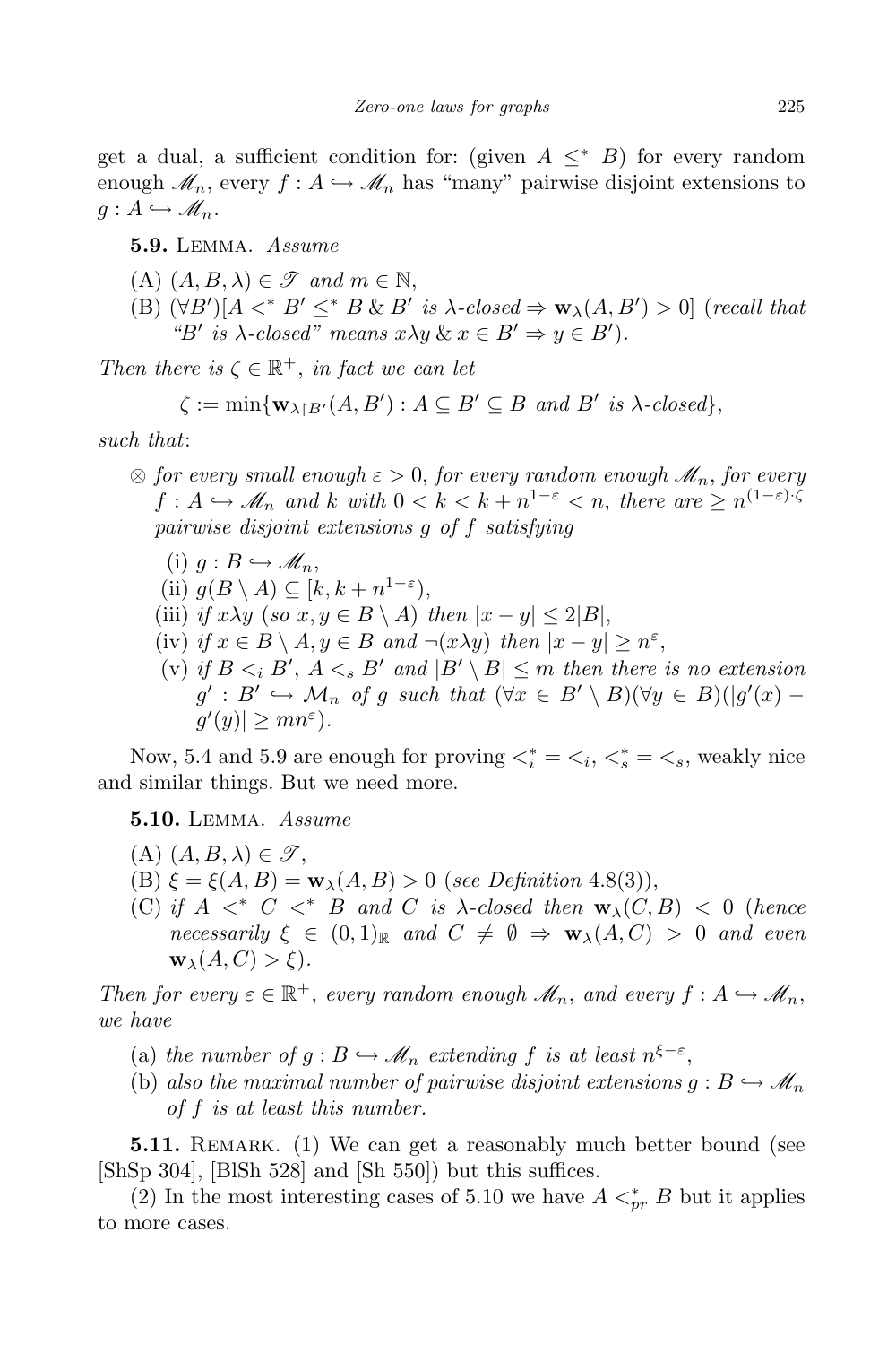get a dual, a sufficient condition for: (given $A \le^* B$) for every random enough $\mathscr{M}_n$, every $f : A \hookrightarrow \mathscr{M}_n$ has "many" pairwise disjoint extensions to $g : A \hookrightarrow \mathscr{M}_n$.

**5.9.** Lemma. *Assume*

(A) $(A, B, \lambda) \in \mathscr{T}$ *and* $m \in \mathbb{N}$,

(B) $(\forall B')[A <^* B' \le^* B \;\&\; B'$ *is* $\lambda$*-closed* $\Rightarrow \mathbf{w}_\lambda(A, B') > 0]$ (*recall that "*$B'$ *is* $\lambda$*-closed" means* $x\lambda y \;\&\; x \in B' \Rightarrow y \in B'$).

*Then there is* $\zeta \in \mathbb{R}^+$, *in fact we can let*

$$\zeta := \min\{\mathbf{w}_{\lambda\restriction B'}(A, B') : A \subseteq B' \subseteq B \text{ and } B' \text{ is } \lambda\text{-closed}\},$$

*such that*:

$\otimes$ *for every small enough* $\varepsilon > 0$, *for every random enough* $\mathscr{M}_n$, *for every* $f : A \hookrightarrow \mathscr{M}_n$ *and* $k$ *with* $0 < k < k + n^{1-\varepsilon} < n$, *there are* $\ge n^{(1-\varepsilon)\cdot\zeta}$ *pairwise disjoint extensions* $g$ *of* $f$ *satisfying*

   (i) $g : B \hookrightarrow \mathscr{M}_n$,

   (ii) $g(B \setminus A) \subseteq [k, k + n^{1-\varepsilon})$,

   (iii) *if* $x\lambda y$ (*so* $x, y \in B \setminus A$) *then* $|x - y| \le 2|B|$,

   (iv) *if* $x \in B \setminus A, y \in B$ *and* $\neg(x\lambda y)$ *then* $|x - y| \ge n^\varepsilon$,

   (v) *if* $B <_i B'$, $A <_s B'$ *and* $|B' \setminus B| \le m$ *then there is no extension* $g' : B' \hookrightarrow \mathcal{M}_n$ *of* $g$ *such that* $(\forall x \in B' \setminus B)(\forall y \in B)(|g'(x) - g'(y)| \ge mn^\varepsilon)$.

Now, 5.4 and 5.9 are enough for proving $<_i^* = <_i$, $<_s^* = <_s$, weakly nice and similar things. But we need more.

**5.10.** Lemma. *Assume*

(A) $(A, B, \lambda) \in \mathscr{T}$,

(B) $\xi = \xi(A, B) = \mathbf{w}_\lambda(A, B) > 0$ (*see Definition* 4.8(3)),

(C) *if* $A <^* C <^* B$ *and* $C$ *is* $\lambda$*-closed then* $\mathbf{w}_\lambda(C, B) < 0$ (*hence necessarily* $\xi \in (0, 1)_\mathbb{R}$ *and* $C \ne \emptyset \Rightarrow \mathbf{w}_\lambda(A, C) > 0$ *and even* $\mathbf{w}_\lambda(A, C) > \xi$).

*Then for every* $\varepsilon \in \mathbb{R}^+$, *every random enough* $\mathscr{M}_n$, *and every* $f : A \hookrightarrow \mathscr{M}_n$, *we have*

(a) *the number of* $g : B \hookrightarrow \mathscr{M}_n$ *extending* $f$ *is at least* $n^{\xi-\varepsilon}$,

(b) *also the maximal number of pairwise disjoint extensions* $g : B \hookrightarrow \mathscr{M}_n$ *of* $f$ *is at least this number.*

**5.11.** Remark. (1) We can get a reasonably much better bound (see [ShSp 304], [BlSh 528] and [Sh 550]) but this suffices.

(2) In the most interesting cases of 5.10 we have $A <_{pr}^* B$ but it applies to more cases.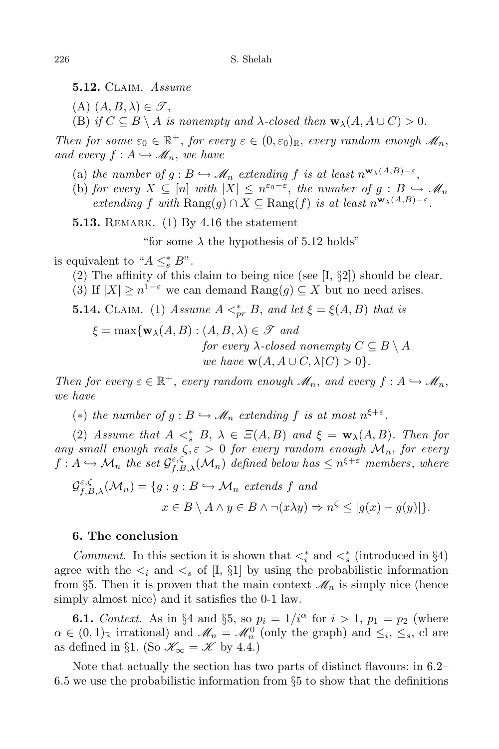**5.12.** Claim. *Assume*

(A) $(A, B, \lambda) \in \mathscr{T}$,

(B) *if* $C \subseteq B \setminus A$ *is nonempty and* $\lambda$*-closed then* $\mathbf{w}_\lambda(A, A \cup C) > 0$.

*Then for some* $\varepsilon_0 \in \mathbb{R}^+$, *for every* $\varepsilon \in (0, \varepsilon_0)_\mathbb{R}$, *every random enough* $\mathscr{M}_n$, *and every* $f : A \hookrightarrow \mathscr{M}_n$, *we have*

(a) *the number of* $g : B \hookrightarrow \mathscr{M}_n$ *extending* $f$ *is at least* $n^{\mathbf{w}_\lambda(A,B)-\varepsilon}$,

(b) *for every* $X \subseteq [n]$ *with* $|X| \leq n^{\varepsilon_0 - \varepsilon}$, *the number of* $g : B \hookrightarrow \mathscr{M}_n$ *extending* $f$ *with* $\mathrm{Rang}(g) \cap X \subseteq \mathrm{Rang}(f)$ *is at least* $n^{\mathbf{w}_\lambda(A,B)-\varepsilon}$.

**5.13.** Remark. (1) By 4.16 the statement

"for some $\lambda$ the hypothesis of 5.12 holds"

is equivalent to "$A \leq^*_s B$".

(2) The affinity of this claim to being nice (see [I, §2]) should be clear.

(3) If $|X| \geq n^{1-\varepsilon}$ we can demand $\mathrm{Rang}(g) \subseteq X$ but no need arises.

**5.14.** Claim. (1) *Assume* $A <^*_{pr} B$, *and let* $\xi = \xi(A, B)$ *that is*

$$\xi = \max\{\mathbf{w}_\lambda(A, B) : (A, B, \lambda) \in \mathscr{T} \text{ and for every } \lambda\text{-closed nonempty } C \subseteq B \setminus A \text{ we have } \mathbf{w}(A, A \cup C, \lambda{\restriction}C) > 0\}.$$

*Then for every* $\varepsilon \in \mathbb{R}^+$, *every random enough* $\mathscr{M}_n$, *and every* $f : A \hookrightarrow \mathscr{M}_n$, *we have*

$(*)$ *the number of* $g : B \hookrightarrow \mathscr{M}_n$ *extending* $f$ *is at most* $n^{\xi+\varepsilon}$.

(2) *Assume that* $A <^*_s B$, $\lambda \in \Xi(A, B)$ *and* $\xi = \mathbf{w}_\lambda(A, B)$. *Then for any small enough reals* $\zeta, \varepsilon > 0$ *for every random enough* $\mathcal{M}_n$, *for every* $f : A \hookrightarrow \mathcal{M}_n$ *the set* $\mathcal{G}^{\varepsilon,\zeta}_{f,B,\lambda}(\mathcal{M}_n)$ *defined below has* $\leq n^{\xi+\varepsilon}$ *members*, *where*

$$\mathcal{G}^{\varepsilon,\zeta}_{f,B,\lambda}(\mathcal{M}_n) = \{g : g : B \hookrightarrow \mathcal{M}_n \text{ extends } f \text{ and } x \in B \setminus A \wedge y \in B \wedge \neg(x\lambda y) \Rightarrow n^\zeta \leq |g(x) - g(y)|\}.$$

## 6. The conclusion

*Comment.* In this section it is shown that $<^*_i$ and $<^*_s$ (introduced in §4) agree with the $<_i$ and $<_s$ of [I, §1] by using the probabilistic information from §5. Then it is proven that the main context $\mathscr{M}_n$ is simply nice (hence simply almost nice) and it satisfies the 0-1 law.

**6.1.** *Context.* As in §4 and §5, so $p_i = 1/i^\alpha$ for $i > 1$, $p_1 = p_2$ (where $\alpha \in (0,1)_\mathbb{R}$ irrational) and $\mathscr{M}_n = \mathscr{M}^0_n$ (only the graph) and $\leq_i$, $\leq_s$, cl are as defined in §1. (So $\mathscr{K}_\infty = \mathscr{K}$ by 4.4.)

Note that actually the section has two parts of distinct flavours: in 6.2–6.5 we use the probabilistic information from §5 to show that the definitions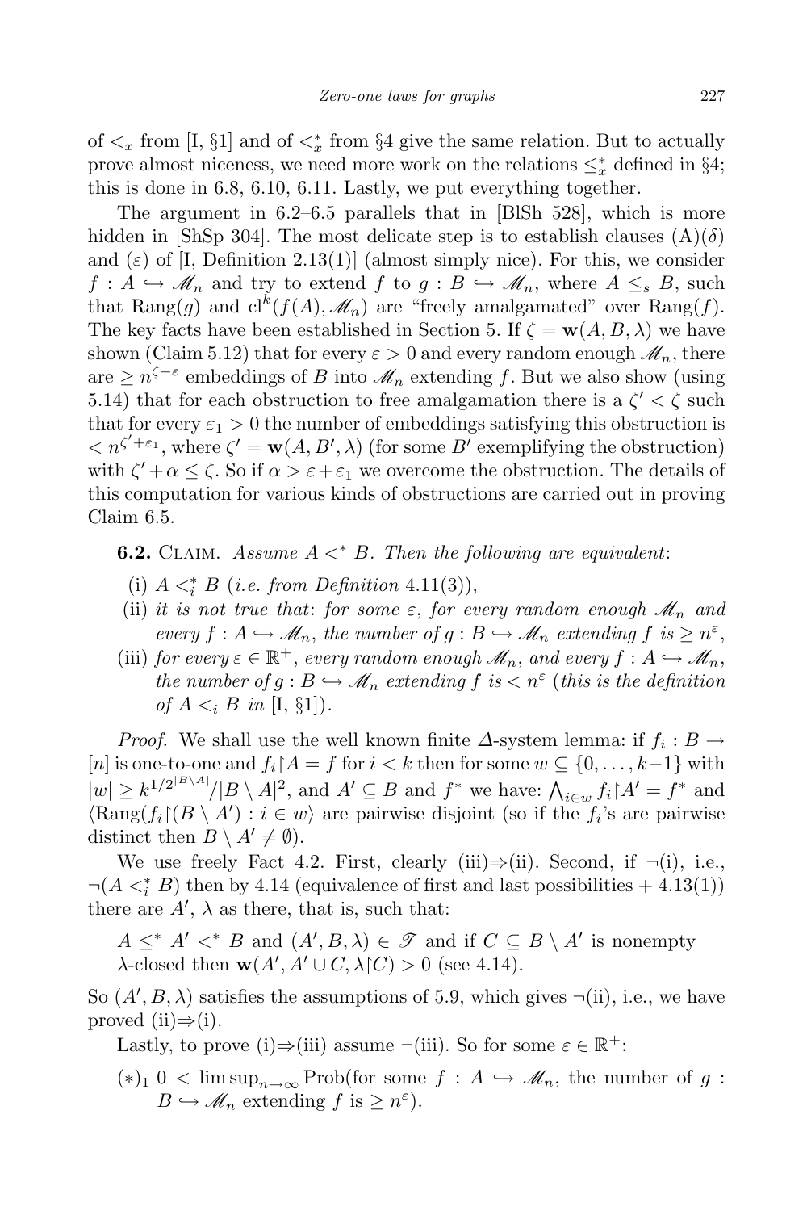of $<_x$ from [I, §1] and of $<^*_x$ from §4 give the same relation. But to actually prove almost niceness, we need more work on the relations $\leq^*_x$ defined in §4; this is done in 6.8, 6.10, 6.11. Lastly, we put everything together.

The argument in 6.2–6.5 parallels that in [BlSh 528], which is more hidden in [ShSp 304]. The most delicate step is to establish clauses (A)($\delta$) and ($\varepsilon$) of [I, Definition 2.13(1)] (almost simply nice). For this, we consider $f : A \hookrightarrow \mathscr{M}_n$ and try to extend $f$ to $g : B \hookrightarrow \mathscr{M}_n$, where $A \leq_s B$, such that $\mathrm{Rang}(g)$ and $\mathrm{cl}^k(f(A), \mathscr{M}_n)$ are "freely amalgamated" over $\mathrm{Rang}(f)$. The key facts have been established in Section 5. If $\zeta = \mathbf{w}(A, B, \lambda)$ we have shown (Claim 5.12) that for every $\varepsilon > 0$ and every random enough $\mathscr{M}_n$, there are $\geq n^{\zeta - \varepsilon}$ embeddings of $B$ into $\mathscr{M}_n$ extending $f$. But we also show (using 5.14) that for each obstruction to free amalgamation there is a $\zeta' < \zeta$ such that for every $\varepsilon_1 > 0$ the number of embeddings satisfying this obstruction is $< n^{\zeta' + \varepsilon_1}$, where $\zeta' = \mathbf{w}(A, B', \lambda)$ (for some $B'$ exemplifying the obstruction) with $\zeta' + \alpha \leq \zeta$. So if $\alpha > \varepsilon + \varepsilon_1$ we overcome the obstruction. The details of this computation for various kinds of obstructions are carried out in proving Claim 6.5.

**6.2.** Claim. *Assume $A <^* B$. Then the following are equivalent*:

(i) $A <^*_i B$ (*i.e. from Definition* 4.11(3)),

(ii) *it is not true that*: *for some $\varepsilon$, for every random enough $\mathscr{M}_n$ and every $f : A \hookrightarrow \mathscr{M}_n$, the number of $g : B \hookrightarrow \mathscr{M}_n$ extending $f$ is $\geq n^{\varepsilon}$*,

(iii) *for every $\varepsilon \in \mathbb{R}^+$, every random enough $\mathscr{M}_n$, and every $f : A \hookrightarrow \mathscr{M}_n$, the number of $g : B \hookrightarrow \mathscr{M}_n$ extending $f$ is $< n^{\varepsilon}$* (*this is the definition of $A <_i B$ in* [I, §1]).

*Proof.* We shall use the well known finite $\Delta$-system lemma: if $f_i : B \to [n]$ is one-to-one and $f_i{\restriction}A = f$ for $i < k$ then for some $w \subseteq \{0, \ldots, k-1\}$ with $|w| \geq k^{1/2^{|B \setminus A|}}/|B \setminus A|^2$, and $A' \subseteq B$ and $f^*$ we have: $\bigwedge_{i \in w} f_i{\restriction}A' = f^*$ and $\langle \mathrm{Rang}(f_i{\restriction}(B \setminus A') : i \in w\rangle$ are pairwise disjoint (so if the $f_i$'s are pairwise distinct then $B \setminus A' \neq \emptyset$).

We use freely Fact 4.2. First, clearly (iii)$\Rightarrow$(ii). Second, if $\neg$(i), i.e., $\neg(A <^*_i B)$ then by 4.14 (equivalence of first and last possibilities + 4.13(1)) there are $A'$, $\lambda$ as there, that is, such that:

$A \leq^* A' <^* B$ and $(A', B, \lambda) \in \mathscr{T}$ and if $C \subseteq B \setminus A'$ is nonempty $\lambda$-closed then $\mathbf{w}(A', A' \cup C, \lambda{\restriction}C) > 0$ (see 4.14).

So $(A', B, \lambda)$ satisfies the assumptions of 5.9, which gives $\neg$(ii), i.e., we have proved (ii)$\Rightarrow$(i).

Lastly, to prove (i)$\Rightarrow$(iii) assume $\neg$(iii). So for some $\varepsilon \in \mathbb{R}^+$:

$(*)_1$ $0 < \limsup_{n\to\infty} \mathrm{Prob}($for some $f : A \hookrightarrow \mathscr{M}_n$, the number of $g : B \hookrightarrow \mathscr{M}_n$ extending $f$ is $\geq n^{\varepsilon})$.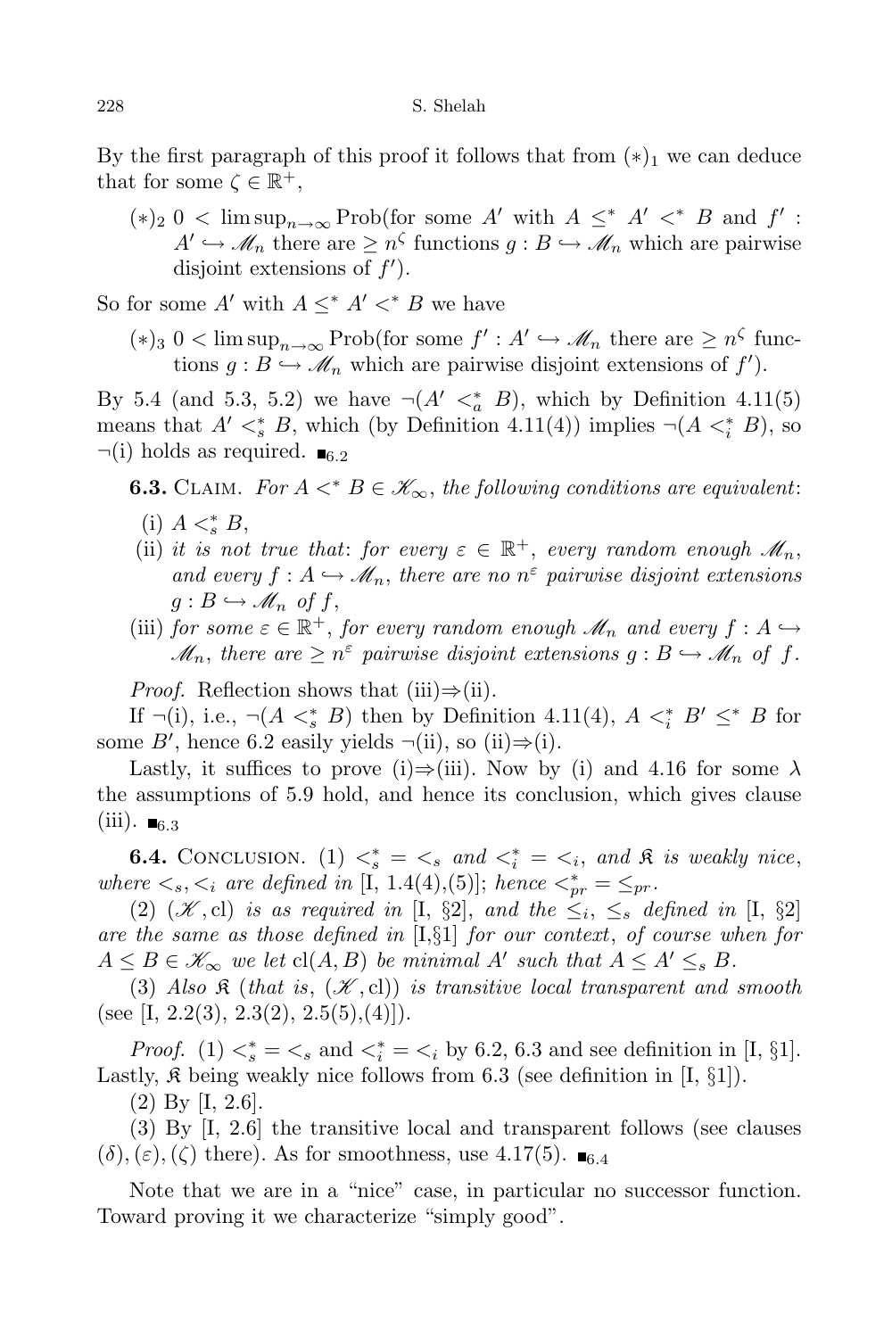By the first paragraph of this proof it follows that from $(*)_1$ we can deduce that for some $\zeta \in \mathbb{R}^+$,

$(*)_2$ $0 < \limsup_{n\to\infty} \text{Prob}(\text{for some } A' \text{ with } A \le^* A' <^* B \text{ and } f' : A' \hookrightarrow \mathscr{M}_n \text{ there are} \ge n^\zeta \text{ functions } g : B \hookrightarrow \mathscr{M}_n \text{ which are pairwise disjoint extensions of } f')$.

So for some $A'$ with $A \le^* A' <^* B$ we have

$(*)_3$ $0 < \limsup_{n\to\infty} \text{Prob}(\text{for some } f' : A' \hookrightarrow \mathscr{M}_n \text{ there are} \ge n^\zeta \text{ functions } g : B \hookrightarrow \mathscr{M}_n \text{ which are pairwise disjoint extensions of } f')$.

By 5.4 (and 5.3, 5.2) we have $\neg(A' <^*_a B)$, which by Definition 4.11(5) means that $A' <^*_s B$, which (by Definition 4.11(4)) implies $\neg(A <^*_i B)$, so $\neg$(i) holds as required. $\blacksquare_{6.2}$

**6.3.** Claim. *For $A <^* B \in \mathscr{K}_\infty$, the following conditions are equivalent*:

(i) $A <^*_s B$,

(ii) *it is not true that*: *for every $\varepsilon \in \mathbb{R}^+$, every random enough $\mathscr{M}_n$, and every $f : A \hookrightarrow \mathscr{M}_n$, there are no $n^\varepsilon$ pairwise disjoint extensions $g : B \hookrightarrow \mathscr{M}_n$ of $f$*,

(iii) *for some $\varepsilon \in \mathbb{R}^+$, for every random enough $\mathscr{M}_n$ and every $f : A \hookrightarrow \mathscr{M}_n$, there are $\ge n^\varepsilon$ pairwise disjoint extensions $g : B \hookrightarrow \mathscr{M}_n$ of $f$.*

*Proof.* Reflection shows that (iii)$\Rightarrow$(ii).

If $\neg$(i), i.e., $\neg(A <^*_s B)$ then by Definition 4.11(4), $A <^*_i B' \le^* B$ for some $B'$, hence 6.2 easily yields $\neg$(ii), so (ii)$\Rightarrow$(i).

Lastly, it suffices to prove (i)$\Rightarrow$(iii). Now by (i) and 4.16 for some $\lambda$ the assumptions of 5.9 hold, and hence its conclusion, which gives clause (iii). $\blacksquare_{6.3}$

**6.4.** Conclusion. (1) *$<^*_s = <_s$ and $<^*_i = <_i$, and $\mathfrak{K}$ is weakly nice, where $<_s, <_i$ are defined in* [I, 1.4(4),(5)]; *hence $<^*_{pr} = \le_{pr}$.*

(2) *$(\mathscr{K}, \text{cl})$ is as required in* [I, §2], *and the $\le_i$, $\le_s$ defined in* [I, §2] *are the same as those defined in* [I,§1] *for our context*, *of course when for $A \le B \in \mathscr{K}_\infty$ we let $\text{cl}(A,B)$ be minimal $A'$ such that $A \le A' \le_s B$.*

(3) *Also $\mathfrak{K}$ (that is, $(\mathscr{K}, \text{cl})$) is transitive local transparent and smooth* (see [I, 2.2(3), 2.3(2), 2.5(5),(4)]).

*Proof.* (1) $<^*_s = <_s$ and $<^*_i = <_i$ by 6.2, 6.3 and see definition in [I, §1]. Lastly, $\mathfrak{K}$ being weakly nice follows from 6.3 (see definition in [I, §1]).

(2) By [I, 2.6].

(3) By [I, 2.6] the transitive local and transparent follows (see clauses $(\delta), (\varepsilon), (\zeta)$ there). As for smoothness, use 4.17(5). $\blacksquare_{6.4}$

Note that we are in a "nice" case, in particular no successor function. Toward proving it we characterize "simply good".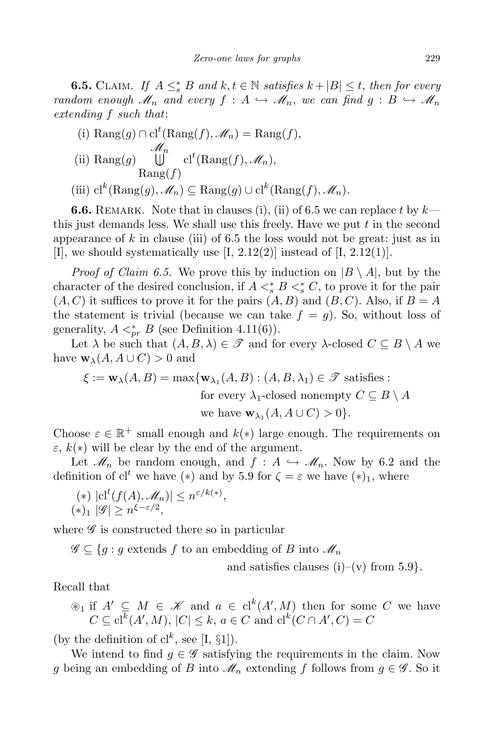**6.5.** Claim. *If $A \le_s^* B$ and $k, t \in \mathbb{N}$ satisfies $k + |B| \le t$, then for every random enough $\mathscr{M}_n$ and every $f : A \hookrightarrow \mathscr{M}_n$, we can find $g : B \hookrightarrow \mathscr{M}_n$ extending $f$ such that*:

(i) $\mathrm{Rang}(g) \cap \mathrm{cl}^t(\mathrm{Rang}(f), \mathscr{M}_n) = \mathrm{Rang}(f)$,

(ii) $\mathrm{Rang}(g) \underset{\mathrm{Rang}(f)}{\overset{\mathscr{M}_n}{\bigcup\!\!\!\!\!\!\bigcup}} \mathrm{cl}^t(\mathrm{Rang}(f), \mathscr{M}_n)$,

(iii) $\mathrm{cl}^k(\mathrm{Rang}(g), \mathscr{M}_n) \subseteq \mathrm{Rang}(g) \cup \mathrm{cl}^k(\mathrm{Rang}(f), \mathscr{M}_n)$.

**6.6.** Remark. Note that in clauses (i), (ii) of 6.5 we can replace $t$ by $k$—this just demands less. We shall use this freely. Have we put $t$ in the second appearance of $k$ in clause (iii) of 6.5 the loss would not be great: just as in [I], we should systematically use [I, 2.12(2)] instead of [I, 2.12(1)].

*Proof of Claim 6.5.* We prove this by induction on $|B \setminus A|$, but by the character of the desired conclusion, if $A <_s^* B <_s^* C$, to prove it for the pair $(A, C)$ it suffices to prove it for the pairs $(A, B)$ and $(B, C)$. Also, if $B = A$ the statement is trivial (because we can take $f = g$). So, without loss of generality, $A <_{pr}^* B$ (see Definition 4.11(6)).

Let $\lambda$ be such that $(A, B, \lambda) \in \mathscr{T}$ and for every $\lambda$-closed $C \subseteq B \setminus A$ we have $\mathbf{w}_\lambda(A, A \cup C) > 0$ and

$$\begin{aligned}\xi := \mathbf{w}_\lambda(A, B) = \max\{\mathbf{w}_{\lambda_1}(A, B) : (A, B, \lambda_1) \in \mathscr{T} \text{ satisfies :}\\ \text{for every } \lambda_1\text{-closed nonempty } C \subseteq B \setminus A\\ \text{we have } \mathbf{w}_{\lambda_1}(A, A \cup C) > 0\}.\end{aligned}$$

Choose $\varepsilon \in \mathbb{R}^+$ small enough and $k(*)$ large enough. The requirements on $\varepsilon$, $k(*)$ will be clear by the end of the argument.

Let $\mathscr{M}_n$ be random enough, and $f : A \hookrightarrow \mathscr{M}_n$. Now by 6.2 and the definition of $\mathrm{cl}^t$ we have $(*)$ and by 5.9 for $\zeta = \varepsilon$ we have $(*)_1$, where

$(*)$ $|\mathrm{cl}^t(f(A), \mathscr{M}_n)| \le n^{\varepsilon/k(*)}$,

$(*)_1$ $|\mathscr{G}| \ge n^{\xi - \varepsilon/2}$,

where $\mathscr{G}$ is constructed there so in particular

$$\mathscr{G} \subseteq \{g : g \text{ extends } f \text{ to an embedding of } B \text{ into } \mathscr{M}_n \text{ and satisfies clauses (i)–(v) from 5.9}\}.$$

Recall that

$\circledast_1$ if $A' \subseteq M \in \mathscr{K}$ and $a \in \mathrm{cl}^k(A', M)$ then for some $C$ we have $C \subseteq \mathrm{cl}^k(A', M)$, $|C| \le k$, $a \in C$ and $\mathrm{cl}^k(C \cap A', C) = C$

(by the definition of $\mathrm{cl}^k$, see [I, §1]).

We intend to find $g \in \mathscr{G}$ satisfying the requirements in the claim. Now $g$ being an embedding of $B$ into $\mathscr{M}_n$ extending $f$ follows from $g \in \mathscr{G}$. So it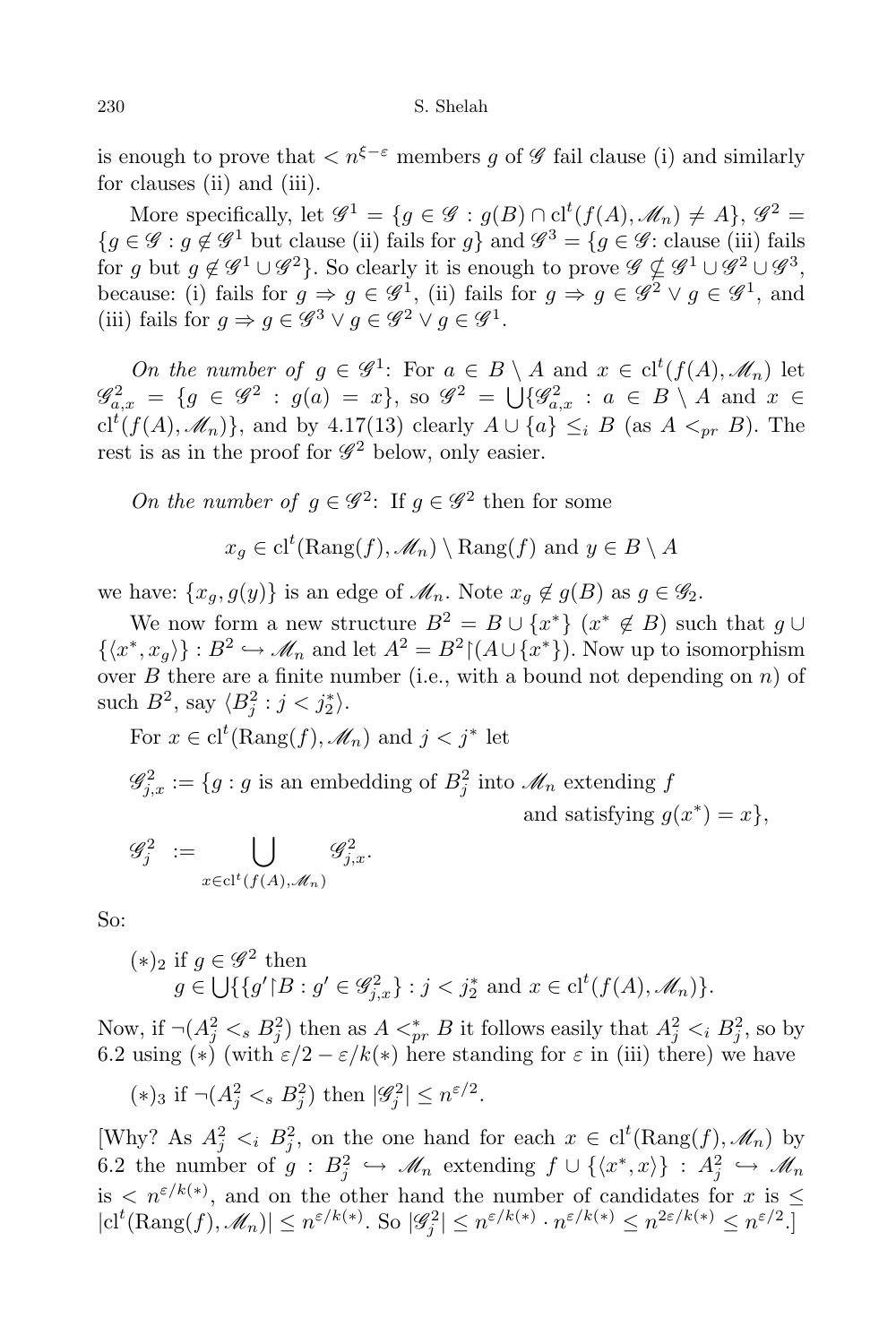is enough to prove that $< n^{\xi - \varepsilon}$ members $g$ of $\mathscr{G}$ fail clause (i) and similarly for clauses (ii) and (iii).

More specifically, let $\mathscr{G}^1 = \{g \in \mathscr{G} : g(B) \cap \mathrm{cl}^t(f(A), \mathscr{M}_n) \neq A\}$, $\mathscr{G}^2 = \{g \in \mathscr{G} : g \notin \mathscr{G}^1$ but clause (ii) fails for $g\}$ and $\mathscr{G}^3 = \{g \in \mathscr{G}$: clause (iii) fails for $g$ but $g \notin \mathscr{G}^1 \cup \mathscr{G}^2\}$. So clearly it is enough to prove $\mathscr{G} \nsubseteq \mathscr{G}^1 \cup \mathscr{G}^2 \cup \mathscr{G}^3$, because: (i) fails for $g \Rightarrow g \in \mathscr{G}^1$, (ii) fails for $g \Rightarrow g \in \mathscr{G}^2 \vee g \in \mathscr{G}^1$, and (iii) fails for $g \Rightarrow g \in \mathscr{G}^3 \vee g \in \mathscr{G}^2 \vee g \in \mathscr{G}^1$.

*On the number of* $g \in \mathscr{G}^1$: For $a \in B \setminus A$ and $x \in \mathrm{cl}^t(f(A), \mathscr{M}_n)$ let $\mathscr{G}^2_{a,x} = \{g \in \mathscr{G}^2 : g(a) = x\}$, so $\mathscr{G}^2 = \bigcup\{\mathscr{G}^2_{a,x} : a \in B \setminus A$ and $x \in \mathrm{cl}^t(f(A), \mathscr{M}_n)\}$, and by 4.17(13) clearly $A \cup \{a\} \leq_i B$ (as $A <_{pr} B$). The rest is as in the proof for $\mathscr{G}^2$ below, only easier.

*On the number of* $g \in \mathscr{G}^2$: If $g \in \mathscr{G}^2$ then for some

$$x_g \in \mathrm{cl}^t(\mathrm{Rang}(f), \mathscr{M}_n) \setminus \mathrm{Rang}(f) \text{ and } y \in B \setminus A$$

we have: $\{x_g, g(y)\}$ is an edge of $\mathscr{M}_n$. Note $x_g \notin g(B)$ as $g \in \mathscr{G}_2$.

We now form a new structure $B^2 = B \cup \{x^*\}$ $(x^* \notin B)$ such that $g \cup \{\langle x^*, x_g\rangle\} : B^2 \hookrightarrow \mathscr{M}_n$ and let $A^2 = B^2{\restriction}(A \cup \{x^*\})$. Now up to isomorphism over $B$ there are a finite number (i.e., with a bound not depending on $n$) of such $B^2$, say $\langle B^2_j : j < j^*_2\rangle$.

For $x \in \mathrm{cl}^t(\mathrm{Rang}(f), \mathscr{M}_n)$ and $j < j^*$ let

$$\mathscr{G}^2_{j,x} := \{g : g \text{ is an embedding of } B^2_j \text{ into } \mathscr{M}_n \text{ extending } f \text{ and satisfying } g(x^*) = x\},$$

$$\mathscr{G}^2_j := \bigcup_{x \in \mathrm{cl}^t(f(A), \mathscr{M}_n)} \mathscr{G}^2_{j,x}.$$

So:

$(*)_2$ if $g \in \mathscr{G}^2$ then
$g \in \bigcup\{\{g'{\restriction}B : g' \in \mathscr{G}^2_{j,x}\} : j < j^*_2$ and $x \in \mathrm{cl}^t(f(A), \mathscr{M}_n)\}$.

Now, if $\neg(A^2_j <_s B^2_j)$ then as $A <^*_{pr} B$ it follows easily that $A^2_j <_i B^2_j$, so by 6.2 using $(*)$ (with $\varepsilon/2 - \varepsilon/k(*)$ here standing for $\varepsilon$ in (iii) there) we have

$(*)_3$ if $\neg(A^2_j <_s B^2_j)$ then $|\mathscr{G}^2_j| \leq n^{\varepsilon/2}$.

[Why? As $A^2_j <_i B^2_j$, on the one hand for each $x \in \mathrm{cl}^t(\mathrm{Rang}(f), \mathscr{M}_n)$ by 6.2 the number of $g : B^2_j \hookrightarrow \mathscr{M}_n$ extending $f \cup \{\langle x^*, x\rangle\} : A^2_j \hookrightarrow \mathscr{M}_n$ is $< n^{\varepsilon/k(*)}$, and on the other hand the number of candidates for $x$ is $\leq |\mathrm{cl}^t(\mathrm{Rang}(f), \mathscr{M}_n)| \leq n^{\varepsilon/k(*)}$. So $|\mathscr{G}^2_j| \leq n^{\varepsilon/k(*)} \cdot n^{\varepsilon/k(*)} \leq n^{2\varepsilon/k(*)} \leq n^{\varepsilon/2}$.]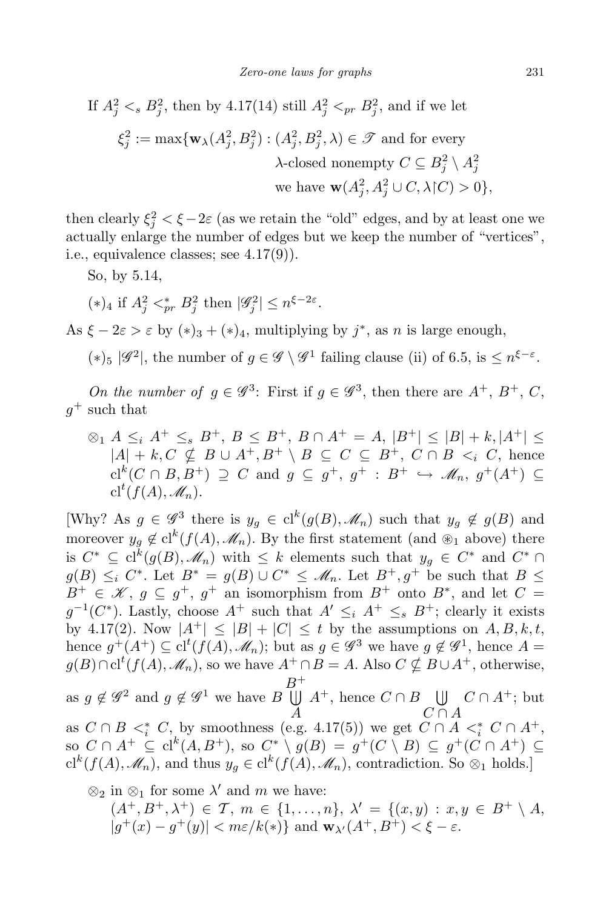If $A^2_j <_s B^2_j$, then by 4.17(14) still $A^2_j <_{pr} B^2_j$, and if we let

$$\xi^2_j := \max\{\mathbf{w}_\lambda(A^2_j, B^2_j) : (A^2_j, B^2_j, \lambda) \in \mathscr{T} \text{ and for every } \lambda\text{-closed nonempty } C \subseteq B^2_j \setminus A^2_j \text{ we have } \mathbf{w}(A^2_j, A^2_j \cup C, \lambda{\restriction}C) > 0\},$$

then clearly $\xi^2_j < \xi - 2\varepsilon$ (as we retain the "old" edges, and by at least one we actually enlarge the number of edges but we keep the number of "vertices", i.e., equivalence classes; see 4.17(9)).

So, by 5.14,

$(*)_4$ if $A^2_j <^*_{pr} B^2_j$ then $|\mathscr{G}^2_j| \leq n^{\xi - 2\varepsilon}$.

As $\xi - 2\varepsilon > \varepsilon$ by $(*)_3 + (*)_4$, multiplying by $j^*$, as $n$ is large enough,

$(*)_5$ $|\mathscr{G}^2|$, the number of $g \in \mathscr{G} \setminus \mathscr{G}^1$ failing clause (ii) of 6.5, is $\leq n^{\xi - \varepsilon}$.

*On the number of* $g \in \mathscr{G}^3$: First if $g \in \mathscr{G}^3$, then there are $A^+$, $B^+$, $C$, $g^+$ such that

$\otimes_1$ $A \leq_i A^+ \leq_s B^+$, $B \leq B^+$, $B \cap A^+ = A$, $|B^+| \leq |B| + k$, $|A^+| \leq |A| + k$, $C \nsubseteq B \cup A^+$, $B^+ \setminus B \subseteq C \subseteq B^+$, $C \cap B <_i C$, hence $\mathrm{cl}^k(C \cap B, B^+) \supseteq C$ and $g \subseteq g^+$, $g^+ : B^+ \hookrightarrow \mathscr{M}_n$, $g^+(A^+) \subseteq \mathrm{cl}^t(f(A), \mathscr{M}_n)$.

[Why? As $g \in \mathscr{G}^3$ there is $y_g \in \mathrm{cl}^k(g(B), \mathscr{M}_n)$ such that $y_g \notin g(B)$ and moreover $y_g \notin \mathrm{cl}^k(f(A), \mathscr{M}_n)$. By the first statement (and $\circledast_1$ above) there is $C^* \subseteq \mathrm{cl}^k(g(B), \mathscr{M}_n)$ with $\leq k$ elements such that $y_g \in C^*$ and $C^* \cap g(B) \leq_i C^*$. Let $B^* = g(B) \cup C^* \leq \mathscr{M}_n$. Let $B^+, g^+$ be such that $B \leq B^+ \in \mathscr{K}$, $g \subseteq g^+$, $g^+$ an isomorphism from $B^+$ onto $B^*$, and let $C = g^{-1}(C^*)$. Lastly, choose $A^+$ such that $A' \leq_i A^+ \leq_s B^+$; clearly it exists by 4.17(2). Now $|A^+| \leq |B| + |C| \leq t$ by the assumptions on $A, B, k, t$, hence $g^+(A^+) \subseteq \mathrm{cl}^t(f(A), \mathscr{M}_n)$; but as $g \in \mathscr{G}^3$ we have $g \notin \mathscr{G}^1$, hence $A = g(B) \cap \mathrm{cl}^t(f(A), \mathscr{M}_n)$, so we have $A^+ \cap B = A$. Also $C \nsubseteq B \cup A^+$, otherwise, as $g \notin \mathscr{G}^2$ and $g \notin \mathscr{G}^1$ we have $B \underset{A}{\overset{B^+}{\biguplus}} A^+$, hence $C \cap B \underset{C \cap A}{\biguplus} C \cap A^+$; but as $C \cap B <^*_i C$, by smoothness (e.g. 4.17(5)) we get $C \cap A <^*_i C \cap A^+$, so $C \cap A^+ \subseteq \mathrm{cl}^k(A, B^+)$, so $C^* \setminus g(B) = g^+(C \setminus B) \subseteq g^+(C \cap A^+) \subseteq \mathrm{cl}^k(f(A), \mathscr{M}_n)$, and thus $y_g \in \mathrm{cl}^k(f(A), \mathscr{M}_n)$, contradiction. So $\otimes_1$ holds.]

$\otimes_2$ in $\otimes_1$ for some $\lambda'$ and $m$ we have:
$(A^+, B^+, \lambda^+) \in \mathcal{T}$, $m \in \{1, \ldots, n\}$, $\lambda' = \{(x, y) : x, y \in B^+ \setminus A$, $|g^+(x) - g^+(y)| < m\varepsilon/k(*)\}$ and $\mathbf{w}_{\lambda'}(A^+, B^+) < \xi - \varepsilon$.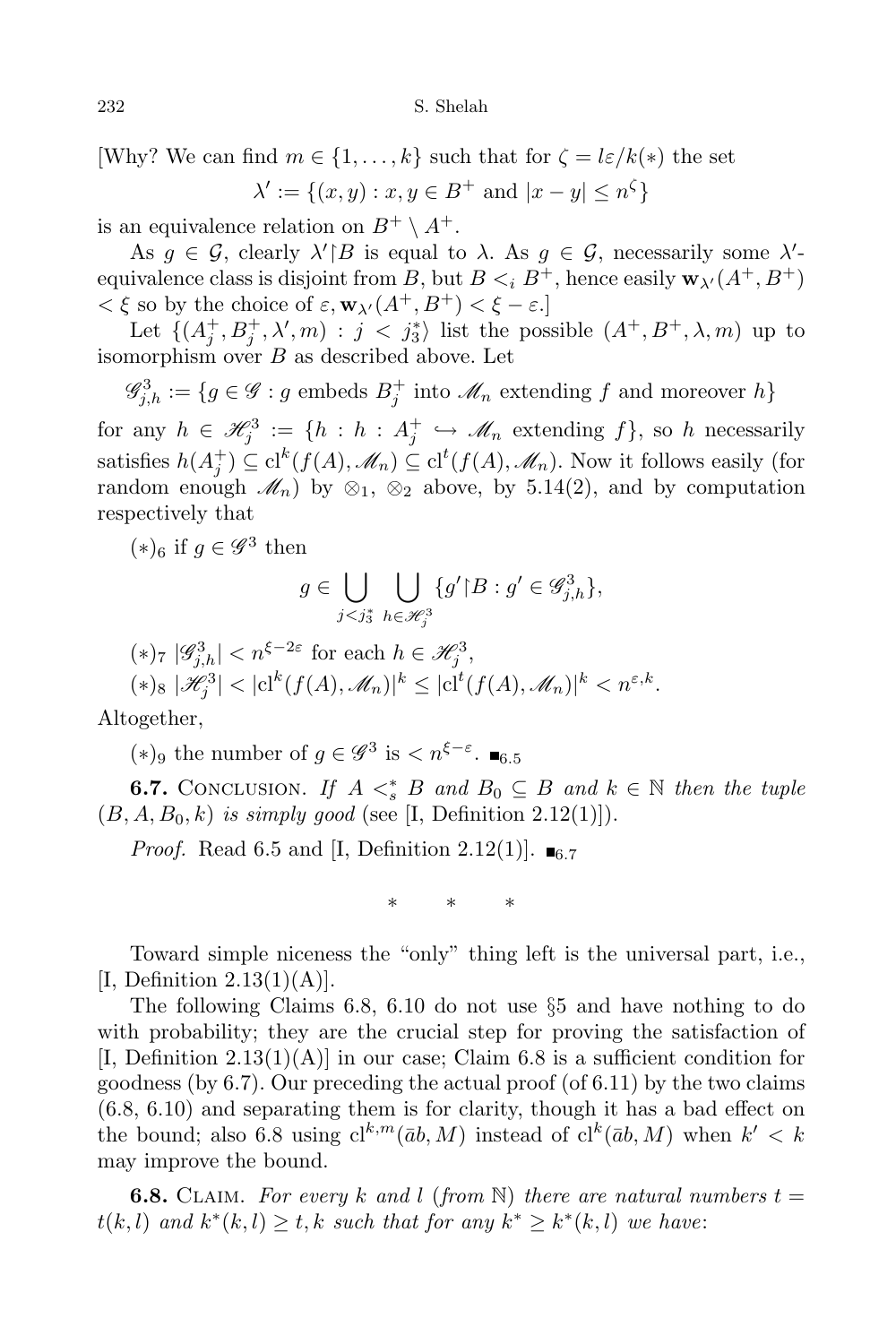[Why? We can find $m \in \{1, \dots, k\}$ such that for $\zeta = l\varepsilon/k(*)$ the set

$$\lambda' := \{(x, y) : x, y \in B^+ \text{ and } |x - y| \le n^\zeta\}$$

is an equivalence relation on $B^+ \setminus A^+$.

As $g \in \mathcal{G}$, clearly $\lambda' \restriction B$ is equal to $\lambda$. As $g \in \mathcal{G}$, necessarily some $\lambda'$-equivalence class is disjoint from $B$, but $B <_i B^+$, hence easily $\mathbf{w}_{\lambda'}(A^+, B^+) < \xi$ so by the choice of $\varepsilon, \mathbf{w}_{\lambda'}(A^+, B^+) < \xi - \varepsilon$.]

Let $\{(A^+_j, B^+_j, \lambda', m) : j < j^*_3\rangle$ list the possible $(A^+, B^+, \lambda, m)$ up to isomorphism over $B$ as described above. Let

$$\mathscr{G}^3_{j,h} := \{g \in \mathscr{G} : g \text{ embeds } B^+_j \text{ into } \mathscr{M}_n \text{ extending } f \text{ and moreover } h\}$$

for any $h \in \mathscr{H}^3_j := \{h : h : A^+_j \hookrightarrow \mathscr{M}_n \text{ extending } f\}$, so $h$ necessarily satisfies $h(A^+_j) \subseteq \mathrm{cl}^k(f(A), \mathscr{M}_n) \subseteq \mathrm{cl}^t(f(A), \mathscr{M}_n)$. Now it follows easily (for random enough $\mathscr{M}_n$) by $\otimes_1$, $\otimes_2$ above, by 5.14(2), and by computation respectively that

$(*)_6$ if $g \in \mathscr{G}^3$ then

$$g \in \bigcup_{j < j^*_3} \bigcup_{h \in \mathscr{H}^3_j} \{g' \restriction B : g' \in \mathscr{G}^3_{j,h}\},$$

$(*)_7$ $|\mathscr{G}^3_{j,h}| < n^{\xi - 2\varepsilon}$ for each $h \in \mathscr{H}^3_j$,

$(*)_8$ $|\mathscr{H}^3_j| < |\mathrm{cl}^k(f(A), \mathscr{M}_n)|^k \le |\mathrm{cl}^t(f(A), \mathscr{M}_n)|^k < n^{\varepsilon, k}$.

Altogether,

$(*)_9$ the number of $g \in \mathscr{G}^3$ is $< n^{\xi - \varepsilon}$. $\blacksquare_{6.5}$

**6.7.** Conclusion. *If $A <^*_s B$ and $B_0 \subseteq B$ and $k \in \mathbb{N}$ then the tuple $(B, A, B_0, k)$ is simply good* (see [I, Definition 2.12(1)]).

*Proof.* Read 6.5 and [I, Definition 2.12(1)]. $\blacksquare_{6.7}$

\* \* \*

Toward simple niceness the "only" thing left is the universal part, i.e., [I, Definition 2.13(1)(A)].

The following Claims 6.8, 6.10 do not use §5 and have nothing to do with probability; they are the crucial step for proving the satisfaction of [I, Definition 2.13(1)(A)] in our case; Claim 6.8 is a sufficient condition for goodness (by 6.7). Our preceding the actual proof (of 6.11) by the two claims (6.8, 6.10) and separating them is for clarity, though it has a bad effect on the bound; also 6.8 using $\mathrm{cl}^{k,m}(\bar{a}b, M)$ instead of $\mathrm{cl}^k(\bar{a}b, M)$ when $k' < k$ may improve the bound.

**6.8.** Claim. *For every $k$ and $l$ (from $\mathbb{N}$) there are natural numbers $t = t(k, l)$ and $k^*(k, l) \ge t, k$ such that for any $k^* \ge k^*(k, l)$ we have*: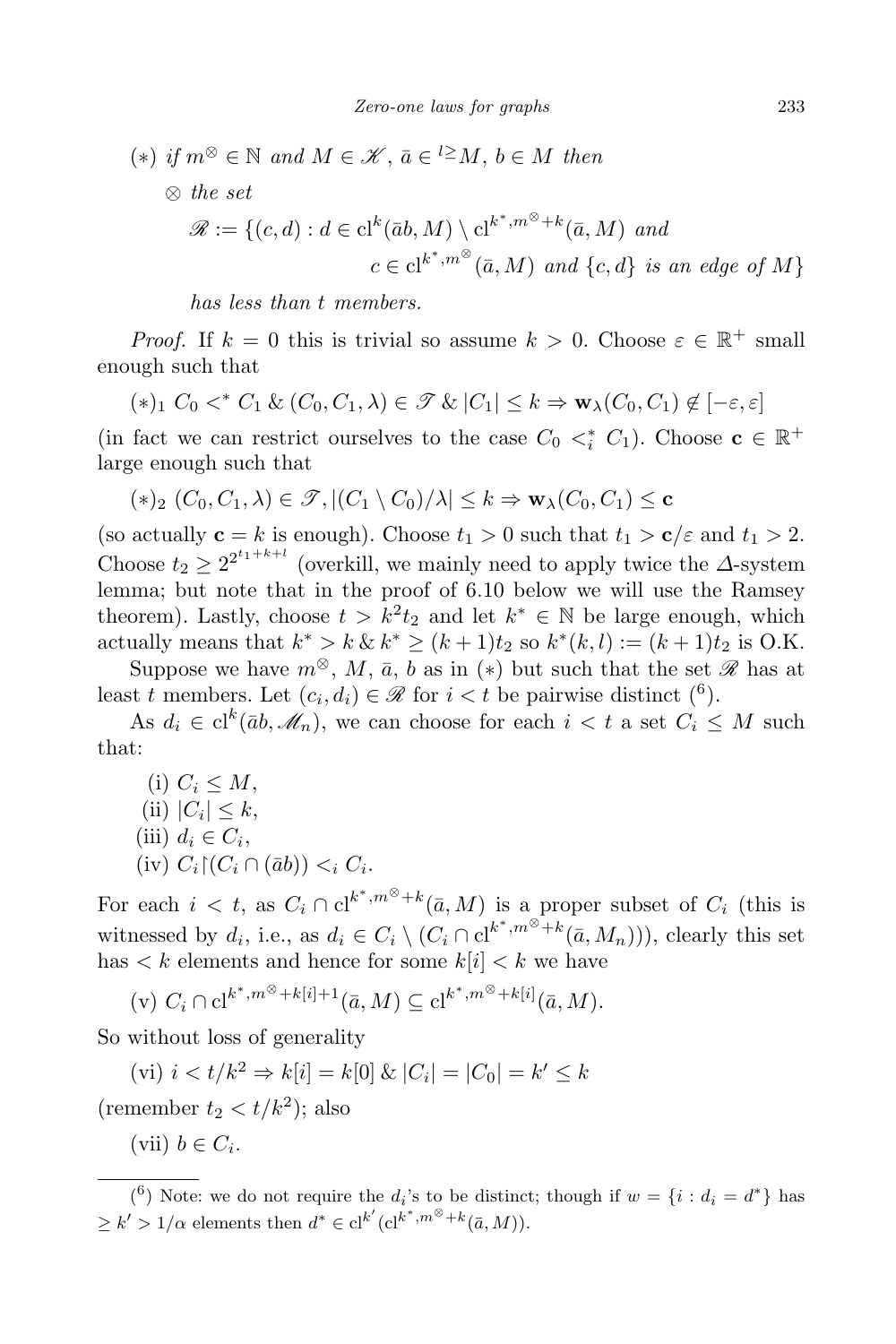$(*)$ *if* $m^{\otimes} \in \mathbb{N}$ *and* $M \in \mathscr{K}$, $\bar{a} \in {}^{l\geq}M$, $b \in M$ *then*

$\otimes$ *the set*

$$\mathscr{R} := \{(c,d) : d \in \mathrm{cl}^k(\bar{a}b, M) \setminus \mathrm{cl}^{k^*, m^{\otimes}+k}(\bar{a}, M) \text{ and } c \in \mathrm{cl}^{k^*, m^{\otimes}}(\bar{a}, M) \text{ and } \{c,d\} \text{ is an edge of } M\}$$

*has less than* $t$ *members.*

*Proof.* If $k = 0$ this is trivial so assume $k > 0$. Choose $\varepsilon \in \mathbb{R}^+$ small enough such that

$(*)_1$ $C_0 <^* C_1 \,\&\, (C_0, C_1, \lambda) \in \mathscr{T} \,\&\, |C_1| \le k \Rightarrow \mathbf{w}_\lambda(C_0, C_1) \notin [-\varepsilon, \varepsilon]$

(in fact we can restrict ourselves to the case $C_0 <^*_i C_1$). Choose $\mathbf{c} \in \mathbb{R}^+$ large enough such that

$(*)_2$ $(C_0, C_1, \lambda) \in \mathscr{T}, |(C_1 \setminus C_0)/\lambda| \le k \Rightarrow \mathbf{w}_\lambda(C_0, C_1) \le \mathbf{c}$

(so actually $\mathbf{c} = k$ is enough). Choose $t_1 > 0$ such that $t_1 > \mathbf{c}/\varepsilon$ and $t_1 > 2$. Choose $t_2 \ge 2^{2^{t_1+k+l}}$ (overkill, we mainly need to apply twice the $\Delta$-system lemma; but note that in the proof of 6.10 below we will use the Ramsey theorem). Lastly, choose $t > k^2 t_2$ and let $k^* \in \mathbb{N}$ be large enough, which actually means that $k^* > k \,\&\, k^* \ge (k+1)t_2$ so $k^*(k,l) := (k+1)t_2$ is O.K.

Suppose we have $m^{\otimes}$, $M$, $\bar{a}$, $b$ as in $(*)$ but such that the set $\mathscr{R}$ has at least $t$ members. Let $(c_i, d_i) \in \mathscr{R}$ for $i < t$ be pairwise distinct ([6]).

As $d_i \in \mathrm{cl}^k(\bar{a}b, \mathscr{M}_n)$, we can choose for each $i < t$ a set $C_i \le M$ such that:

(i) $C_i \le M$,
(ii) $|C_i| \le k$,
(iii) $d_i \in C_i$,
(iv) $C_i \restriction (C_i \cap (\bar{a}b)) <_i C_i$.

For each $i < t$, as $C_i \cap \mathrm{cl}^{k^*, m^{\otimes}+k}(\bar{a}, M)$ is a proper subset of $C_i$ (this is witnessed by $d_i$, i.e., as $d_i \in C_i \setminus (C_i \cap \mathrm{cl}^{k^*, m^{\otimes}+k}(\bar{a}, M_n))$), clearly this set has $< k$ elements and hence for some $k[i] < k$ we have

(v) $C_i \cap \mathrm{cl}^{k^*, m^{\otimes}+k[i]+1}(\bar{a}, M) \subseteq \mathrm{cl}^{k^*, m^{\otimes}+k[i]}(\bar{a}, M)$.

So without loss of generality

(vi) $i < t/k^2 \Rightarrow k[i] = k[0] \,\&\, |C_i| = |C_0| = k' \le k$

(remember $t_2 < t/k^2$); also

(vii) $b \in C_i$.

---

([6]) Note: we do not require the $d_i$'s to be distinct; though if $w = \{i : d_i = d^*\}$ has $\ge k' > 1/\alpha$ elements then $d^* \in \mathrm{cl}^{k'}(\mathrm{cl}^{k^*, m^{\otimes}+k}(\bar{a}, M))$.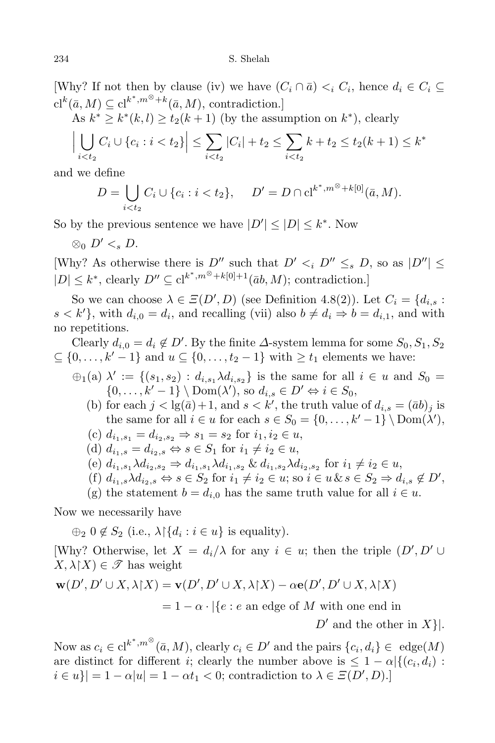[Why? If not then by clause (iv) we have $(C_i \cap \bar{a}) <_i C_i$, hence $d_i \in C_i \subseteq \mathrm{cl}^k(\bar{a}, M) \subseteq \mathrm{cl}^{k^*, m^\otimes + k}(\bar{a}, M)$, contradiction.]

As $k^* \geq k^*(k, l) \geq t_2(k+1)$ (by the assumption on $k^*$), clearly

$$\Big| \bigcup_{i<t_2} C_i \cup \{c_i : i < t_2\} \Big| \leq \sum_{i<t_2} |C_i| + t_2 \leq \sum_{i<t_2} k + t_2 \leq t_2(k+1) \leq k^*$$

and we define

$$D = \bigcup_{i<t_2} C_i \cup \{c_i : i < t_2\}, \quad D' = D \cap \mathrm{cl}^{k^*, m^\otimes + k[0]}(\bar{a}, M).$$

So by the previous sentence we have $|D'| \leq |D| \leq k^*$. Now

$\otimes_0$ $D' <_s D$.

[Why? As otherwise there is $D''$ such that $D' <_i D'' \leq_s D$, so as $|D''| \leq |D| \leq k^*$, clearly $D'' \subseteq \mathrm{cl}^{k^*, m^\otimes + k[0]+1}(\bar{a}b, M)$; contradiction.]

So we can choose $\lambda \in \Xi(D', D)$ (see Definition 4.8(2)). Let $C_i = \{d_{i,s} : s < k'\}$, with $d_{i,0} = d_i$, and recalling (vii) also $b \neq d_i \Rightarrow b = d_{i,1}$, and with no repetitions.

Clearly $d_{i,0} = d_i \notin D'$. By the finite $\Delta$-system lemma for some $S_0, S_1, S_2 \subseteq \{0, \ldots, k'-1\}$ and $u \subseteq \{0, \ldots, t_2 - 1\}$ with $\geq t_1$ elements we have:

$\oplus_1$(a) $\lambda' := \{(s_1, s_2) : d_{i,s_1} \lambda d_{i,s_2}\}$ is the same for all $i \in u$ and $S_0 = \{0, \ldots, k'-1\} \setminus \mathrm{Dom}(\lambda')$, so $d_{i,s} \in D' \Leftrightarrow i \in S_0$,

(b) for each $j < \lg(\bar{a}) + 1$, and $s < k'$, the truth value of $d_{i,s} = (\bar{a}b)_j$ is the same for all $i \in u$ for each $s \in S_0 = \{0, \ldots, k'-1\} \setminus \mathrm{Dom}(\lambda')$,

(c) $d_{i_1, s_1} = d_{i_2, s_2} \Rightarrow s_1 = s_2$ for $i_1, i_2 \in u$,

(d) $d_{i_1, s} = d_{i_2, s} \Leftrightarrow s \in S_1$ for $i_1 \neq i_2 \in u$,

(e) $d_{i_1, s_1} \lambda d_{i_2, s_2} \Rightarrow d_{i_1, s_1} \lambda d_{i_1, s_2}$ & $d_{i_1, s_2} \lambda d_{i_2, s_2}$ for $i_1 \neq i_2 \in u$,

(f) $d_{i_1, s} \lambda d_{i_2, s} \Leftrightarrow s \in S_2$ for $i_1 \neq i_2 \in u$; so $i \in u \,\&\, s \in S_2 \Rightarrow d_{i,s} \notin D'$,

(g) the statement $b = d_{i,0}$ has the same truth value for all $i \in u$.

Now we necessarily have

$\oplus_2$ $0 \notin S_2$ (i.e., $\lambda \restriction \{d_i : i \in u\}$ is equality).

[Why? Otherwise, let $X = d_i/\lambda$ for any $i \in u$; then the triple $(D', D' \cup X, \lambda \restriction X) \in \mathscr{T}$ has weight

$$\begin{aligned}
\mathbf{w}(D', D' \cup X, \lambda \restriction X) &= \mathbf{v}(D', D' \cup X, \lambda \restriction X) - \alpha \mathbf{e}(D', D' \cup X, \lambda \restriction X) \\
&= 1 - \alpha \cdot |\{e : e \text{ an edge of } M \text{ with one end in } \\
&\qquad D' \text{ and the other in } X\}|.
\end{aligned}$$

Now as $c_i \in \mathrm{cl}^{k^*, m^\otimes}(\bar{a}, M)$, clearly $c_i \in D'$ and the pairs $\{c_i, d_i\} \in \mathrm{edge}(M)$ are distinct for different $i$; clearly the number above is $\leq 1 - \alpha |\{(c_i, d_i) : i \in u\}| = 1 - \alpha |u| = 1 - \alpha t_1 < 0$; contradiction to $\lambda \in \Xi(D', D)$.]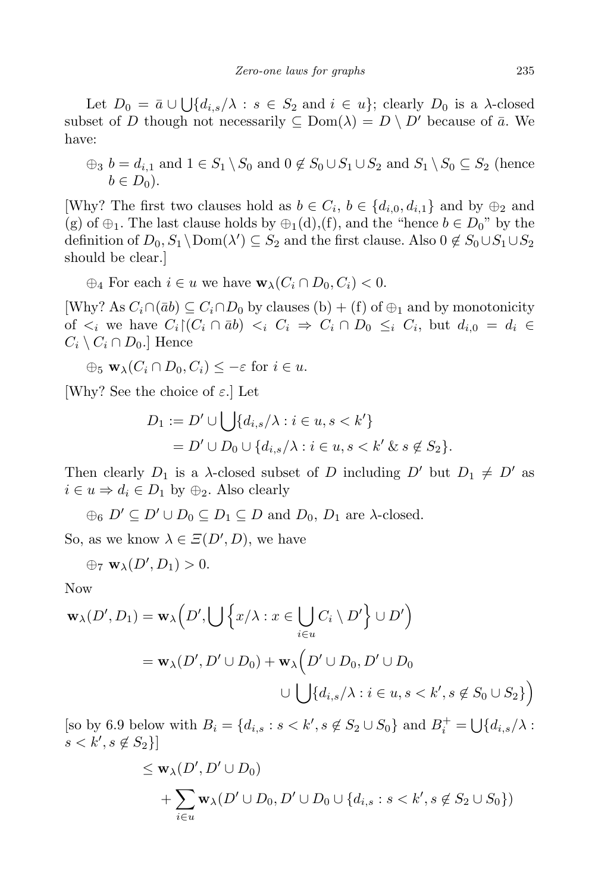Let $D_0 = \bar{a} \cup \bigcup\{d_{i,s}/\lambda : s \in S_2 \text{ and } i \in u\}$; clearly $D_0$ is a $\lambda$-closed subset of $D$ though not necessarily $\subseteq \mathrm{Dom}(\lambda) = D \setminus D'$ because of $\bar{a}$. We have:

$\oplus_3$ $b = d_{i,1}$ and $1 \in S_1 \setminus S_0$ and $0 \notin S_0 \cup S_1 \cup S_2$ and $S_1 \setminus S_0 \subseteq S_2$ (hence $b \in D_0$).

[Why? The first two clauses hold as $b \in C_i$, $b \in \{d_{i,0}, d_{i,1}\}$ and by $\oplus_2$ and (g) of $\oplus_1$. The last clause holds by $\oplus_1$(d),(f), and the "hence $b \in D_0$" by the definition of $D_0$, $S_1 \setminus \mathrm{Dom}(\lambda') \subseteq S_2$ and the first clause. Also $0 \notin S_0 \cup S_1 \cup S_2$ should be clear.]

$\oplus_4$ For each $i \in u$ we have $\mathbf{w}_\lambda(C_i \cap D_0, C_i) < 0$.

[Why? As $C_i \cap (\bar{a}b) \subseteq C_i \cap D_0$ by clauses (b) + (f) of $\oplus_1$ and by monotonicity of $<_i$ we have $C_i \restriction (C_i \cap \bar{a}b) <_i C_i \Rightarrow C_i \cap D_0 \leq_i C_i$, but $d_{i,0} = d_i \in C_i \setminus C_i \cap D_0$.] Hence

$\oplus_5$ $\mathbf{w}_\lambda(C_i \cap D_0, C_i) \leq -\varepsilon$ for $i \in u$.

[Why? See the choice of $\varepsilon$.] Let

$$\begin{aligned} D_1 &:= D' \cup \bigcup\{d_{i,s}/\lambda : i \in u, s < k'\} \\ &= D' \cup D_0 \cup \{d_{i,s}/\lambda : i \in u, s < k' \ \&\ s \notin S_2\}. \end{aligned}$$

Then clearly $D_1$ is a $\lambda$-closed subset of $D$ including $D'$ but $D_1 \neq D'$ as $i \in u \Rightarrow d_i \in D_1$ by $\oplus_2$. Also clearly

$\oplus_6$ $D' \subseteq D' \cup D_0 \subseteq D_1 \subseteq D$ and $D_0$, $D_1$ are $\lambda$-closed.

So, as we know $\lambda \in \Xi(D', D)$, we have

$\oplus_7$ $\mathbf{w}_\lambda(D', D_1) > 0$.

Now

$$\begin{aligned} \mathbf{w}_\lambda(D', D_1) &= \mathbf{w}_\lambda\Big(D', \bigcup\Big\{x/\lambda : x \in \bigcup_{i\in u} C_i \setminus D'\Big\} \cup D'\Big) \\ &= \mathbf{w}_\lambda(D', D' \cup D_0) + \mathbf{w}_\lambda\Big(D' \cup D_0, D' \cup D_0 \\ &\qquad\qquad \cup \bigcup\{d_{i,s}/\lambda : i \in u, s < k', s \notin S_0 \cup S_2\}\Big) \end{aligned}$$

[so by 6.9 below with $B_i = \{d_{i,s} : s < k', s \notin S_2 \cup S_0\}$ and $B_i^+ = \bigcup\{d_{i,s}/\lambda : s < k', s \notin S_2\}$]

$$\begin{aligned} &\leq \mathbf{w}_\lambda(D', D' \cup D_0) \\ &\qquad + \sum_{i\in u} \mathbf{w}_\lambda(D' \cup D_0, D' \cup D_0 \cup \{d_{i,s} : s < k', s \notin S_2 \cup S_0\}) \end{aligned}$$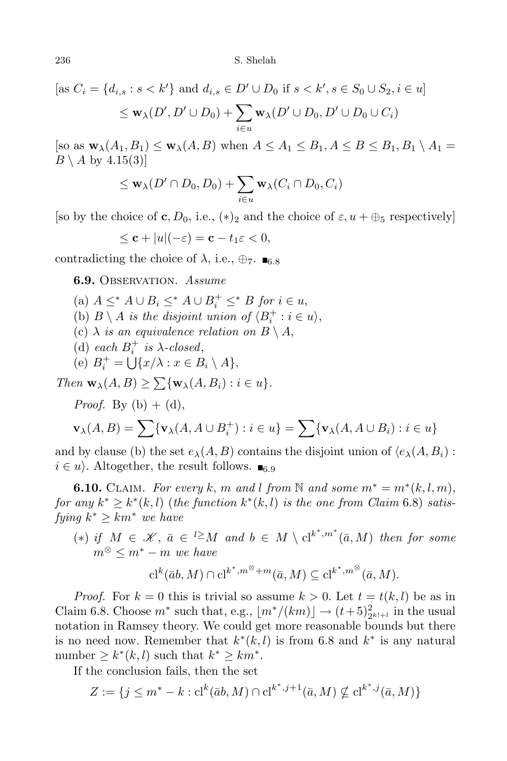[as $C_i = \{d_{i,s} : s < k'\}$ and $d_{i,s} \in D' \cup D_0$ if $s < k', s \in S_0 \cup S_2, i \in u$]

$$\leq \mathbf{w}_\lambda(D', D' \cup D_0) + \sum_{i \in u} \mathbf{w}_\lambda(D' \cup D_0, D' \cup D_0 \cup C_i)$$

[so as $\mathbf{w}_\lambda(A_1, B_1) \leq \mathbf{w}_\lambda(A, B)$ when $A \leq A_1 \leq B_1, A \leq B \leq B_1, B_1 \setminus A_1 = B \setminus A$ by 4.15(3)]

$$\leq \mathbf{w}_\lambda(D' \cap D_0, D_0) + \sum_{i \in u} \mathbf{w}_\lambda(C_i \cap D_0, C_i)$$

[so by the choice of $\mathbf{c}, D_0$, i.e., $(*)_2$ and the choice of $\varepsilon, u + \oplus_5$ respectively]

$$\leq \mathbf{c} + |u|(-\varepsilon) = \mathbf{c} - t_1\varepsilon < 0,$$

contradicting the choice of $\lambda$, i.e., $\oplus_7$. $\blacksquare_{6.8}$

**6.9.** Observation. *Assume*

(a) $A \leq^* A \cup B_i \leq^* A \cup B_i^+ \leq^* B$ *for* $i \in u$,

(b) $B \setminus A$ *is the disjoint union of* $\langle B_i^+ : i \in u \rangle$,

(c) $\lambda$ *is an equivalence relation on* $B \setminus A$,

(d) *each* $B_i^+$ *is* $\lambda$*-closed*,

(e) $B_i^+ = \bigcup\{x/\lambda : x \in B_i \setminus A\}$,

*Then* $\mathbf{w}_\lambda(A, B) \geq \sum\{\mathbf{w}_\lambda(A, B_i) : i \in u\}$.

*Proof.* By (b) + (d),

$$\mathbf{v}_\lambda(A, B) = \sum\{\mathbf{v}_\lambda(A, A \cup B_i^+) : i \in u\} = \sum\{\mathbf{v}_\lambda(A, A \cup B_i) : i \in u\}$$

and by clause (b) the set $e_\lambda(A, B)$ contains the disjoint union of $\langle e_\lambda(A, B_i) : i \in u \rangle$. Altogether, the result follows. $\blacksquare_{6.9}$

**6.10.** Claim. *For every* $k$, $m$ *and* $l$ *from* $\mathbb{N}$ *and some* $m^* = m^*(k, l, m)$, *for any* $k^* \geq k^*(k, l)$ (*the function* $k^*(k, l)$ *is the one from Claim* 6.8) *satisfying* $k^* \geq km^*$ *we have*

$(*)$ *if* $M \in \mathscr{K}$, $\bar{a} \in {}^{l\geq}M$ *and* $b \in M \setminus \mathrm{cl}^{k^*, m^*}(\bar{a}, M)$ *then for some* $m^\otimes \leq m^* - m$ *we have*

$$\mathrm{cl}^k(\bar{a}b, M) \cap \mathrm{cl}^{k^*, m^\otimes + m}(\bar{a}, M) \subseteq \mathrm{cl}^{k^*, m^\otimes}(\bar{a}, M).$$

*Proof.* For $k = 0$ this is trivial so assume $k > 0$. Let $t = t(k, l)$ be as in Claim 6.8. Choose $m^*$ such that, e.g., $\lfloor m^*/(km) \rfloor \to (t+5)^2_{2^{k!+l}}$ in the usual notation in Ramsey theory. We could get more reasonable bounds but there is no need now. Remember that $k^*(k, l)$ is from 6.8 and $k^*$ is any natural number $\geq k^*(k, l)$ such that $k^* \geq km^*$.

If the conclusion fails, then the set

$$Z := \{j \leq m^* - k : \mathrm{cl}^k(\bar{a}b, M) \cap \mathrm{cl}^{k^*, j+1}(\bar{a}, M) \nsubseteq \mathrm{cl}^{k^*, j}(\bar{a}, M)\}$$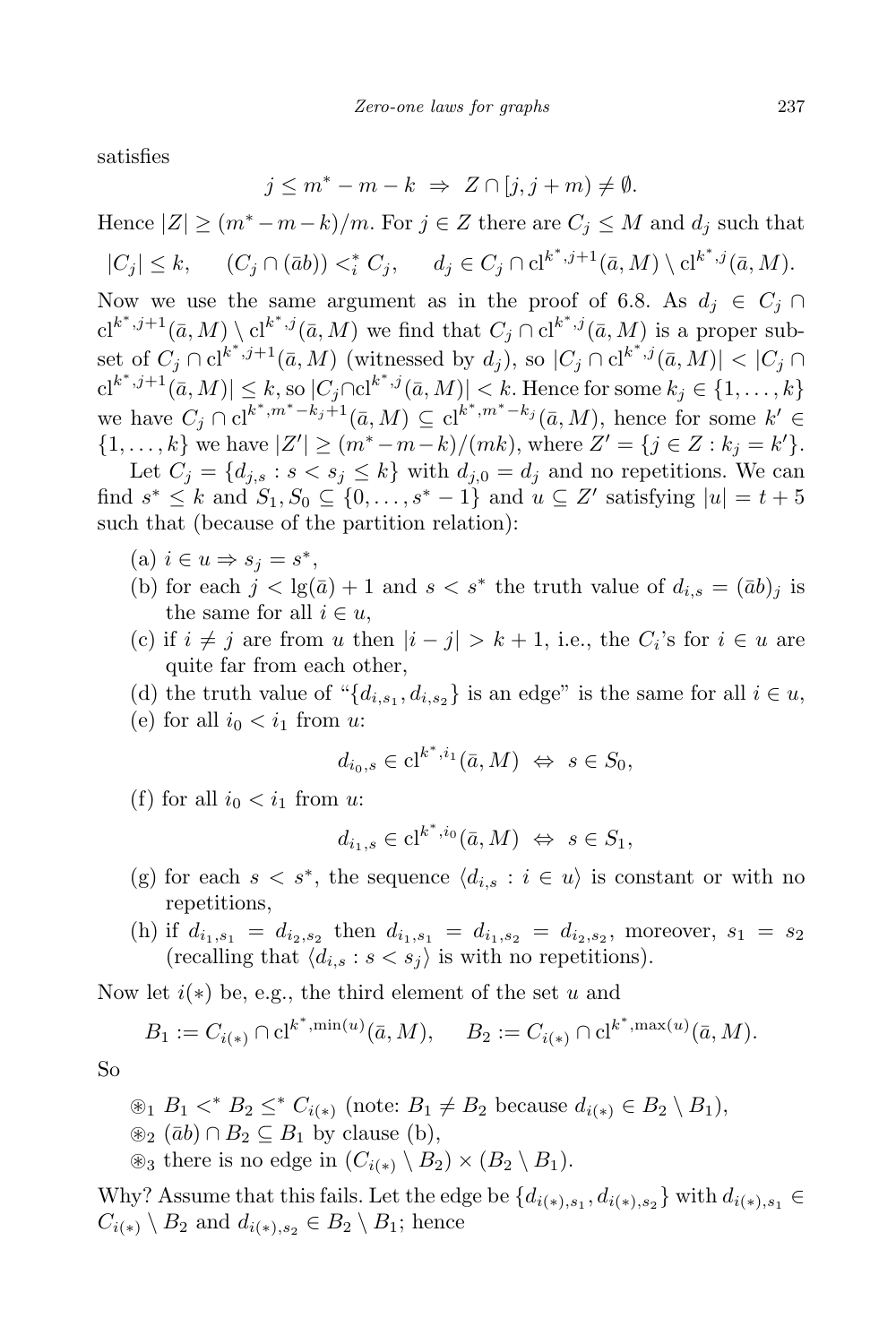satisfies

$$j \le m^* - m - k \ \Rightarrow\ Z \cap [j, j+m) \ne \emptyset.$$

Hence $|Z| \ge (m^* - m - k)/m$. For $j \in Z$ there are $C_j \le M$ and $d_j$ such that

$$|C_j| \le k, \qquad (C_j \cap (\bar{a}b)) <_i^* C_j, \qquad d_j \in C_j \cap \mathrm{cl}^{k^*, j+1}(\bar{a}, M) \setminus \mathrm{cl}^{k^*, j}(\bar{a}, M).$$

Now we use the same argument as in the proof of 6.8. As $d_j \in C_j \cap \mathrm{cl}^{k^*, j+1}(\bar{a}, M) \setminus \mathrm{cl}^{k^*, j}(\bar{a}, M)$ we find that $C_j \cap \mathrm{cl}^{k^*, j}(\bar{a}, M)$ is a proper subset of $C_j \cap \mathrm{cl}^{k^*, j+1}(\bar{a}, M)$ (witnessed by $d_j$), so $|C_j \cap \mathrm{cl}^{k^*, j}(\bar{a}, M)| < |C_j \cap \mathrm{cl}^{k^*, j+1}(\bar{a}, M)| \le k$, so $|C_j \cap \mathrm{cl}^{k^*, j}(\bar{a}, M)| < k$. Hence for some $k_j \in \{1, \ldots, k\}$ we have $C_j \cap \mathrm{cl}^{k^*, m^* - k_j + 1}(\bar{a}, M) \subseteq \mathrm{cl}^{k^*, m^* - k_j}(\bar{a}, M)$, hence for some $k' \in \{1, \ldots, k\}$ we have $|Z'| \ge (m^* - m - k)/(mk)$, where $Z' = \{j \in Z : k_j = k'\}$.

Let $C_j = \{d_{j,s} : s < s_j \le k\}$ with $d_{j,0} = d_j$ and no repetitions. We can find $s^* \le k$ and $S_1, S_0 \subseteq \{0, \ldots, s^* - 1\}$ and $u \subseteq Z'$ satisfying $|u| = t + 5$ such that (because of the partition relation):

(a) $i \in u \Rightarrow s_j = s^*$,

(b) for each $j < \lg(\bar{a}) + 1$ and $s < s^*$ the truth value of $d_{i,s} = (\bar{a}b)_j$ is the same for all $i \in u$,

(c) if $i \ne j$ are from $u$ then $|i - j| > k + 1$, i.e., the $C_i$'s for $i \in u$ are quite far from each other,

(d) the truth value of "$\{d_{i,s_1}, d_{i,s_2}\}$ is an edge" is the same for all $i \in u$,

(e) for all $i_0 < i_1$ from $u$:

$$d_{i_0,s} \in \mathrm{cl}^{k^*, i_1}(\bar{a}, M) \ \Leftrightarrow\ s \in S_0,$$

(f) for all $i_0 < i_1$ from $u$:

$$d_{i_1,s} \in \mathrm{cl}^{k^*, i_0}(\bar{a}, M) \ \Leftrightarrow\ s \in S_1,$$

(g) for each $s < s^*$, the sequence $\langle d_{i,s} : i \in u \rangle$ is constant or with no repetitions,

(h) if $d_{i_1,s_1} = d_{i_2,s_2}$ then $d_{i_1,s_1} = d_{i_1,s_2} = d_{i_2,s_2}$, moreover, $s_1 = s_2$ (recalling that $\langle d_{i,s} : s < s_j \rangle$ is with no repetitions).

Now let $i(*)$ be, e.g., the third element of the set $u$ and

$$B_1 := C_{i(*)} \cap \mathrm{cl}^{k^*, \min(u)}(\bar{a}, M), \qquad B_2 := C_{i(*)} \cap \mathrm{cl}^{k^*, \max(u)}(\bar{a}, M).$$

So

$\circledast_1$ $B_1 <^* B_2 \le^* C_{i(*)}$ (note: $B_1 \ne B_2$ because $d_{i(*)} \in B_2 \setminus B_1$),

$\circledast_2$ $(\bar{a}b) \cap B_2 \subseteq B_1$ by clause (b),

$\circledast_3$ there is no edge in $(C_{i(*)} \setminus B_2) \times (B_2 \setminus B_1)$.

Why? Assume that this fails. Let the edge be $\{d_{i(*),s_1}, d_{i(*),s_2}\}$ with $d_{i(*),s_1} \in C_{i(*)} \setminus B_2$ and $d_{i(*),s_2} \in B_2 \setminus B_1$; hence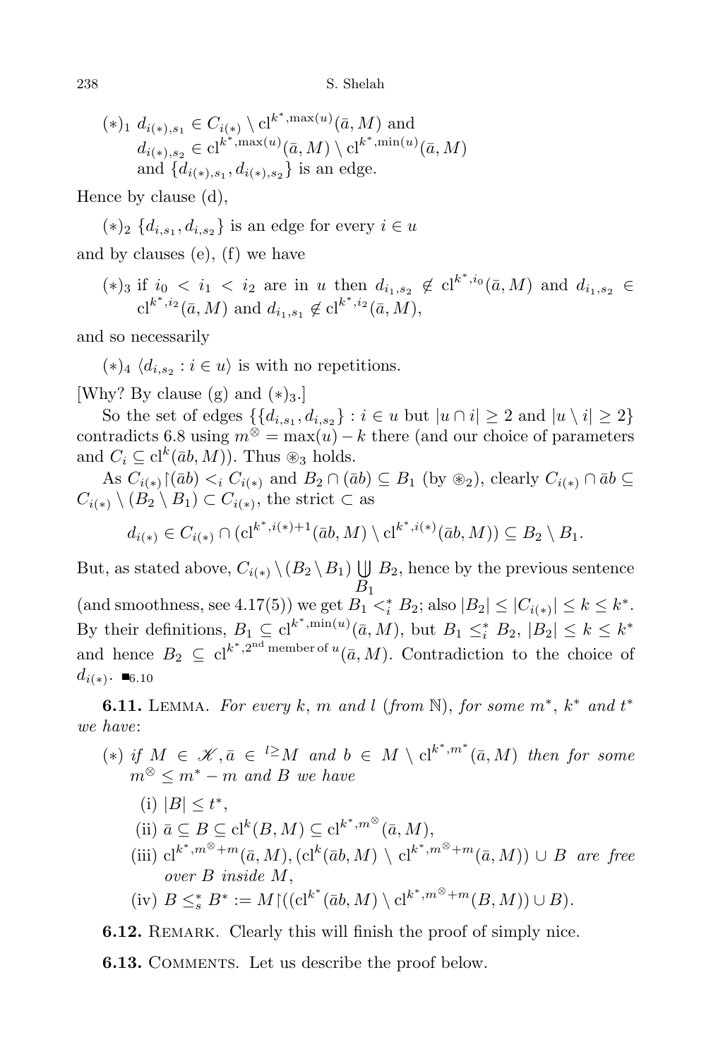$(*)_1$ $d_{i(*),s_1} \in C_{i(*)} \setminus \mathrm{cl}^{k^*,\max(u)}(\bar a, M)$ and
$d_{i(*),s_2} \in \mathrm{cl}^{k^*,\max(u)}(\bar a, M) \setminus \mathrm{cl}^{k^*,\min(u)}(\bar a, M)$
and $\{d_{i(*),s_1}, d_{i(*),s_2}\}$ is an edge.

Hence by clause (d),

$(*)_2$ $\{d_{i,s_1}, d_{i,s_2}\}$ is an edge for every $i \in u$

and by clauses (e), (f) we have

$(*)_3$ if $i_0 < i_1 < i_2$ are in $u$ then $d_{i_1,s_2} \notin \mathrm{cl}^{k^*,i_0}(\bar a, M)$ and $d_{i_1,s_2} \in \mathrm{cl}^{k^*,i_2}(\bar a, M)$ and $d_{i_1,s_1} \notin \mathrm{cl}^{k^*,i_2}(\bar a, M)$,

and so necessarily

$(*)_4$ $\langle d_{i,s_2} : i \in u\rangle$ is with no repetitions.

[Why? By clause (g) and $(*)_3$.]

So the set of edges $\{\{d_{i,s_1}, d_{i,s_2}\} : i \in u$ but $|u \cap i| \geq 2$ and $|u \setminus i| \geq 2\}$ contradicts 6.8 using $m^\otimes = \max(u) - k$ there (and our choice of parameters and $C_i \subseteq \mathrm{cl}^k(\bar a b, M)$). Thus $\circledast_3$ holds.

As $C_{i(*)}{\restriction}(\bar a b) <_i C_{i(*)}$ and $B_2 \cap (\bar a b) \subseteq B_1$ (by $\circledast_2$), clearly $C_{i(*)} \cap \bar a b \subseteq C_{i(*)} \setminus (B_2 \setminus B_1) \subset C_{i(*)}$, the strict $\subset$ as

$$d_{i(*)} \in C_{i(*)} \cap (\mathrm{cl}^{k^*,i(*)+1}(\bar a b, M) \setminus \mathrm{cl}^{k^*,i(*)}(\bar a b, M)) \subseteq B_2 \setminus B_1.$$

But, as stated above, $C_{i(*)} \setminus (B_2 \setminus B_1) \bigcup_{B_1} B_2$, hence by the previous sentence (and smoothness, see 4.17(5)) we get $B_1 <_i^* B_2$; also $|B_2| \leq |C_{i(*)}| \leq k \leq k^*$. By their definitions, $B_1 \subseteq \mathrm{cl}^{k^*,\min(u)}(\bar a, M)$, but $B_1 \leq_i^* B_2$, $|B_2| \leq k \leq k^*$ and hence $B_2 \subseteq \mathrm{cl}^{k^*,2^{\text{nd}} \text{ member of } u}(\bar a, M)$. Contradiction to the choice of $d_{i(*)}$. $\blacksquare_{6.10}$

**6.11.** Lemma. *For every $k$, $m$ and $l$ (from $\mathbb{N}$), for some $m^*$, $k^*$ and $t^*$ we have*:

$(*)$ *if $M \in \mathscr{K}, \bar a \in {}^{l\geq}M$ and $b \in M \setminus \mathrm{cl}^{k^*,m^*}(\bar a, M)$ then for some $m^\otimes \leq m^* - m$ and $B$ we have*

(i) $|B| \leq t^*$,

(ii) $\bar a \subseteq B \subseteq \mathrm{cl}^k(B, M) \subseteq \mathrm{cl}^{k^*,m^\otimes}(\bar a, M)$,

(iii) $\mathrm{cl}^{k^*,m^\otimes+m}(\bar a, M), (\mathrm{cl}^k(\bar a b, M) \setminus \mathrm{cl}^{k^*,m^\otimes+m}(\bar a, M)) \cup B$ *are free over $B$ inside $M$*,

(iv) $B \leq_s^* B^* := M{\restriction}((\mathrm{cl}^{k^*}(\bar a b, M) \setminus \mathrm{cl}^{k^*,m^\otimes+m}(B, M)) \cup B)$.

**6.12.** Remark. Clearly this will finish the proof of simply nice.

**6.13.** Comments. Let us describe the proof below.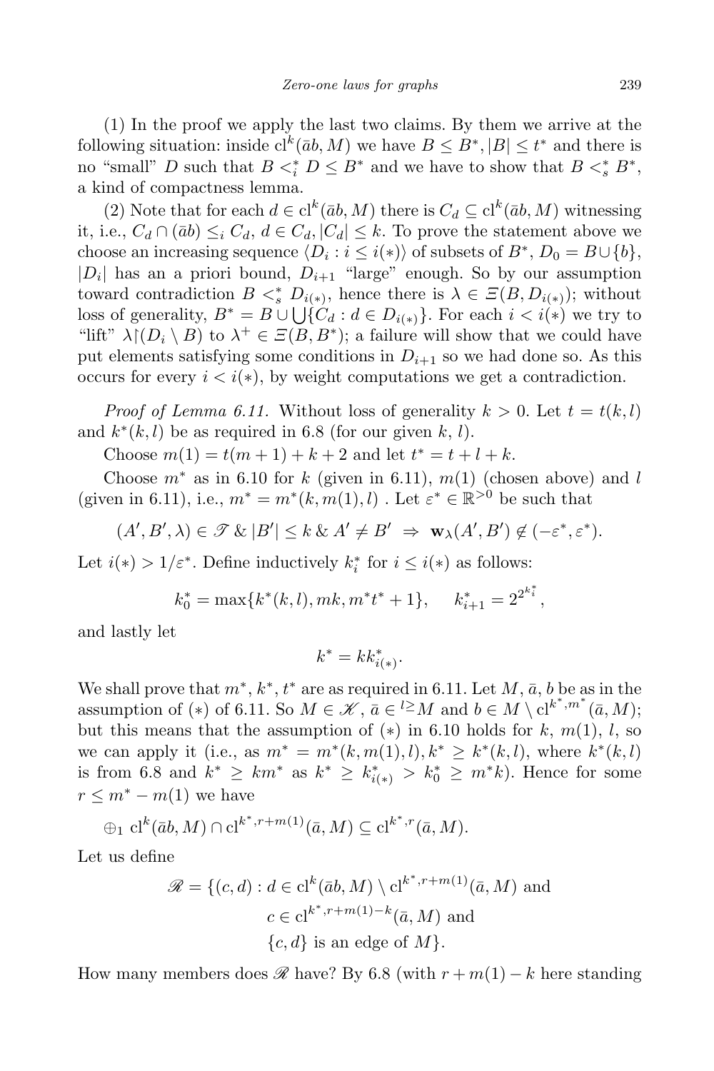(1) In the proof we apply the last two claims. By them we arrive at the following situation: inside $\mathrm{cl}^k(\bar{a}b, M)$ we have $B \le B^*, |B| \le t^*$ and there is no "small" $D$ such that $B <_i^* D \le B^*$ and we have to show that $B <_s^* B^*$, a kind of compactness lemma.

(2) Note that for each $d \in \mathrm{cl}^k(\bar{a}b, M)$ there is $C_d \subseteq \mathrm{cl}^k(\bar{a}b, M)$ witnessing it, i.e., $C_d \cap (\bar{a}b) \le_i C_d$, $d \in C_d, |C_d| \le k$. To prove the statement above we choose an increasing sequence $\langle D_i : i \le i(*)\rangle$ of subsets of $B^*$, $D_0 = B \cup \{b\}$, $|D_i|$ has an a priori bound, $D_{i+1}$ "large" enough. So by our assumption toward contradiction $B <_s^* D_{i(*)}$, hence there is $\lambda \in \Xi(B, D_{i(*)})$; without loss of generality, $B^* = B \cup \bigcup\{C_d : d \in D_{i(*)}\}$. For each $i < i(*)$ we try to "lift" $\lambda{\restriction}(D_i \setminus B)$ to $\lambda^+ \in \Xi(B, B^*)$; a failure will show that we could have put elements satisfying some conditions in $D_{i+1}$ so we had done so. As this occurs for every $i < i(*)$, by weight computations we get a contradiction.

*Proof of Lemma 6.11.* Without loss of generality $k > 0$. Let $t = t(k, l)$ and $k^*(k, l)$ be as required in 6.8 (for our given $k$, $l$).

Choose $m(1) = t(m+1) + k + 2$ and let $t^* = t + l + k$.

Choose $m^*$ as in 6.10 for $k$ (given in 6.11), $m(1)$ (chosen above) and $l$ (given in 6.11), i.e., $m^* = m^*(k, m(1), l)$ . Let $\varepsilon^* \in \mathbb{R}^{>0}$ be such that

$$(A', B', \lambda) \in \mathscr{T} \;\&\; |B'| \le k \;\&\; A' \ne B' \;\Rightarrow\; \mathbf{w}_\lambda(A', B') \notin (-\varepsilon^*, \varepsilon^*).$$

Let $i(*) > 1/\varepsilon^*$. Define inductively $k_i^*$ for $i \le i(*)$ as follows:

$$k_0^* = \max\{k^*(k, l), mk, m^*t^* + 1\}, \qquad k_{i+1}^* = 2^{2^{k_i^*}},$$

and lastly let

$$k^* = k k_{i(*)}^*.$$

We shall prove that $m^*, k^*, t^*$ are as required in 6.11. Let $M, \bar{a}, b$ be as in the assumption of $(*)$ of 6.11. So $M \in \mathscr{K}$, $\bar{a} \in {}^{l\ge}M$ and $b \in M \setminus \mathrm{cl}^{k^*,m^*}(\bar{a}, M)$; but this means that the assumption of $(*)$ in 6.10 holds for $k$, $m(1)$, $l$, so we can apply it (i.e., as $m^* = m^*(k, m(1), l), k^* \ge k^*(k, l)$, where $k^*(k, l)$ is from 6.8 and $k^* \ge km^*$ as $k^* \ge k_{i(*)}^* > k_0^* \ge m^*k$). Hence for some $r \le m^* - m(1)$ we have

$$\oplus_1 \; \mathrm{cl}^k(\bar{a}b, M) \cap \mathrm{cl}^{k^*, r+m(1)}(\bar{a}, M) \subseteq \mathrm{cl}^{k^*,r}(\bar{a}, M).$$

Let us define

$$\begin{aligned} \mathscr{R} = \{(c, d) : \; & d \in \mathrm{cl}^k(\bar{a}b, M) \setminus \mathrm{cl}^{k^*, r+m(1)}(\bar{a}, M) \text{ and} \\ & c \in \mathrm{cl}^{k^*, r+m(1)-k}(\bar{a}, M) \text{ and} \\ & \{c, d\} \text{ is an edge of } M\}. \end{aligned}$$

How many members does $\mathscr{R}$ have? By 6.8 (with $r + m(1) - k$ here standing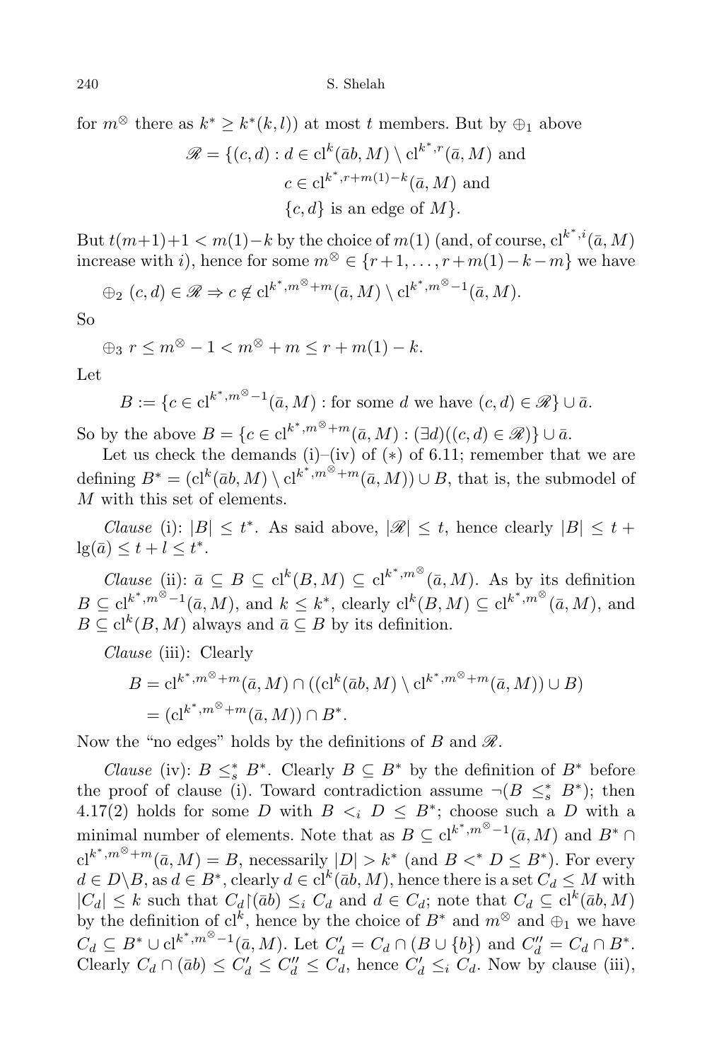for $m^\otimes$ there as $k^* \geq k^*(k,l)$) at most $t$ members. But by $\oplus_1$ above

$$\mathscr{R} = \{(c,d) : d \in \mathrm{cl}^k(\bar{a}b, M) \setminus \mathrm{cl}^{k^*,r}(\bar{a}, M) \text{ and } c \in \mathrm{cl}^{k^*,r+m(1)-k}(\bar{a}, M) \text{ and } \{c,d\} \text{ is an edge of } M\}.$$

But $t(m+1)+1 < m(1)-k$ by the choice of $m(1)$ (and, of course, $\mathrm{cl}^{k^*,i}(\bar{a}, M)$ increase with $i$), hence for some $m^\otimes \in \{r+1, \dots, r+m(1)-k-m\}$ we have

$\oplus_2$ $(c,d) \in \mathscr{R} \Rightarrow c \notin \mathrm{cl}^{k^*,m^\otimes+m}(\bar{a}, M) \setminus \mathrm{cl}^{k^*,m^\otimes-1}(\bar{a}, M)$.

So

$\oplus_3$ $r \leq m^\otimes - 1 < m^\otimes + m \leq r + m(1) - k$.

Let

$$B := \{c \in \mathrm{cl}^{k^*,m^\otimes-1}(\bar{a}, M) : \text{for some } d \text{ we have } (c,d) \in \mathscr{R}\} \cup \bar{a}.$$

So by the above $B = \{c \in \mathrm{cl}^{k^*,m^\otimes+m}(\bar{a}, M) : (\exists d)((c,d) \in \mathscr{R})\} \cup \bar{a}$.

Let us check the demands (i)–(iv) of $(*)$ of 6.11; remember that we are defining $B^* = (\mathrm{cl}^k(\bar{a}b, M) \setminus \mathrm{cl}^{k^*,m^\otimes+m}(\bar{a}, M)) \cup B$, that is, the submodel of $M$ with this set of elements.

*Clause* (i): $|B| \leq t^*$. As said above, $|\mathscr{R}| \leq t$, hence clearly $|B| \leq t + \lg(\bar{a}) \leq t + l \leq t^*$.

*Clause* (ii): $\bar{a} \subseteq B \subseteq \mathrm{cl}^k(B, M) \subseteq \mathrm{cl}^{k^*,m^\otimes}(\bar{a}, M)$. As by its definition $B \subseteq \mathrm{cl}^{k^*,m^\otimes-1}(\bar{a}, M)$, and $k \leq k^*$, clearly $\mathrm{cl}^k(B, M) \subseteq \mathrm{cl}^{k^*,m^\otimes}(\bar{a}, M)$, and $B \subseteq \mathrm{cl}^k(B, M)$ always and $\bar{a} \subseteq B$ by its definition.

*Clause* (iii): Clearly

$$\begin{aligned} B &= \mathrm{cl}^{k^*,m^\otimes+m}(\bar{a}, M) \cap ((\mathrm{cl}^k(\bar{a}b, M) \setminus \mathrm{cl}^{k^*,m^\otimes+m}(\bar{a}, M)) \cup B) \\ &= (\mathrm{cl}^{k^*,m^\otimes+m}(\bar{a}, M)) \cap B^*. \end{aligned}$$

Now the "no edges" holds by the definitions of $B$ and $\mathscr{R}$.

*Clause* (iv): $B \leq^*_s B^*$. Clearly $B \subseteq B^*$ by the definition of $B^*$ before the proof of clause (i). Toward contradiction assume $\neg(B \leq^*_s B^*)$; then 4.17(2) holds for some $D$ with $B <_i D \leq B^*$; choose such a $D$ with a minimal number of elements. Note that as $B \subseteq \mathrm{cl}^{k^*,m^\otimes-1}(\bar{a}, M)$ and $B^* \cap \mathrm{cl}^{k^*,m^\otimes+m}(\bar{a}, M) = B$, necessarily $|D| > k^*$ (and $B <^* D \leq B^*$). For every $d \in D \setminus B$, as $d \in B^*$, clearly $d \in \mathrm{cl}^k(\bar{a}b, M)$, hence there is a set $C_d \leq M$ with $|C_d| \leq k$ such that $C_d \restriction (\bar{a}b) \leq_i C_d$ and $d \in C_d$; note that $C_d \subseteq \mathrm{cl}^k(\bar{a}b, M)$ by the definition of $\mathrm{cl}^k$, hence by the choice of $B^*$ and $m^\otimes$ and $\oplus_1$ we have $C_d \subseteq B^* \cup \mathrm{cl}^{k^*,m^\otimes-1}(\bar{a}, M)$. Let $C'_d = C_d \cap (B \cup \{b\})$ and $C''_d = C_d \cap B^*$. Clearly $C_d \cap (\bar{a}b) \leq C'_d \leq C''_d \leq C_d$, hence $C'_d \leq_i C_d$. Now by clause (iii),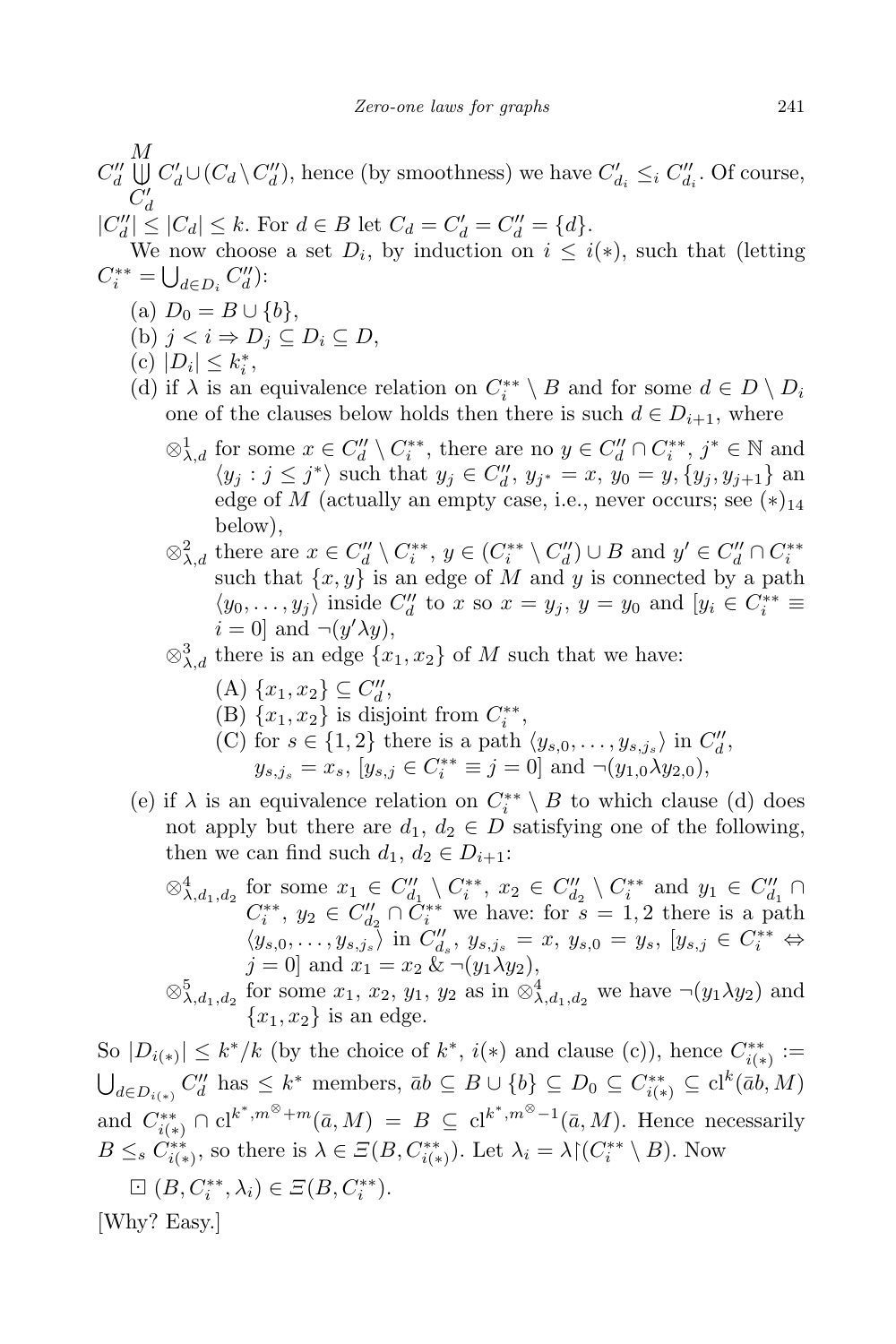$C''_d \bigcup\limits_{C'_d}^{M} C'_d \cup (C_d \setminus C''_d)$, hence (by smoothness) we have $C'_{d_i} \leq_i C''_{d_i}$. Of course, $|C''_d| \leq |C_d| \leq k$. For $d \in B$ let $C_d = C'_d = C''_d = \{d\}$.

We now choose a set $D_i$, by induction on $i \leq i(*)$, such that (letting $C^{**}_i = \bigcup_{d \in D_i} C''_d$):

(a) $D_0 = B \cup \{b\}$,

(b) $j < i \Rightarrow D_j \subseteq D_i \subseteq D$,

(c) $|D_i| \leq k^*_i$,

(d) if $\lambda$ is an equivalence relation on $C^{**}_i \setminus B$ and for some $d \in D \setminus D_i$ one of the clauses below holds then there is such $d \in D_{i+1}$, where

  $\otimes^1_{\lambda,d}$ for some $x \in C''_d \setminus C^{**}_i$, there are no $y \in C''_d \cap C^{**}_i$, $j^* \in \mathbb{N}$ and $\langle y_j : j \leq j^* \rangle$ such that $y_j \in C''_d$, $y_{j^*} = x$, $y_0 = y$, $\{y_j, y_{j+1}\}$ an edge of $M$ (actually an empty case, i.e., never occurs; see $(*)_{14}$ below),

  $\otimes^2_{\lambda,d}$ there are $x \in C''_d \setminus C^{**}_i$, $y \in (C^{**}_i \setminus C''_d) \cup B$ and $y' \in C''_d \cap C^{**}_i$ such that $\{x, y\}$ is an edge of $M$ and $y$ is connected by a path $\langle y_0, \dots, y_j \rangle$ inside $C''_d$ to $x$ so $x = y_j$, $y = y_0$ and $[y_i \in C^{**}_i \equiv i = 0]$ and $\neg(y' \lambda y)$,

  $\otimes^3_{\lambda,d}$ there is an edge $\{x_1, x_2\}$ of $M$ such that we have:

    (A) $\{x_1, x_2\} \subseteq C''_d$,

    (B) $\{x_1, x_2\}$ is disjoint from $C^{**}_i$,

    (C) for $s \in \{1, 2\}$ there is a path $\langle y_{s,0}, \dots, y_{s,j_s} \rangle$ in $C''_d$, $y_{s,j_s} = x_s$, $[y_{s,j} \in C^{**}_i \equiv j = 0]$ and $\neg(y_{1,0} \lambda y_{2,0})$,

(e) if $\lambda$ is an equivalence relation on $C^{**}_i \setminus B$ to which clause (d) does not apply but there are $d_1, d_2 \in D$ satisfying one of the following, then we can find such $d_1, d_2 \in D_{i+1}$:

  $\otimes^4_{\lambda,d_1,d_2}$ for some $x_1 \in C''_{d_1} \setminus C^{**}_i$, $x_2 \in C''_{d_2} \setminus C^{**}_i$ and $y_1 \in C''_{d_1} \cap C^{**}_i$, $y_2 \in C''_{d_2} \cap C^{**}_i$ we have: for $s = 1, 2$ there is a path $\langle y_{s,0}, \dots, y_{s,j_s} \rangle$ in $C''_{d_s}$, $y_{s,j_s} = x$, $y_{s,0} = y_s$, $[y_{s,j} \in C^{**}_i \Leftrightarrow j = 0]$ and $x_1 = x_2$ & $\neg(y_1 \lambda y_2)$,

  $\otimes^5_{\lambda,d_1,d_2}$ for some $x_1$, $x_2$, $y_1$, $y_2$ as in $\otimes^4_{\lambda,d_1,d_2}$ we have $\neg(y_1 \lambda y_2)$ and $\{x_1, x_2\}$ is an edge.

So $|D_{i(*)}| \leq k^*/k$ (by the choice of $k^*$, $i(*)$ and clause (c)), hence $C^{**}_{i(*)} := \bigcup_{d \in D_{i(*)}} C''_d$ has $\leq k^*$ members, $\bar{a}b \subseteq B \cup \{b\} \subseteq D_0 \subseteq C^{**}_{i(*)} \subseteq \mathrm{cl}^k(\bar{a}b, M)$ and $C^{**}_{i(*)} \cap \mathrm{cl}^{k^*, m^{\otimes}+m}(\bar{a}, M) = B \subseteq \mathrm{cl}^{k^*, m^{\otimes}-1}(\bar{a}, M)$. Hence necessarily $B \leq_s C^{**}_{i(*)}$, so there is $\lambda \in \varXi(B, C^{**}_{i(*)})$. Let $\lambda_i = \lambda \restriction (C^{**}_i \setminus B)$. Now

  $\boxdot$ $(B, C^{**}_i, \lambda_i) \in \varXi(B, C^{**}_i)$.

[Why? Easy.]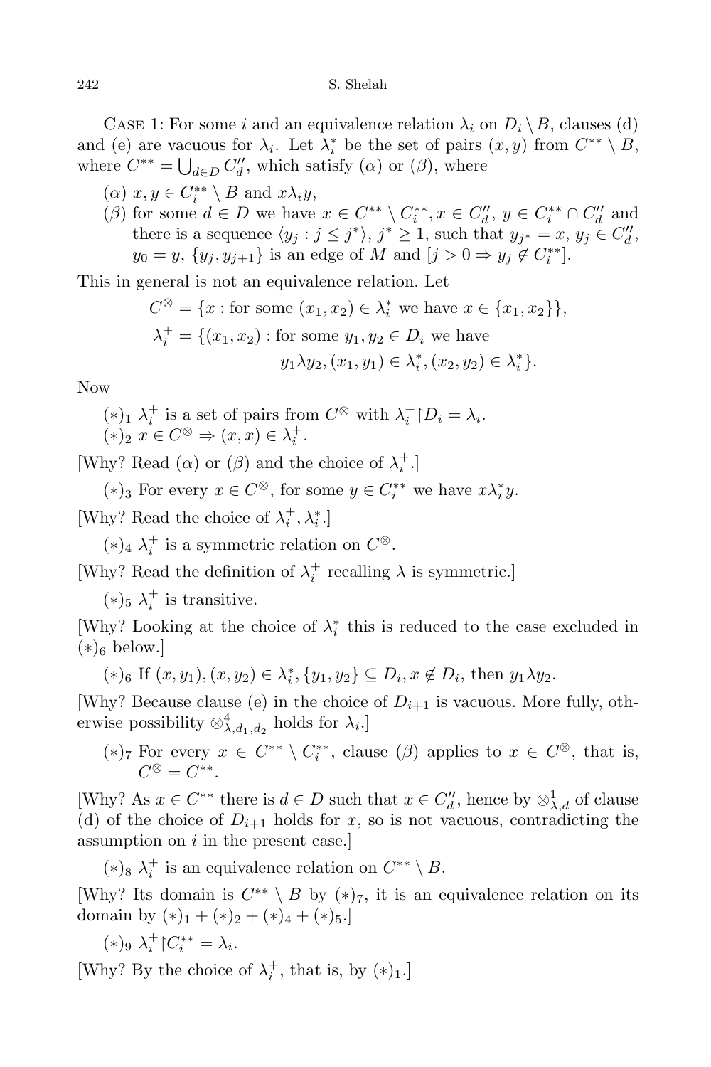Case 1: For some $i$ and an equivalence relation $\lambda_i$ on $D_i \setminus B$, clauses (d) and (e) are vacuous for $\lambda_i$. Let $\lambda_i^*$ be the set of pairs $(x, y)$ from $C^{**} \setminus B$, where $C^{**} = \bigcup_{d \in D} C''_d$, which satisfy $(\alpha)$ or $(\beta)$, where

- $(\alpha)$ $x, y \in C_i^{**} \setminus B$ and $x \lambda_i y$,
- $(\beta)$ for some $d \in D$ we have $x \in C^{**} \setminus C_i^{**}, x \in C''_d$, $y \in C_i^{**} \cap C''_d$ and there is a sequence $\langle y_j : j \leq j^* \rangle$, $j^* \geq 1$, such that $y_{j^*} = x$, $y_j \in C''_d$, $y_0 = y$, $\{y_j, y_{j+1}\}$ is an edge of $M$ and $[j > 0 \Rightarrow y_j \notin C_i^{**}]$.

This in general is not an equivalence relation. Let

$$C^{\otimes} = \{x : \text{for some } (x_1, x_2) \in \lambda_i^* \text{ we have } x \in \{x_1, x_2\}\},$$

$$\lambda_i^+ = \{(x_1, x_2) : \text{for some } y_1, y_2 \in D_i \text{ we have } y_1 \lambda y_2, (x_1, y_1) \in \lambda_i^*, (x_2, y_2) \in \lambda_i^*\}.$$

Now

$(*)_1$ $\lambda_i^+$ is a set of pairs from $C^{\otimes}$ with $\lambda_i^+ {\restriction} D_i = \lambda_i$.

$(*)_2$ $x \in C^{\otimes} \Rightarrow (x, x) \in \lambda_i^+$.

[Why? Read $(\alpha)$ or $(\beta)$ and the choice of $\lambda_i^+$.]

$(*)_3$ For every $x \in C^{\otimes}$, for some $y \in C_i^{**}$ we have $x \lambda_i^* y$.

[Why? Read the choice of $\lambda_i^+, \lambda_i^*$.]

$(*)_4$ $\lambda_i^+$ is a symmetric relation on $C^{\otimes}$.

[Why? Read the definition of $\lambda_i^+$ recalling $\lambda$ is symmetric.]

$(*)_5$ $\lambda_i^+$ is transitive.

[Why? Looking at the choice of $\lambda_i^*$ this is reduced to the case excluded in $(*)_6$ below.]

$(*)_6$ If $(x, y_1), (x, y_2) \in \lambda_i^*, \{y_1, y_2\} \subseteq D_i, x \notin D_i$, then $y_1 \lambda y_2$.

[Why? Because clause (e) in the choice of $D_{i+1}$ is vacuous. More fully, otherwise possibility $\otimes^4_{\lambda, d_1, d_2}$ holds for $\lambda_i$.]

$(*)_7$ For every $x \in C^{**} \setminus C_i^{**}$, clause $(\beta)$ applies to $x \in C^{\otimes}$, that is, $C^{\otimes} = C^{**}$.

[Why? As $x \in C^{**}$ there is $d \in D$ such that $x \in C''_d$, hence by $\otimes^1_{\lambda, d}$ of clause (d) of the choice of $D_{i+1}$ holds for $x$, so is not vacuous, contradicting the assumption on $i$ in the present case.]

$(*)_8$ $\lambda_i^+$ is an equivalence relation on $C^{**} \setminus B$.

[Why? Its domain is $C^{**} \setminus B$ by $(*)_7$, it is an equivalence relation on its domain by $(*)_1 + (*)_2 + (*)_4 + (*)_5$.]

$(*)_9$ $\lambda_i^+ {\restriction} C_i^{**} = \lambda_i$.

[Why? By the choice of $\lambda_i^+$, that is, by $(*)_1$.]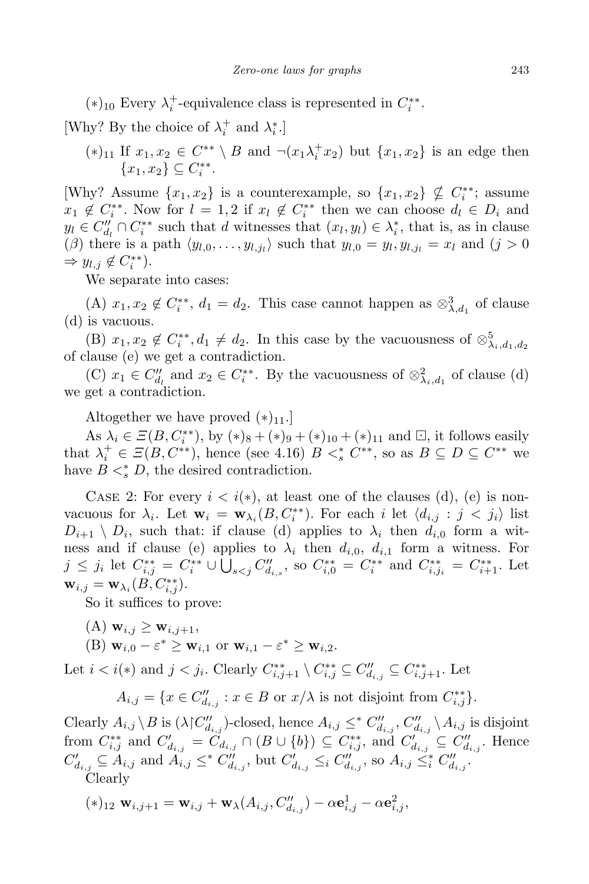$(*)_{10}$ Every $\lambda_i^+$-equivalence class is represented in $C_i^{**}$.

[Why? By the choice of $\lambda_i^+$ and $\lambda_i^*$.]

$(*)_{11}$ If $x_1, x_2 \in C^{**} \setminus B$ and $\neg(x_1 \lambda_i^+ x_2)$ but $\{x_1, x_2\}$ is an edge then $\{x_1, x_2\} \subseteq C_i^{**}$.

[Why? Assume $\{x_1, x_2\}$ is a counterexample, so $\{x_1, x_2\} \nsubseteq C_i^{**}$; assume $x_1 \notin C_i^{**}$. Now for $l = 1, 2$ if $x_l \notin C_i^{**}$ then we can choose $d_l \in D_i$ and $y_l \in C''_{d_l} \cap C_i^{**}$ such that $d$ witnesses that $(x_l, y_l) \in \lambda_i^*$, that is, as in clause $(\beta)$ there is a path $\langle y_{l,0}, \ldots, y_{l,j_l} \rangle$ such that $y_{l,0} = y_l, y_{l,j_l} = x_l$ and $(j > 0 \Rightarrow y_{l,j} \notin C_i^{**})$.

We separate into cases:

(A) $x_1, x_2 \notin C_i^{**}$, $d_1 = d_2$. This case cannot happen as $\otimes^3_{\lambda, d_1}$ of clause (d) is vacuous.

(B) $x_1, x_2 \notin C_i^{**}, d_1 \neq d_2$. In this case by the vacuousness of $\otimes^5_{\lambda_i, d_1, d_2}$ of clause (e) we get a contradiction.

(C) $x_1 \in C''_{d_l}$ and $x_2 \in C_i^{**}$. By the vacuousness of $\otimes^2_{\lambda_i, d_1}$ of clause (d) we get a contradiction.

Altogether we have proved $(*)_{11}$.]

As $\lambda_i \in \Xi(B, C_i^{**})$, by $(*)_8 + (*)_9 + (*)_{10} + (*)_{11}$ and $\boxdot$, it follows easily that $\lambda_i^+ \in \Xi(B, C^{**})$, hence (see 4.16) $B <_s^* C^{**}$, so as $B \subseteq D \subseteq C^{**}$ we have $B <_s^* D$, the desired contradiction.

Case 2: For every $i < i(*)$, at least one of the clauses (d), (e) is nonvacuous for $\lambda_i$. Let $\mathbf{w}_i = \mathbf{w}_{\lambda_i}(B, C_i^{**})$. For each $i$ let $\langle d_{i,j} : j < j_i \rangle$ list $D_{i+1} \setminus D_i$, such that: if clause (d) applies to $\lambda_i$ then $d_{i,0}$ form a witness and if clause (e) applies to $\lambda_i$ then $d_{i,0}$, $d_{i,1}$ form a witness. For $j \leq j_i$ let $C_{i,j}^{**} = C_i^{**} \cup \bigcup_{s<j} C''_{d_{i,s}}$, so $C_{i,0}^{**} = C_i^{**}$ and $C_{i,j_i}^{**} = C_{i+1}^{**}$. Let $\mathbf{w}_{i,j} = \mathbf{w}_{\lambda_i}(B, C_{i,j}^{**})$.

So it suffices to prove:

(A) $\mathbf{w}_{i,j} \geq \mathbf{w}_{i,j+1}$,

(B) $\mathbf{w}_{i,0} - \varepsilon^* \geq \mathbf{w}_{i,1}$ or $\mathbf{w}_{i,1} - \varepsilon^* \geq \mathbf{w}_{i,2}$.

Let $i < i(*)$ and $j < j_i$. Clearly $C_{i,j+1}^{**} \setminus C_{i,j}^{**} \subseteq C''_{d_{i,j}} \subseteq C_{i,j+1}^{**}$. Let

$$A_{i,j} = \{x \in C''_{d_{i,j}} : x \in B \text{ or } x/\lambda \text{ is not disjoint from } C_{i,j}^{**}\}.$$

Clearly $A_{i,j} \setminus B$ is $(\lambda \restriction C''_{d_{i,j}})$-closed, hence $A_{i,j} \leq^* C''_{d_{i,j}}$, $C''_{d_{i,j}} \setminus A_{i,j}$ is disjoint from $C_{i,j}^{**}$ and $C'_{d_{i,j}} = C_{d_{i,j}} \cap (B \cup \{b\}) \subseteq C_{i,j}^{**}$, and $C'_{d_{i,j}} \subseteq C''_{d_{i,j}}$. Hence $C'_{d_{i,j}} \subseteq A_{i,j}$ and $A_{i,j} \leq^* C''_{d_{i,j}}$, but $C'_{d_{i,j}} \leq_i C''_{d_{i,j}}$, so $A_{i,j} \leq_i^* C''_{d_{i,j}}$.

Clearly

$(*)_{12}$ $\mathbf{w}_{i,j+1} = \mathbf{w}_{i,j} + \mathbf{w}_\lambda(A_{i,j}, C''_{d_{i,j}}) - \alpha \mathbf{e}^1_{i,j} - \alpha \mathbf{e}^2_{i,j}$,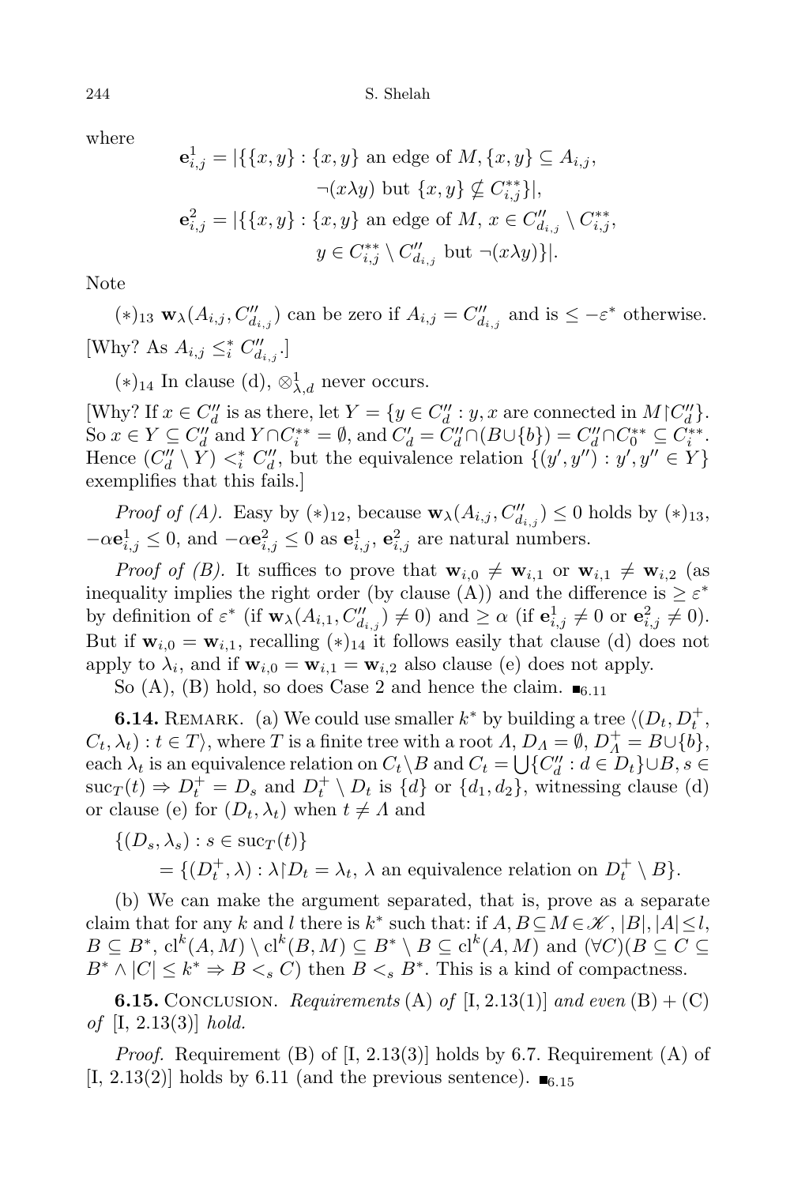where

$$\mathbf{e}^1_{i,j} = |\{\{x,y\} : \{x,y\} \text{ an edge of } M, \{x,y\} \subseteq A_{i,j}, \neg(x\lambda y) \text{ but } \{x,y\} \not\subseteq C^{**}_{i,j}\}|,$$

$$\mathbf{e}^2_{i,j} = |\{\{x,y\} : \{x,y\} \text{ an edge of } M,\ x \in C''_{d_{i,j}} \setminus C^{**}_{i,j}, y \in C^{**}_{i,j} \setminus C''_{d_{i,j}} \text{ but } \neg(x\lambda y)\}|.$$

Note

$(*)_{13}$ $\mathbf{w}_\lambda(A_{i,j}, C''_{d_{i,j}})$ can be zero if $A_{i,j} = C''_{d_{i,j}}$ and is $\le -\varepsilon^*$ otherwise.

[Why? As $A_{i,j} \le^*_i C''_{d_{i,j}}$.]

$(*)_{14}$ In clause (d), $\otimes^1_{\lambda,d}$ never occurs.

[Why? If $x \in C''_d$ is as there, let $Y = \{y \in C''_d : y, x \text{ are connected in } M{\restriction}C''_d\}$. So $x \in Y \subseteq C''_d$ and $Y \cap C^{**}_i = \emptyset$, and $C'_d = C''_d \cap (B \cup \{b\}) = C''_d \cap C^{**}_0 \subseteq C^{**}_i$. Hence $(C''_d \setminus Y) <^*_i C''_d$, but the equivalence relation $\{(y', y'') : y', y'' \in Y\}$ exemplifies that this fails.]

*Proof of (A).* Easy by $(*)_{12}$, because $\mathbf{w}_\lambda(A_{i,j}, C''_{d_{i,j}}) \le 0$ holds by $(*)_{13}$, $-\alpha\mathbf{e}^1_{i,j} \le 0$, and $-\alpha\mathbf{e}^2_{i,j} \le 0$ as $\mathbf{e}^1_{i,j}, \mathbf{e}^2_{i,j}$ are natural numbers.

*Proof of (B).* It suffices to prove that $\mathbf{w}_{i,0} \ne \mathbf{w}_{i,1}$ or $\mathbf{w}_{i,1} \ne \mathbf{w}_{i,2}$ (as inequality implies the right order (by clause (A)) and the difference is $\ge \varepsilon^*$ by definition of $\varepsilon^*$ (if $\mathbf{w}_\lambda(A_{i,1}, C''_{d_{i,j}}) \ne 0$) and $\ge \alpha$ (if $\mathbf{e}^1_{i,j} \ne 0$ or $\mathbf{e}^2_{i,j} \ne 0$). But if $\mathbf{w}_{i,0} = \mathbf{w}_{i,1}$, recalling $(*)_{14}$ it follows easily that clause (d) does not apply to $\lambda_i$, and if $\mathbf{w}_{i,0} = \mathbf{w}_{i,1} = \mathbf{w}_{i,2}$ also clause (e) does not apply.

So (A), (B) hold, so does Case 2 and hence the claim. $\blacksquare_{6.11}$

**6.14.** Remark. (a) We could use smaller $k^*$ by building a tree $\langle (D_t, D^+_t, C_t, \lambda_t) : t \in T\rangle$, where $T$ is a finite tree with a root $\Lambda$, $D_\Lambda = \emptyset$, $D^+_\Lambda = B \cup \{b\}$, each $\lambda_t$ is an equivalence relation on $C_t \setminus B$ and $C_t = \bigcup\{C''_d : d \in D_t\} \cup B$, $s \in \mathrm{suc}_T(t) \Rightarrow D^+_t = D_s$ and $D^+_t \setminus D_t$ is $\{d\}$ or $\{d_1, d_2\}$, witnessing clause (d) or clause (e) for $(D_t, \lambda_t)$ when $t \ne \Lambda$ and

$$\{(D_s, \lambda_s) : s \in \mathrm{suc}_T(t)\} = \{(D^+_t, \lambda) : \lambda{\restriction}D_t = \lambda_t,\ \lambda \text{ an equivalence relation on } D^+_t \setminus B\}.$$

(b) We can make the argument separated, that is, prove as a separate claim that for any $k$ and $l$ there is $k^*$ such that: if $A, B \subseteq M \in \mathscr{K}$, $|B|, |A| \le l$, $B \subseteq B^*$, $\mathrm{cl}^k(A, M) \setminus \mathrm{cl}^k(B, M) \subseteq B^* \setminus B \subseteq \mathrm{cl}^k(A, M)$ and $(\forall C)(B \subseteq C \subseteq B^* \wedge |C| \le k^* \Rightarrow B <_s C)$ then $B <_s B^*$. This is a kind of compactness.

**6.15.** Conclusion. *Requirements* (A) *of* [I, 2.13(1)] *and even* (B) + (C) *of* [I, 2.13(3)] *hold.*

*Proof.* Requirement (B) of [I, 2.13(3)] holds by 6.7. Requirement (A) of [I, 2.13(2)] holds by 6.11 (and the previous sentence). $\blacksquare_{6.15}$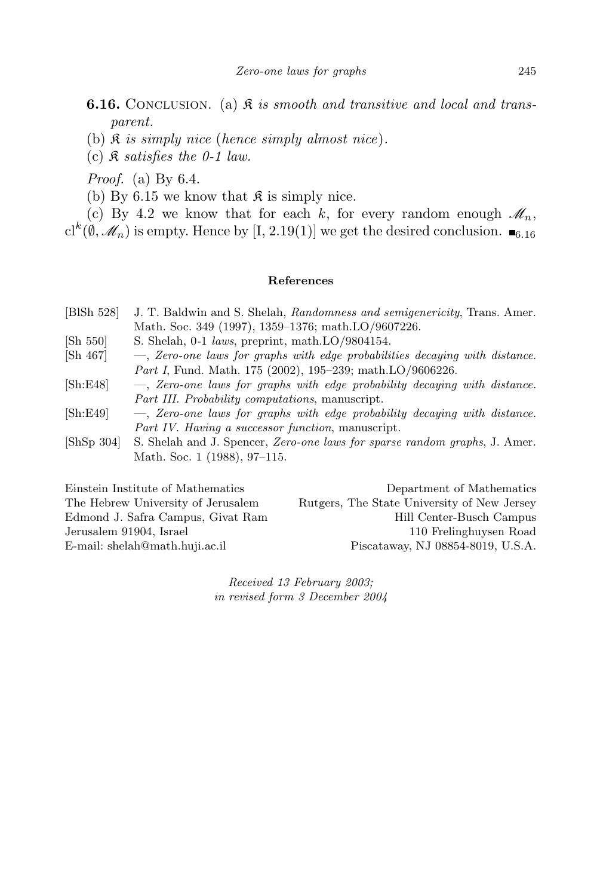**6.16.** Conclusion. (a) $\mathfrak{K}$ *is smooth and transitive and local and transparent.*

(b) $\mathfrak{K}$ *is simply nice* (*hence simply almost nice*).

(c) $\mathfrak{K}$ *satisfies the 0-1 law.*

*Proof.* (a) By 6.4.

(b) By 6.15 we know that $\mathfrak{K}$ is simply nice.

(c) By 4.2 we know that for each $k$, for every random enough $\mathscr{M}_n$, $\mathrm{cl}^k(\emptyset, \mathscr{M}_n)$ is empty. Hence by [I, 2.19(1)] we get the desired conclusion. $\blacksquare_{6.16}$

### References

[BlSh 528] J. T. Baldwin and S. Shelah, *Randomness and semigenericity*, Trans. Amer. Math. Soc. 349 (1997), 1359–1376; math.LO/9607226.

[Sh 550] S. Shelah, 0-1 *laws*, preprint, math.LO/9804154.

[Sh 467] —, *Zero-one laws for graphs with edge probabilities decaying with distance. Part I*, Fund. Math. 175 (2002), 195–239; math.LO/9606226.

[Sh:E48] —, *Zero-one laws for graphs with edge probability decaying with distance. Part III. Probability computations*, manuscript.

[Sh:E49] —, *Zero-one laws for graphs with edge probability decaying with distance. Part IV. Having a successor function*, manuscript.

[ShSp 304] S. Shelah and J. Spencer, *Zero-one laws for sparse random graphs*, J. Amer. Math. Soc. 1 (1988), 97–115.

Einstein Institute of Mathematics
The Hebrew University of Jerusalem
Edmond J. Safra Campus, Givat Ram
Jerusalem 91904, Israel
E-mail: shelah@math.huji.ac.il

Department of Mathematics
Rutgers, The State University of New Jersey
Hill Center-Busch Campus
110 Frelinghuysen Road
Piscataway, NJ 08854-8019, U.S.A.

*Received 13 February 2003;*
*in revised form 3 December 2004*